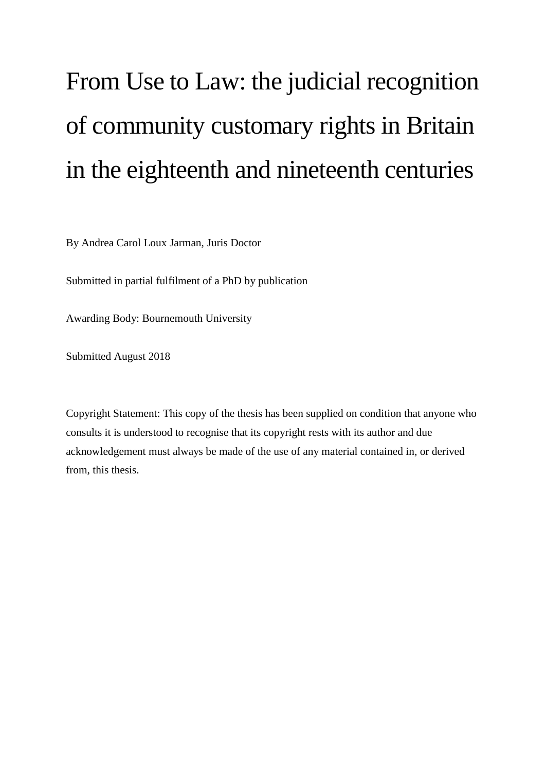# From Use to Law: the judicial recognition of community customary rights in Britain in the eighteenth and nineteenth centuries

By Andrea Carol Loux Jarman, Juris Doctor

Submitted in partial fulfilment of a PhD by publication

Awarding Body: Bournemouth University

Submitted August 2018

Copyright Statement: This copy of the thesis has been supplied on condition that anyone who consults it is understood to recognise that its copyright rests with its author and due acknowledgement must always be made of the use of any material contained in, or derived from, this thesis.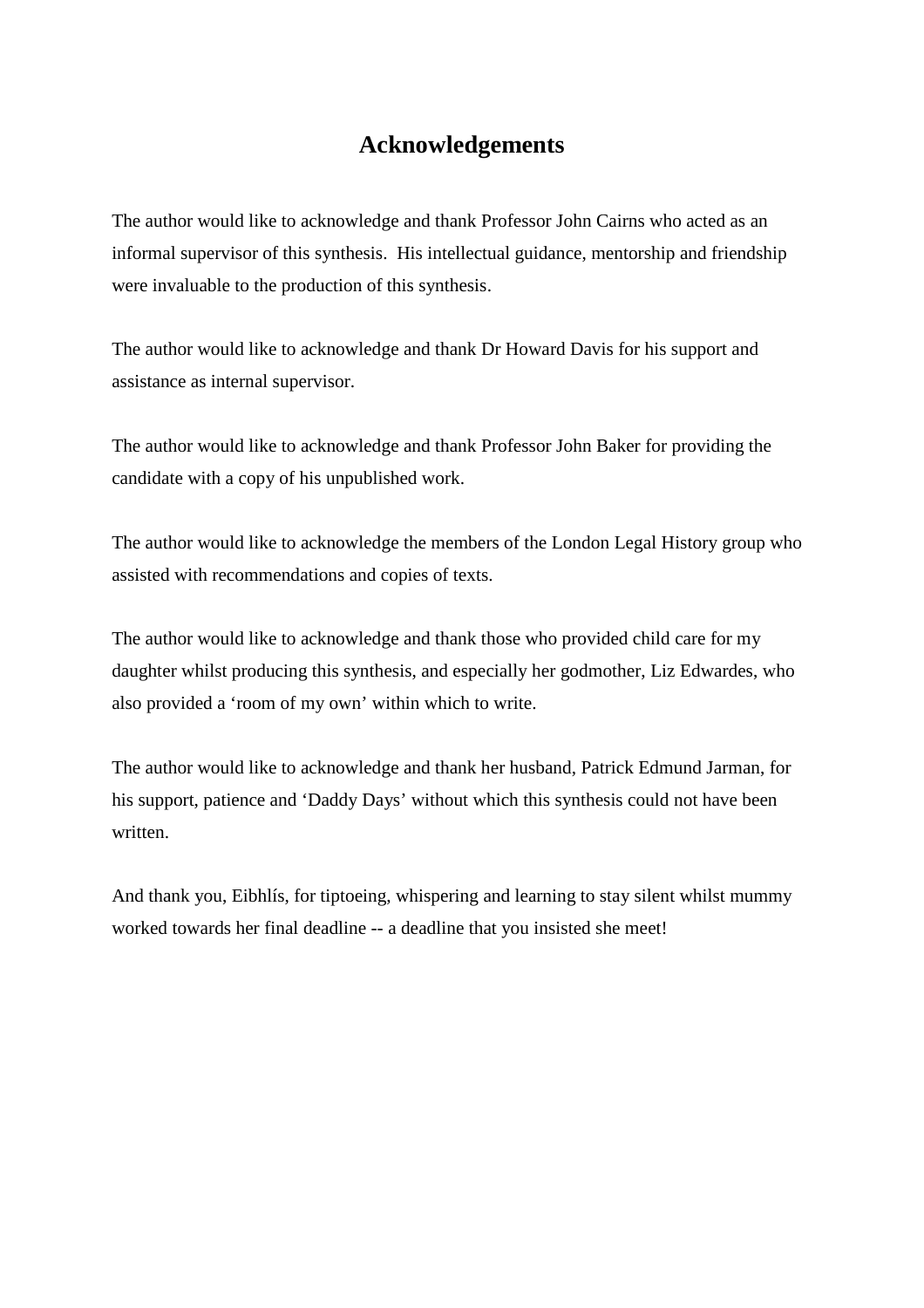# Acknowledgements

The author would like to acknowledge and thank Professor John Cairns who acted as an informal supervisor of this synthesis. His intellectual guidance, mentorship and friendship were invaluable to the production of this synthesis.

The author would like to acknowledge and thank Dr Howard Davis for his support and assistance as internal supervisor.

The author would like to acknowledge and thank Professor John Baker for providing the candidate with a copy of his unpublished work.

The author would like to acknowledge the members of the London Legal History group who assisted with recommendations and copies of texts.

The author would like to acknowledge and thank those who provided child care for my daughter whilst producing this synthesis, and especially her godmother, Liz Edwardes, who also provided a 'room of my own' within which to write.

The author would like to acknowledge and thank her husband, Patrick Edmund Jarman, for his support, patience and 'Daddy Days' without which this synthesis could not have been written.

And thank you, Eibhlís, for tiptoeing, whispering and learning to stay silent whilst mummy worked towards her final deadline -- a deadline that you insisted she meet!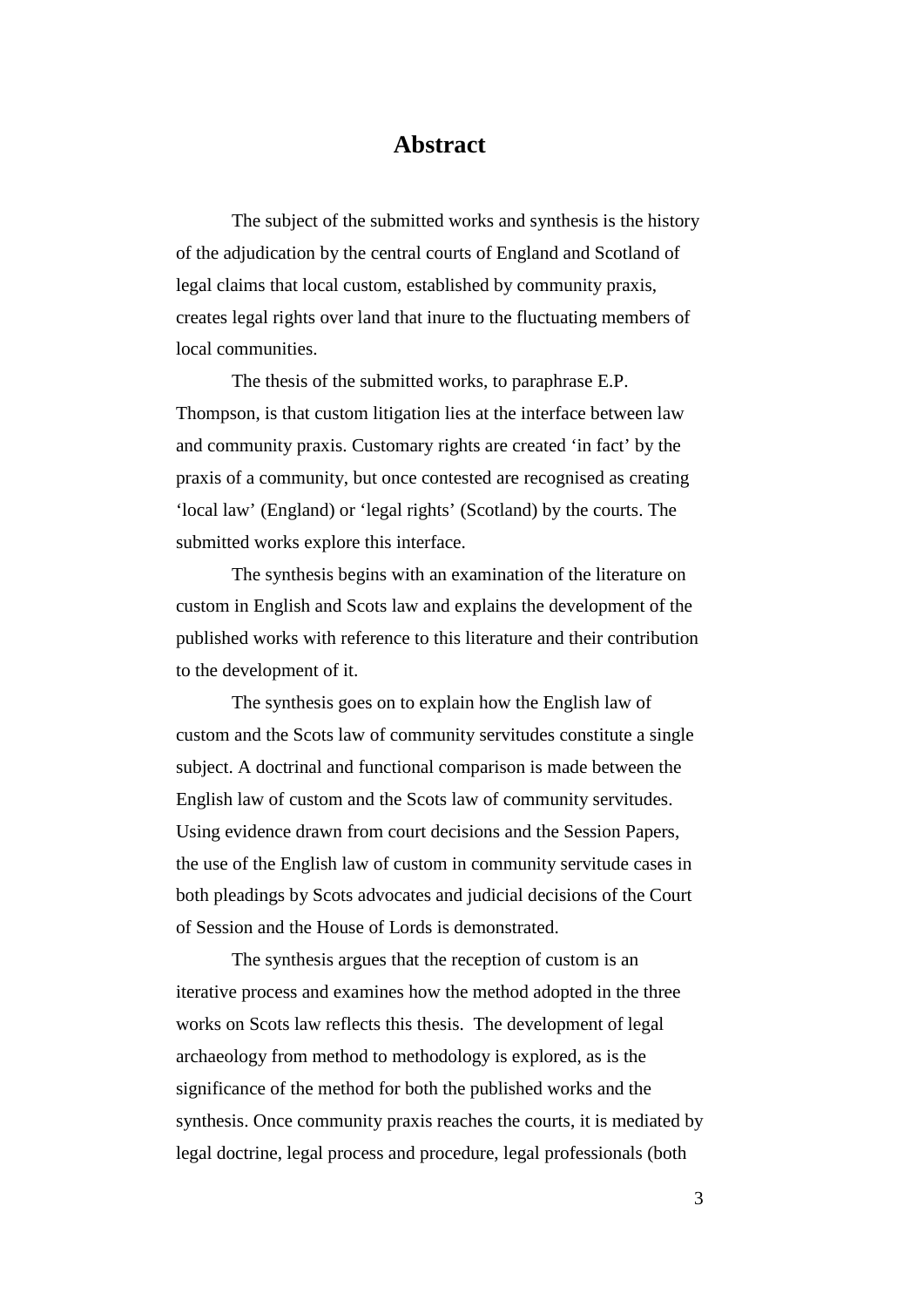# Abstract

The subject of the submitted works and synthesis is the history of the adjudication by the central courts of England and Scotland of legal claims that local custom, established by community praxis, creates legal rights over land that inure to the fluctuating members of local communities.

The thesis of the submitted works, to paraphrase E.P. Thompson, is that custom litigation lies at the interface between law and community praxis. Customary rights are created 'in fact' by the praxis of a community, but once contested are recognised as creating 'local law' (England) or 'legal rights' (Scotland) by the courts. The submitted works explore this interface.

The synthesis begins with an examination of the literature on custom in English and Scots law and explains the development of the published works with reference to this literature and their contribution to the development of it.

The synthesis goes on to explain how the English law of custom and the Scots law of community servitudes constitute a single subject. A doctrinal and functional comparison is made between the English law of custom and the Scots law of community servitudes. Using evidence drawn from court decisions and the Session Papers, the use of the English law of custom in community servitude cases in both pleadings by Scots advocates and judicial decisions of the Court of Session and the House of Lords is demonstrated.

The synthesis argues that the reception of custom is an iterative process and examines how the method adopted in the three works on Scots law reflects this thesis. The development of legal archaeology from method to methodology is explored, as is the significance of the method for both the published works and the synthesis. Once community praxis reaches the courts, it is mediated by legal doctrine, legal process and procedure, legal professionals (both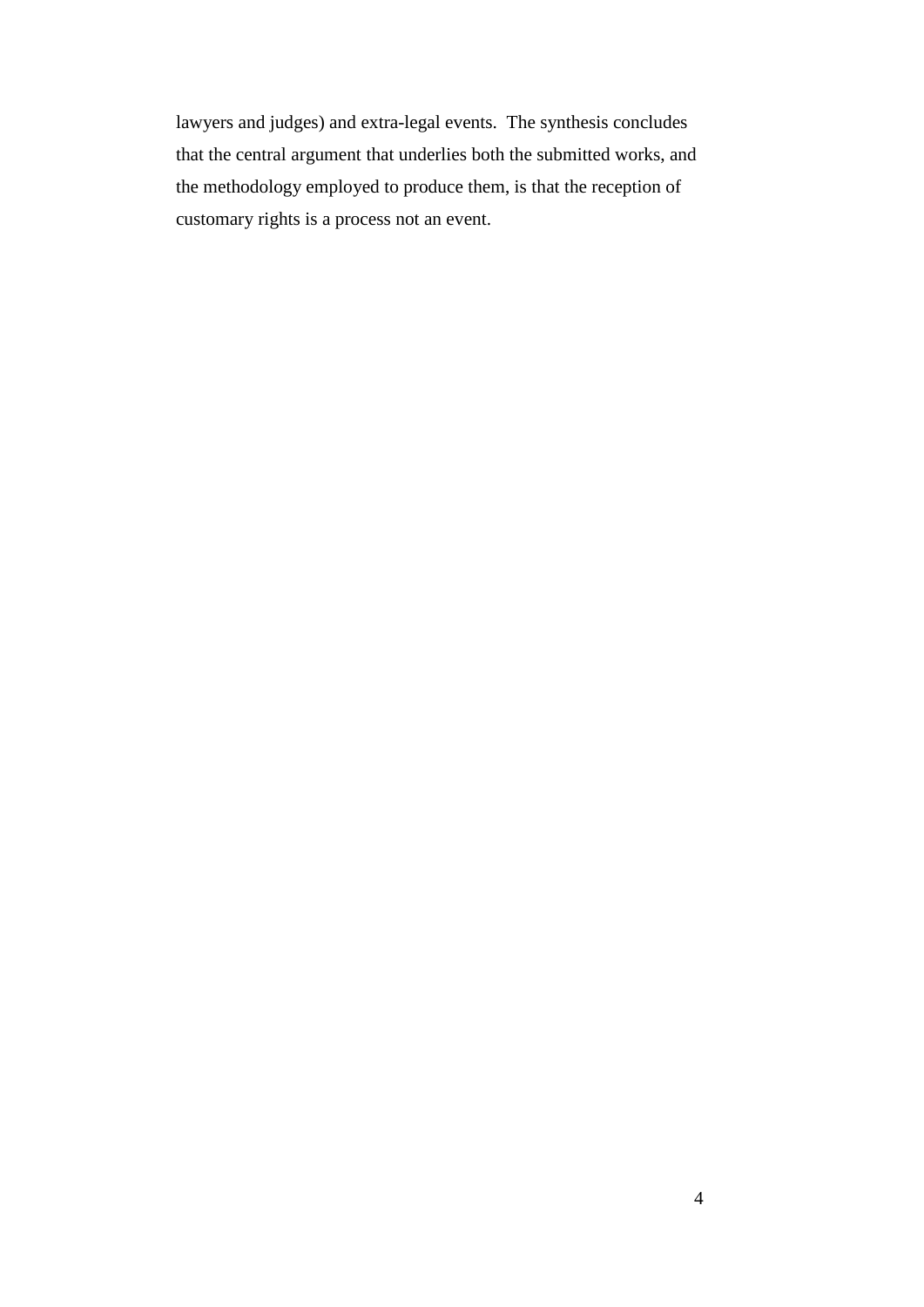lawyers and judges) and extra-legal events. The synthesis concludes that the central argument that underlies both the submitted works, and the methodology employed to produce them, is that the reception of customary rights is a process not an event.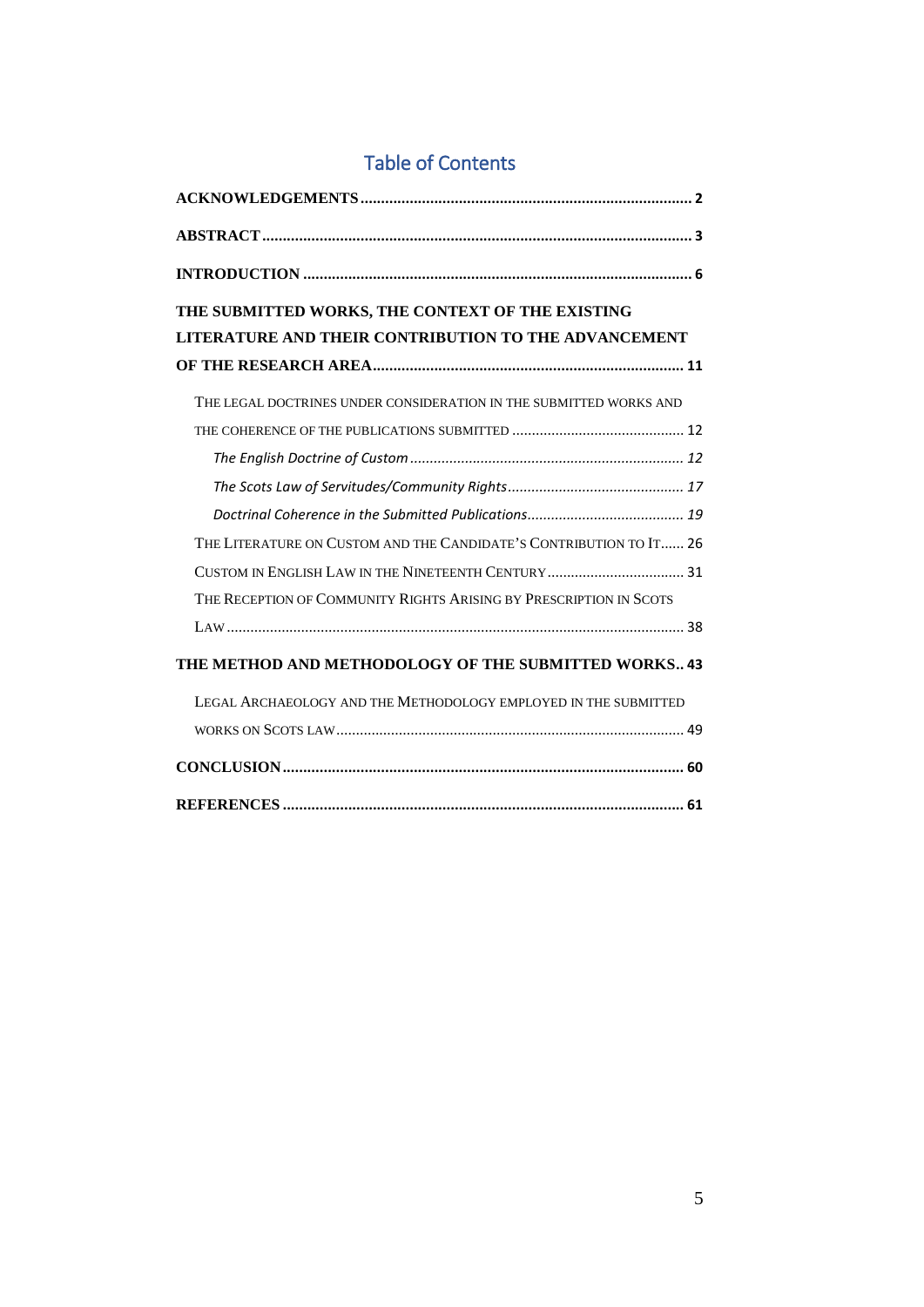# Table of Contents

**ACKNOWLEDGEMENTS** ........ **2**

**ABSTRACT** ........ **3**

**INTRODUCTION** ........ **6**

**THE SUBMITTED WORKS, THE CONTEXT OF THE EXISTING LITERATURE AND THEIR CONTRIBUTION TO THE ADVANCEMENT OF THE RESEARCH AREA** ........ **11**

- THE LEGAL DOCTRINES UNDER CONSIDERATION IN THE SUBMITTED WORKS AND THE COHERENCE OF THE PUBLICATIONS SUBMITTED ........ 12
  - *The English Doctrine of Custom* ........ *12*
  - *The Scots Law of Servitudes/Community Rights* ........ *17*
  - *Doctrinal Coherence in the Submitted Publications* ........ *19*
- THE LITERATURE ON CUSTOM AND THE CANDIDATE'S CONTRIBUTION TO IT ........ 26
- CUSTOM IN ENGLISH LAW IN THE NINETEENTH CENTURY ........ 31
- THE RECEPTION OF COMMUNITY RIGHTS ARISING BY PRESCRIPTION IN SCOTS LAW ........ 38

**THE METHOD AND METHODOLOGY OF THE SUBMITTED WORKS** ........ **43**

- LEGAL ARCHAEOLOGY AND THE METHODOLOGY EMPLOYED IN THE SUBMITTED WORKS ON SCOTS LAW ........ 49

**CONCLUSION** ........ **60**

**REFERENCES** ........ **61**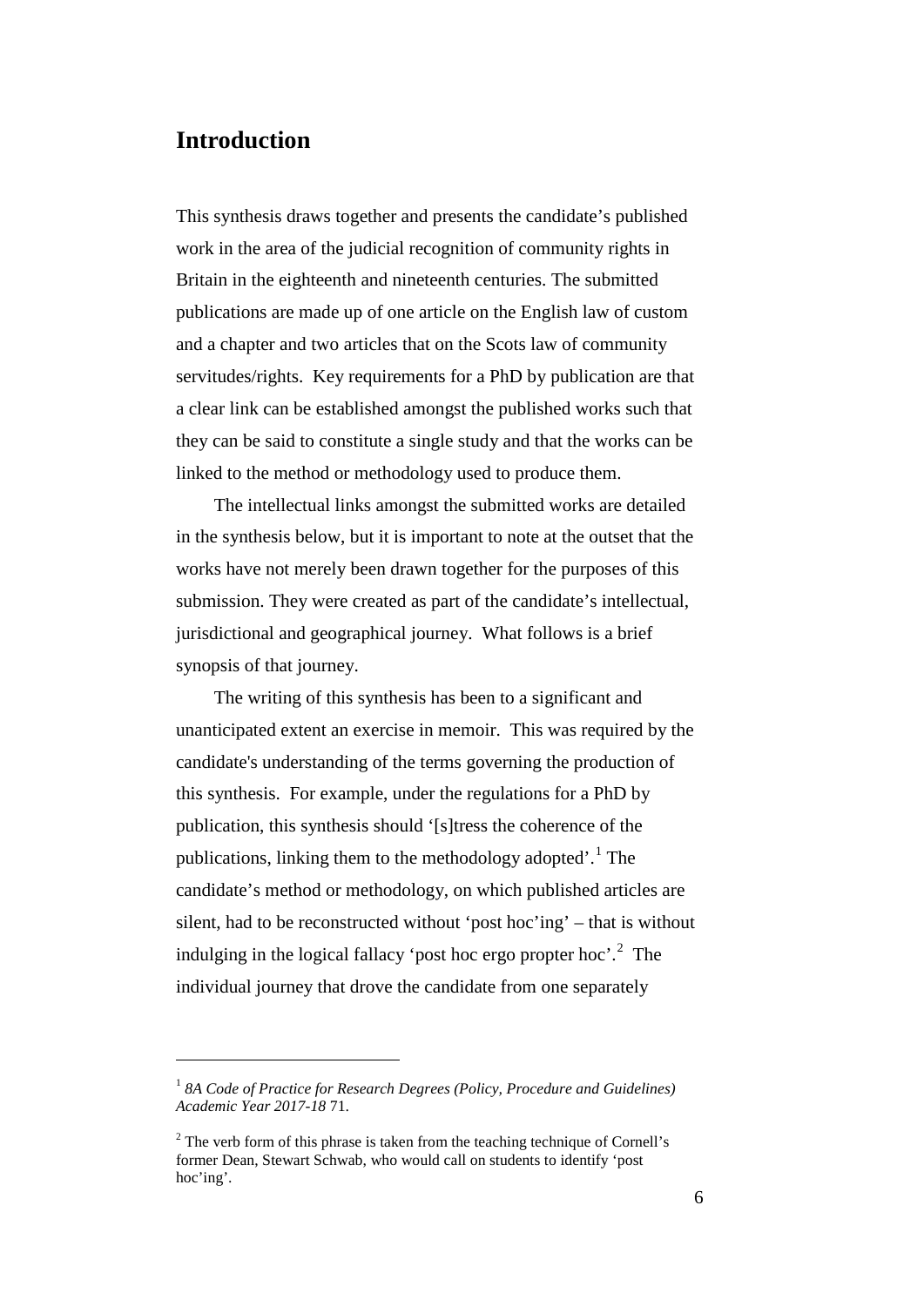# Introduction

This synthesis draws together and presents the candidate's published work in the area of the judicial recognition of community rights in Britain in the eighteenth and nineteenth centuries. The submitted publications are made up of one article on the English law of custom and a chapter and two articles that on the Scots law of community servitudes/rights. Key requirements for a PhD by publication are that a clear link can be established amongst the published works such that they can be said to constitute a single study and that the works can be linked to the method or methodology used to produce them.

The intellectual links amongst the submitted works are detailed in the synthesis below, but it is important to note at the outset that the works have not merely been drawn together for the purposes of this submission. They were created as part of the candidate's intellectual, jurisdictional and geographical journey. What follows is a brief synopsis of that journey.

The writing of this synthesis has been to a significant and unanticipated extent an exercise in memoir. This was required by the candidate's understanding of the terms governing the production of this synthesis. For example, under the regulations for a PhD by publication, this synthesis should '[s]tress the coherence of the publications, linking them to the methodology adopted'.[1] The candidate's method or methodology, on which published articles are silent, had to be reconstructed without 'post hoc'ing' – that is without indulging in the logical fallacy 'post hoc ergo propter hoc'.[2] The individual journey that drove the candidate from one separately

---

[1] *8A Code of Practice for Research Degrees (Policy, Procedure and Guidelines) Academic Year 2017-18* 71.

[2] The verb form of this phrase is taken from the teaching technique of Cornell's former Dean, Stewart Schwab, who would call on students to identify 'post hoc'ing'.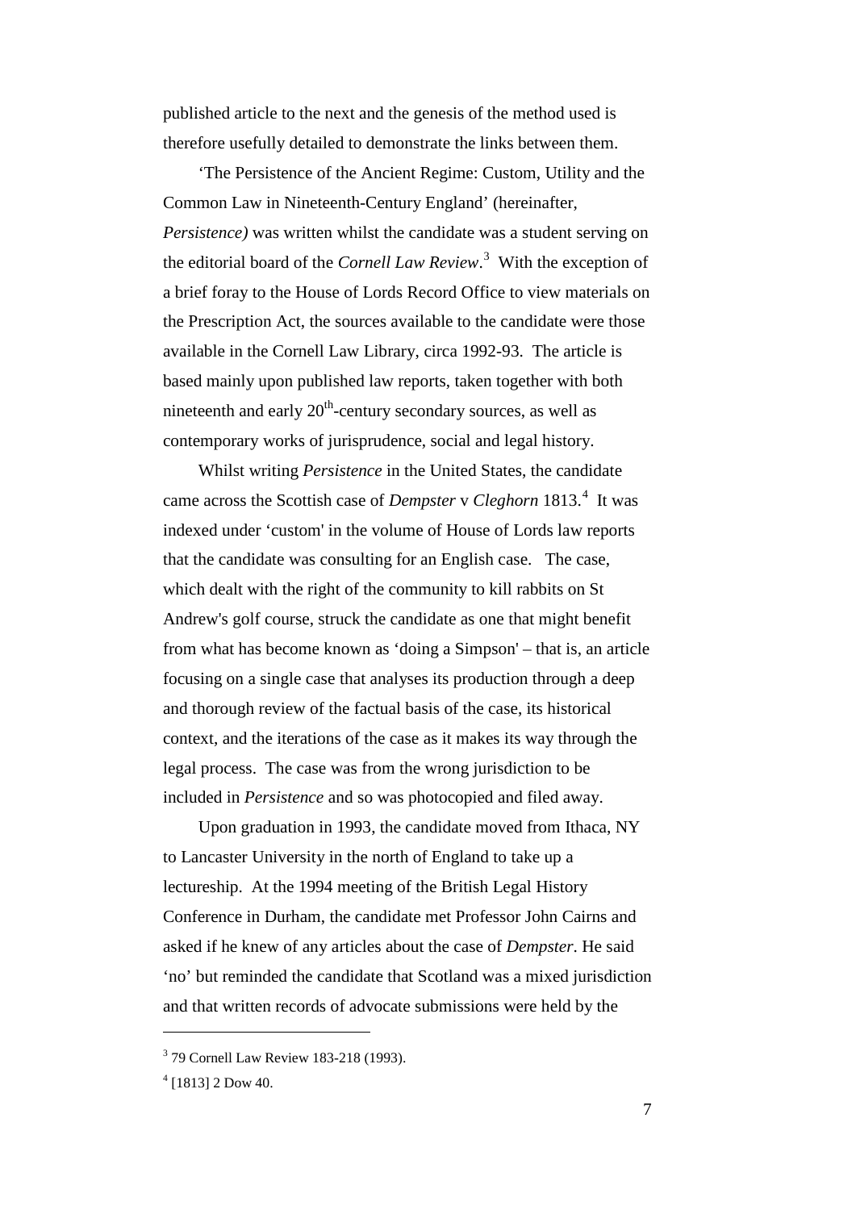published article to the next and the genesis of the method used is therefore usefully detailed to demonstrate the links between them.

'The Persistence of the Ancient Regime: Custom, Utility and the Common Law in Nineteenth-Century England' (hereinafter, *Persistence)* was written whilst the candidate was a student serving on the editorial board of the *Cornell Law Review*.[3] With the exception of a brief foray to the House of Lords Record Office to view materials on the Prescription Act, the sources available to the candidate were those available in the Cornell Law Library, circa 1992-93. The article is based mainly upon published law reports, taken together with both nineteenth and early 20th-century secondary sources, as well as contemporary works of jurisprudence, social and legal history.

Whilst writing *Persistence* in the United States, the candidate came across the Scottish case of *Dempster* v *Cleghorn* 1813.[4] It was indexed under 'custom' in the volume of House of Lords law reports that the candidate was consulting for an English case. The case, which dealt with the right of the community to kill rabbits on St Andrew's golf course, struck the candidate as one that might benefit from what has become known as 'doing a Simpson' – that is, an article focusing on a single case that analyses its production through a deep and thorough review of the factual basis of the case, its historical context, and the iterations of the case as it makes its way through the legal process. The case was from the wrong jurisdiction to be included in *Persistence* and so was photocopied and filed away.

Upon graduation in 1993, the candidate moved from Ithaca, NY to Lancaster University in the north of England to take up a lectureship. At the 1994 meeting of the British Legal History Conference in Durham, the candidate met Professor John Cairns and asked if he knew of any articles about the case of *Dempster*. He said 'no' but reminded the candidate that Scotland was a mixed jurisdiction and that written records of advocate submissions were held by the

---

[3] 79 Cornell Law Review 183-218 (1993).

[4] [1813] 2 Dow 40.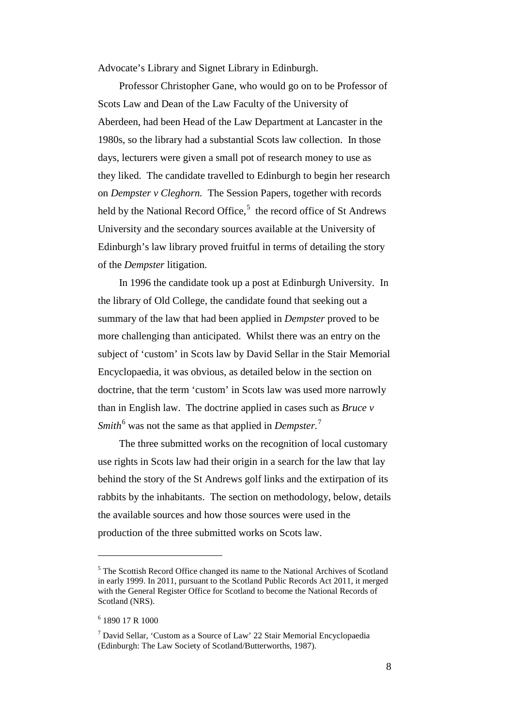Advocate's Library and Signet Library in Edinburgh.

Professor Christopher Gane, who would go on to be Professor of Scots Law and Dean of the Law Faculty of the University of Aberdeen, had been Head of the Law Department at Lancaster in the 1980s, so the library had a substantial Scots law collection. In those days, lecturers were given a small pot of research money to use as they liked. The candidate travelled to Edinburgh to begin her research on *Dempster v Cleghorn.* The Session Papers, together with records held by the National Record Office,[5] the record office of St Andrews University and the secondary sources available at the University of Edinburgh's law library proved fruitful in terms of detailing the story of the *Dempster* litigation.

In 1996 the candidate took up a post at Edinburgh University. In the library of Old College, the candidate found that seeking out a summary of the law that had been applied in *Dempster* proved to be more challenging than anticipated. Whilst there was an entry on the subject of 'custom' in Scots law by David Sellar in the Stair Memorial Encyclopaedia, it was obvious, as detailed below in the section on doctrine, that the term 'custom' in Scots law was used more narrowly than in English law. The doctrine applied in cases such as *Bruce v Smith*[6] was not the same as that applied in *Dempster.*[7]

The three submitted works on the recognition of local customary use rights in Scots law had their origin in a search for the law that lay behind the story of the St Andrews golf links and the extirpation of its rabbits by the inhabitants. The section on methodology, below, details the available sources and how those sources were used in the production of the three submitted works on Scots law.

---

[5] The Scottish Record Office changed its name to the National Archives of Scotland in early 1999. In 2011, pursuant to the Scotland Public Records Act 2011, it merged with the General Register Office for Scotland to become the National Records of Scotland (NRS).

[6] 1890 17 R 1000

[7] David Sellar, 'Custom as a Source of Law' 22 Stair Memorial Encyclopaedia (Edinburgh: The Law Society of Scotland/Butterworths, 1987).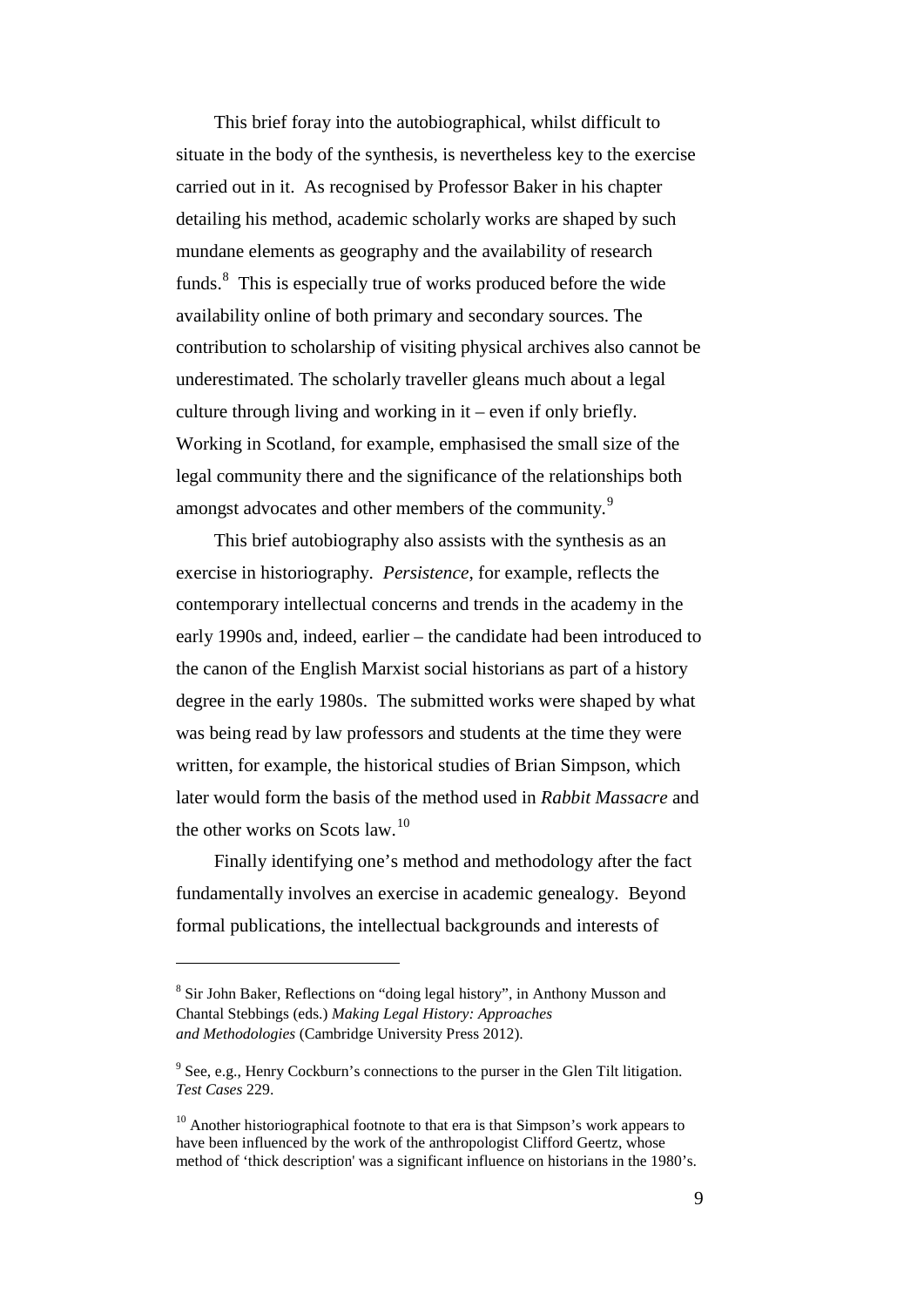This brief foray into the autobiographical, whilst difficult to situate in the body of the synthesis, is nevertheless key to the exercise carried out in it. As recognised by Professor Baker in his chapter detailing his method, academic scholarly works are shaped by such mundane elements as geography and the availability of research funds.[8] This is especially true of works produced before the wide availability online of both primary and secondary sources. The contribution to scholarship of visiting physical archives also cannot be underestimated. The scholarly traveller gleans much about a legal culture through living and working in it – even if only briefly. Working in Scotland, for example, emphasised the small size of the legal community there and the significance of the relationships both amongst advocates and other members of the community.[9]

This brief autobiography also assists with the synthesis as an exercise in historiography. *Persistence*, for example, reflects the contemporary intellectual concerns and trends in the academy in the early 1990s and, indeed, earlier – the candidate had been introduced to the canon of the English Marxist social historians as part of a history degree in the early 1980s. The submitted works were shaped by what was being read by law professors and students at the time they were written, for example, the historical studies of Brian Simpson, which later would form the basis of the method used in *Rabbit Massacre* and the other works on Scots law.[10]

Finally identifying one's method and methodology after the fact fundamentally involves an exercise in academic genealogy. Beyond formal publications, the intellectual backgrounds and interests of

---

[8] Sir John Baker, Reflections on "doing legal history", in Anthony Musson and Chantal Stebbings (eds.) *Making Legal History: Approaches and Methodologies* (Cambridge University Press 2012).

[9] See, e.g., Henry Cockburn's connections to the purser in the Glen Tilt litigation. *Test Cases* 229.

[10] Another historiographical footnote to that era is that Simpson's work appears to have been influenced by the work of the anthropologist Clifford Geertz, whose method of 'thick description' was a significant influence on historians in the 1980's.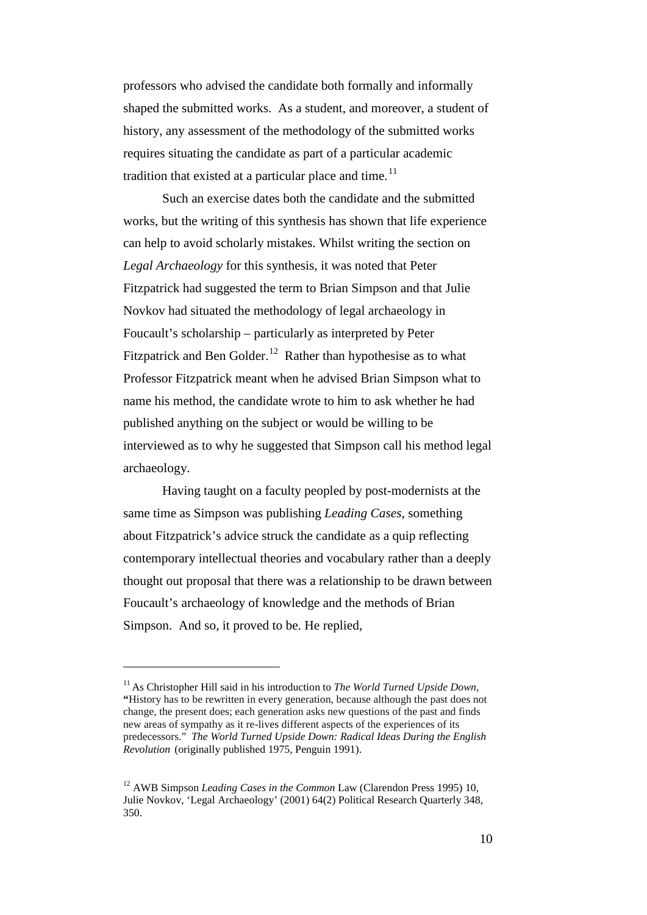professors who advised the candidate both formally and informally shaped the submitted works. As a student, and moreover, a student of history, any assessment of the methodology of the submitted works requires situating the candidate as part of a particular academic tradition that existed at a particular place and time.[11]

Such an exercise dates both the candidate and the submitted works, but the writing of this synthesis has shown that life experience can help to avoid scholarly mistakes. Whilst writing the section on *Legal Archaeology* for this synthesis, it was noted that Peter Fitzpatrick had suggested the term to Brian Simpson and that Julie Novkov had situated the methodology of legal archaeology in Foucault's scholarship – particularly as interpreted by Peter Fitzpatrick and Ben Golder.[12] Rather than hypothesise as to what Professor Fitzpatrick meant when he advised Brian Simpson what to name his method, the candidate wrote to him to ask whether he had published anything on the subject or would be willing to be interviewed as to why he suggested that Simpson call his method legal archaeology.

Having taught on a faculty peopled by post-modernists at the same time as Simpson was publishing *Leading Cases*, something about Fitzpatrick's advice struck the candidate as a quip reflecting contemporary intellectual theories and vocabulary rather than a deeply thought out proposal that there was a relationship to be drawn between Foucault's archaeology of knowledge and the methods of Brian Simpson. And so, it proved to be. He replied,

---

[11] As Christopher Hill said in his introduction to *The World Turned Upside Down*, **"**History has to be rewritten in every generation, because although the past does not change, the present does; each generation asks new questions of the past and finds new areas of sympathy as it re-lives different aspects of the experiences of its predecessors." *The World Turned Upside Down: Radical Ideas During the English Revolution* (originally published 1975, Penguin 1991).

[12] AWB Simpson *Leading Cases in the Common* Law (Clarendon Press 1995) 10, Julie Novkov, 'Legal Archaeology' (2001) 64(2) Political Research Quarterly 348, 350.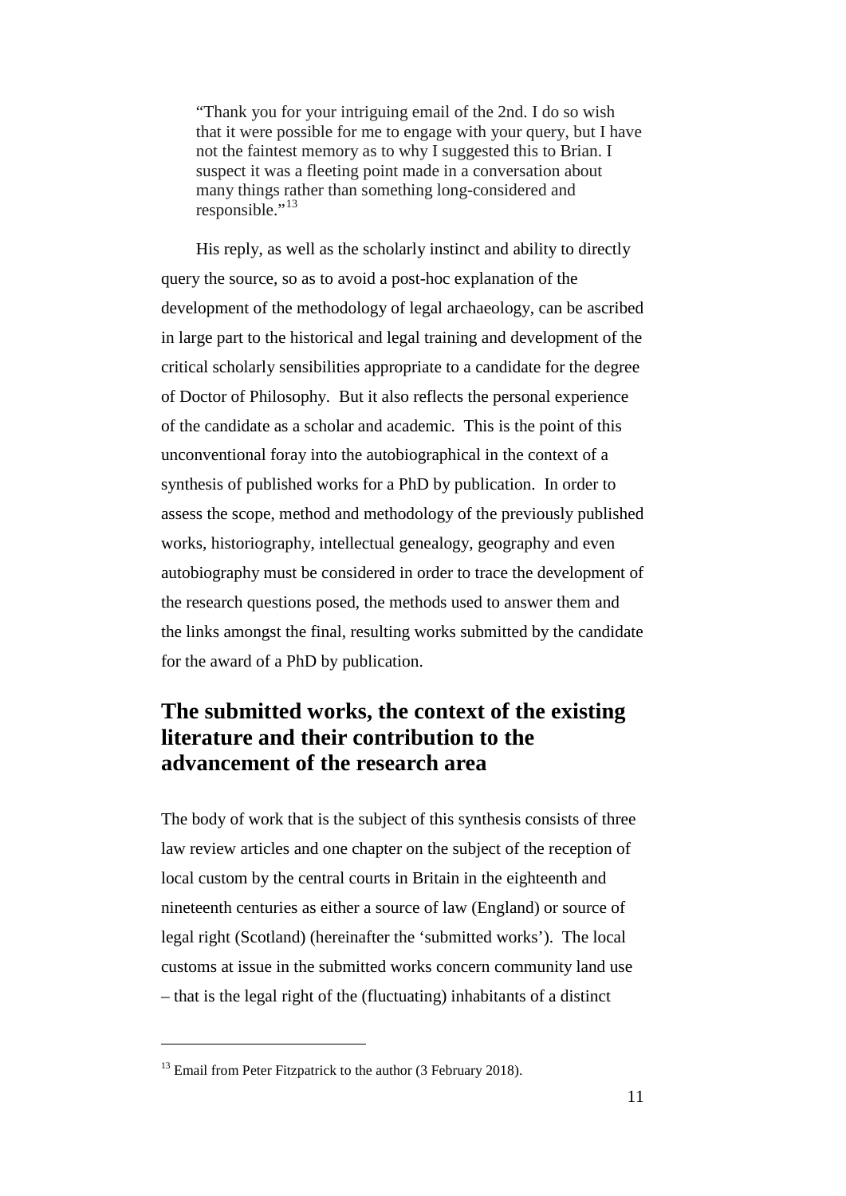> "Thank you for your intriguing email of the 2nd. I do so wish that it were possible for me to engage with your query, but I have not the faintest memory as to why I suggested this to Brian. I suspect it was a fleeting point made in a conversation about many things rather than something long-considered and responsible."[13]

His reply, as well as the scholarly instinct and ability to directly query the source, so as to avoid a post-hoc explanation of the development of the methodology of legal archaeology, can be ascribed in large part to the historical and legal training and development of the critical scholarly sensibilities appropriate to a candidate for the degree of Doctor of Philosophy. But it also reflects the personal experience of the candidate as a scholar and academic. This is the point of this unconventional foray into the autobiographical in the context of a synthesis of published works for a PhD by publication. In order to assess the scope, method and methodology of the previously published works, historiography, intellectual genealogy, geography and even autobiography must be considered in order to trace the development of the research questions posed, the methods used to answer them and the links amongst the final, resulting works submitted by the candidate for the award of a PhD by publication.

## The submitted works, the context of the existing literature and their contribution to the advancement of the research area

The body of work that is the subject of this synthesis consists of three law review articles and one chapter on the subject of the reception of local custom by the central courts in Britain in the eighteenth and nineteenth centuries as either a source of law (England) or source of legal right (Scotland) (hereinafter the 'submitted works'). The local customs at issue in the submitted works concern community land use – that is the legal right of the (fluctuating) inhabitants of a distinct

[13] Email from Peter Fitzpatrick to the author (3 February 2018).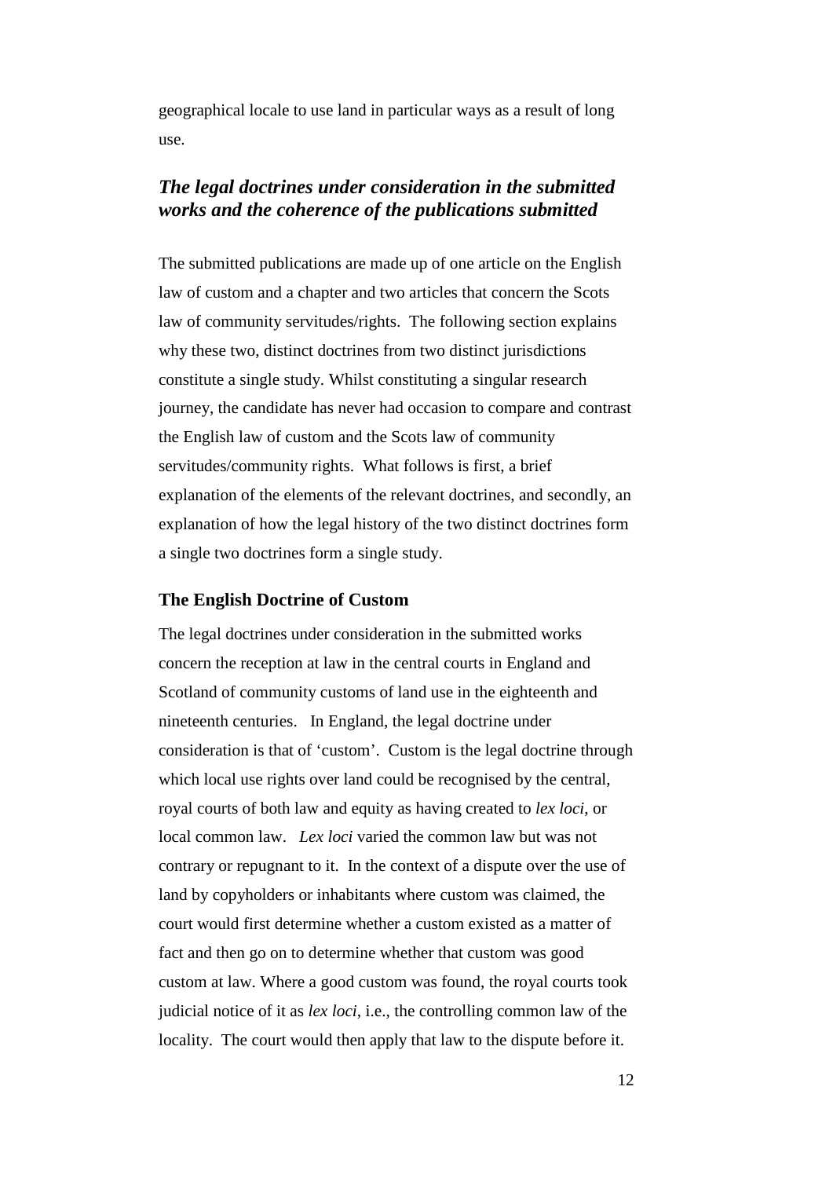geographical locale to use land in particular ways as a result of long use.

## *The legal doctrines under consideration in the submitted works and the coherence of the publications submitted*

The submitted publications are made up of one article on the English law of custom and a chapter and two articles that concern the Scots law of community servitudes/rights. The following section explains why these two, distinct doctrines from two distinct jurisdictions constitute a single study. Whilst constituting a singular research journey, the candidate has never had occasion to compare and contrast the English law of custom and the Scots law of community servitudes/community rights. What follows is first, a brief explanation of the elements of the relevant doctrines, and secondly, an explanation of how the legal history of the two distinct doctrines form a single two doctrines form a single study.

### The English Doctrine of Custom

The legal doctrines under consideration in the submitted works concern the reception at law in the central courts in England and Scotland of community customs of land use in the eighteenth and nineteenth centuries. In England, the legal doctrine under consideration is that of 'custom'. Custom is the legal doctrine through which local use rights over land could be recognised by the central, royal courts of both law and equity as having created to *lex loci*, or local common law. *Lex loci* varied the common law but was not contrary or repugnant to it. In the context of a dispute over the use of land by copyholders or inhabitants where custom was claimed, the court would first determine whether a custom existed as a matter of fact and then go on to determine whether that custom was good custom at law. Where a good custom was found, the royal courts took judicial notice of it as *lex loci*, i.e., the controlling common law of the locality. The court would then apply that law to the dispute before it.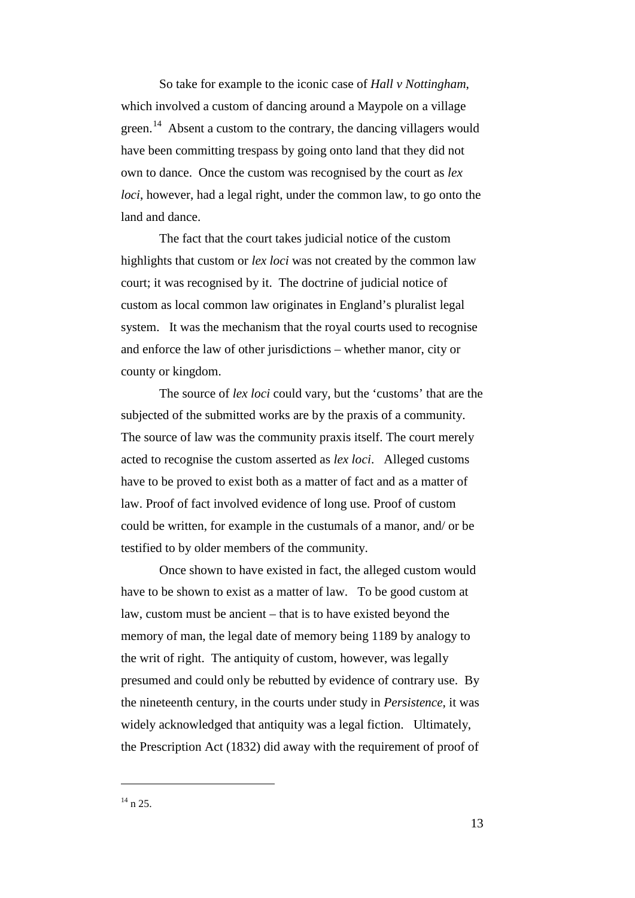So take for example to the iconic case of *Hall v Nottingham*, which involved a custom of dancing around a Maypole on a village green.[14] Absent a custom to the contrary, the dancing villagers would have been committing trespass by going onto land that they did not own to dance. Once the custom was recognised by the court as *lex loci*, however, had a legal right, under the common law, to go onto the land and dance.

The fact that the court takes judicial notice of the custom highlights that custom or *lex loci* was not created by the common law court; it was recognised by it. The doctrine of judicial notice of custom as local common law originates in England's pluralist legal system. It was the mechanism that the royal courts used to recognise and enforce the law of other jurisdictions – whether manor, city or county or kingdom.

The source of *lex loci* could vary, but the 'customs' that are the subjected of the submitted works are by the praxis of a community. The source of law was the community praxis itself. The court merely acted to recognise the custom asserted as *lex loci*. Alleged customs have to be proved to exist both as a matter of fact and as a matter of law. Proof of fact involved evidence of long use. Proof of custom could be written, for example in the custumals of a manor, and/ or be testified to by older members of the community.

Once shown to have existed in fact, the alleged custom would have to be shown to exist as a matter of law. To be good custom at law, custom must be ancient – that is to have existed beyond the memory of man, the legal date of memory being 1189 by analogy to the writ of right. The antiquity of custom, however, was legally presumed and could only be rebutted by evidence of contrary use. By the nineteenth century, in the courts under study in *Persistence*, it was widely acknowledged that antiquity was a legal fiction. Ultimately, the Prescription Act (1832) did away with the requirement of proof of

---

[14] n 25.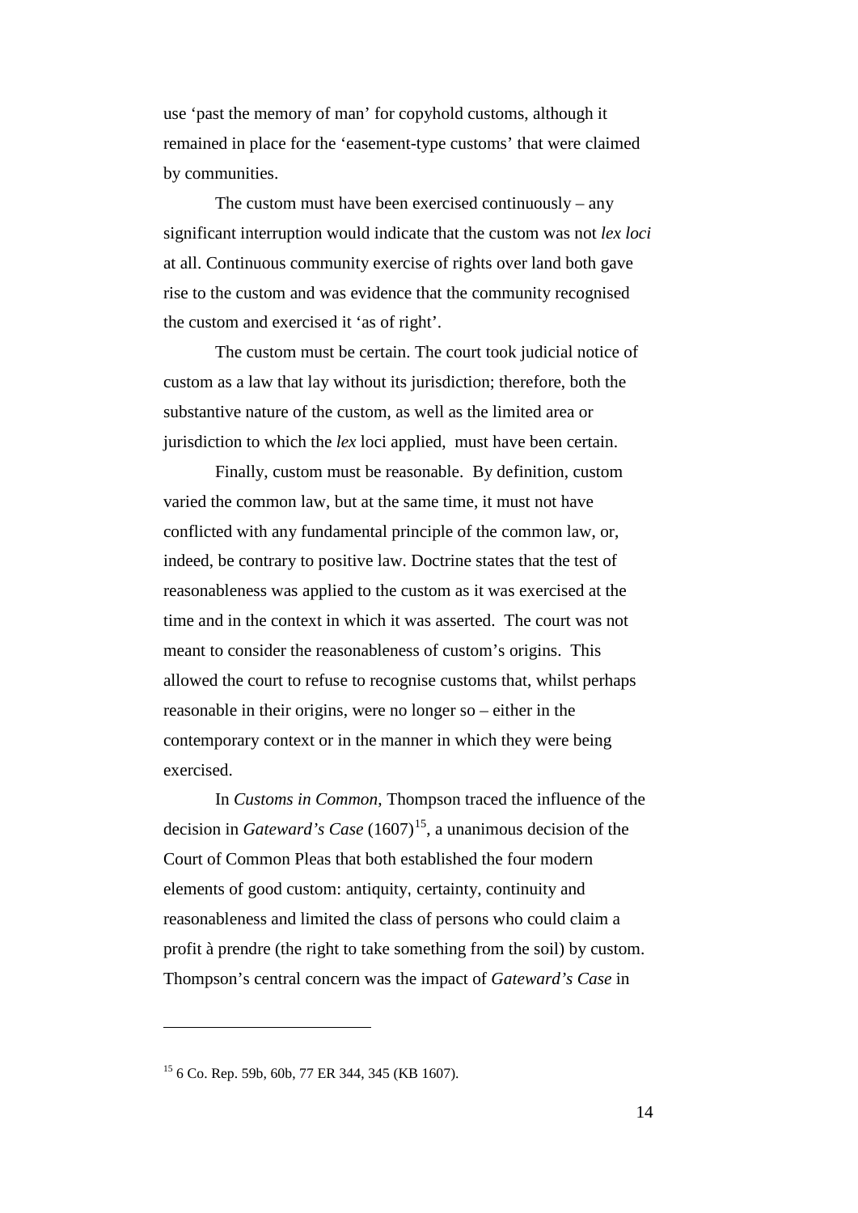use 'past the memory of man' for copyhold customs, although it remained in place for the 'easement-type customs' that were claimed by communities.

The custom must have been exercised continuously – any significant interruption would indicate that the custom was not *lex loci* at all. Continuous community exercise of rights over land both gave rise to the custom and was evidence that the community recognised the custom and exercised it 'as of right'.

The custom must be certain. The court took judicial notice of custom as a law that lay without its jurisdiction; therefore, both the substantive nature of the custom, as well as the limited area or jurisdiction to which the *lex* loci applied, must have been certain.

Finally, custom must be reasonable. By definition, custom varied the common law, but at the same time, it must not have conflicted with any fundamental principle of the common law, or, indeed, be contrary to positive law. Doctrine states that the test of reasonableness was applied to the custom as it was exercised at the time and in the context in which it was asserted. The court was not meant to consider the reasonableness of custom's origins. This allowed the court to refuse to recognise customs that, whilst perhaps reasonable in their origins, were no longer so – either in the contemporary context or in the manner in which they were being exercised.

In *Customs in Common*, Thompson traced the influence of the decision in *Gateward's Case* (1607)[15], a unanimous decision of the Court of Common Pleas that both established the four modern elements of good custom: antiquity, certainty, continuity and reasonableness and limited the class of persons who could claim a profit à prendre (the right to take something from the soil) by custom. Thompson's central concern was the impact of *Gateward's Case* in

---

[15] 6 Co. Rep. 59b, 60b, 77 ER 344, 345 (KB 1607).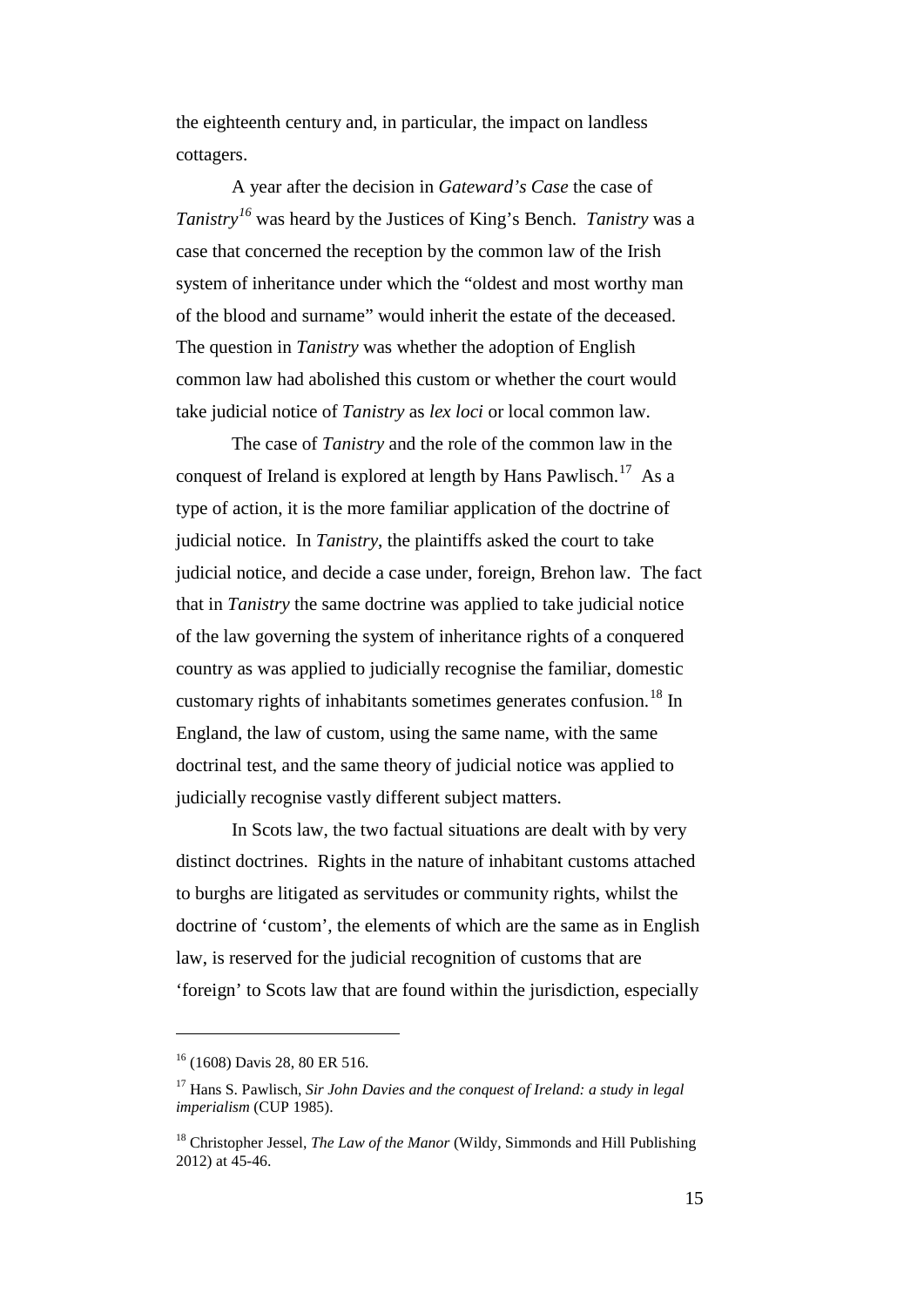the eighteenth century and, in particular, the impact on landless cottagers.

A year after the decision in *Gateward's Case* the case of *Tanistry*[16] was heard by the Justices of King's Bench. *Tanistry* was a case that concerned the reception by the common law of the Irish system of inheritance under which the "oldest and most worthy man of the blood and surname" would inherit the estate of the deceased. The question in *Tanistry* was whether the adoption of English common law had abolished this custom or whether the court would take judicial notice of *Tanistry* as *lex loci* or local common law.

The case of *Tanistry* and the role of the common law in the conquest of Ireland is explored at length by Hans Pawlisch.[17] As a type of action, it is the more familiar application of the doctrine of judicial notice. In *Tanistry*, the plaintiffs asked the court to take judicial notice, and decide a case under, foreign, Brehon law. The fact that in *Tanistry* the same doctrine was applied to take judicial notice of the law governing the system of inheritance rights of a conquered country as was applied to judicially recognise the familiar, domestic customary rights of inhabitants sometimes generates confusion.[18] In England, the law of custom, using the same name, with the same doctrinal test, and the same theory of judicial notice was applied to judicially recognise vastly different subject matters.

In Scots law, the two factual situations are dealt with by very distinct doctrines. Rights in the nature of inhabitant customs attached to burghs are litigated as servitudes or community rights, whilst the doctrine of 'custom', the elements of which are the same as in English law, is reserved for the judicial recognition of customs that are 'foreign' to Scots law that are found within the jurisdiction, especially

---

[16] (1608) Davis 28, 80 ER 516.

[17] Hans S. Pawlisch, *Sir John Davies and the conquest of Ireland: a study in legal imperialism* (CUP 1985).

[18] Christopher Jessel, *The Law of the Manor* (Wildy, Simmonds and Hill Publishing 2012) at 45-46.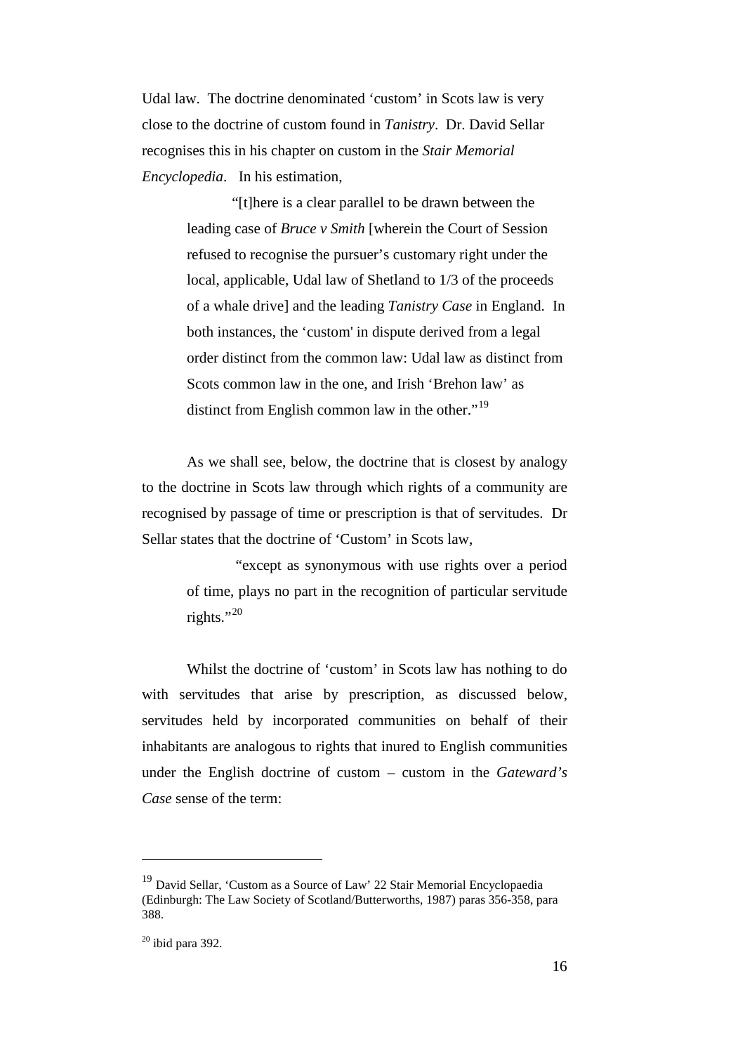Udal law. The doctrine denominated 'custom' in Scots law is very close to the doctrine of custom found in *Tanistry*. Dr. David Sellar recognises this in his chapter on custom in the *Stair Memorial Encyclopedia*. In his estimation,

> "[t]here is a clear parallel to be drawn between the leading case of *Bruce v Smith* [wherein the Court of Session refused to recognise the pursuer's customary right under the local, applicable, Udal law of Shetland to 1/3 of the proceeds of a whale drive] and the leading *Tanistry Case* in England. In both instances, the 'custom' in dispute derived from a legal order distinct from the common law: Udal law as distinct from Scots common law in the one, and Irish 'Brehon law' as distinct from English common law in the other."[19]

As we shall see, below, the doctrine that is closest by analogy to the doctrine in Scots law through which rights of a community are recognised by passage of time or prescription is that of servitudes. Dr Sellar states that the doctrine of 'Custom' in Scots law,

> "except as synonymous with use rights over a period of time, plays no part in the recognition of particular servitude rights."[20]

Whilst the doctrine of 'custom' in Scots law has nothing to do with servitudes that arise by prescription, as discussed below, servitudes held by incorporated communities on behalf of their inhabitants are analogous to rights that inured to English communities under the English doctrine of custom – custom in the *Gateward's Case* sense of the term:

---

[19] David Sellar, 'Custom as a Source of Law' 22 Stair Memorial Encyclopaedia (Edinburgh: The Law Society of Scotland/Butterworths, 1987) paras 356-358, para 388.

[20] ibid para 392.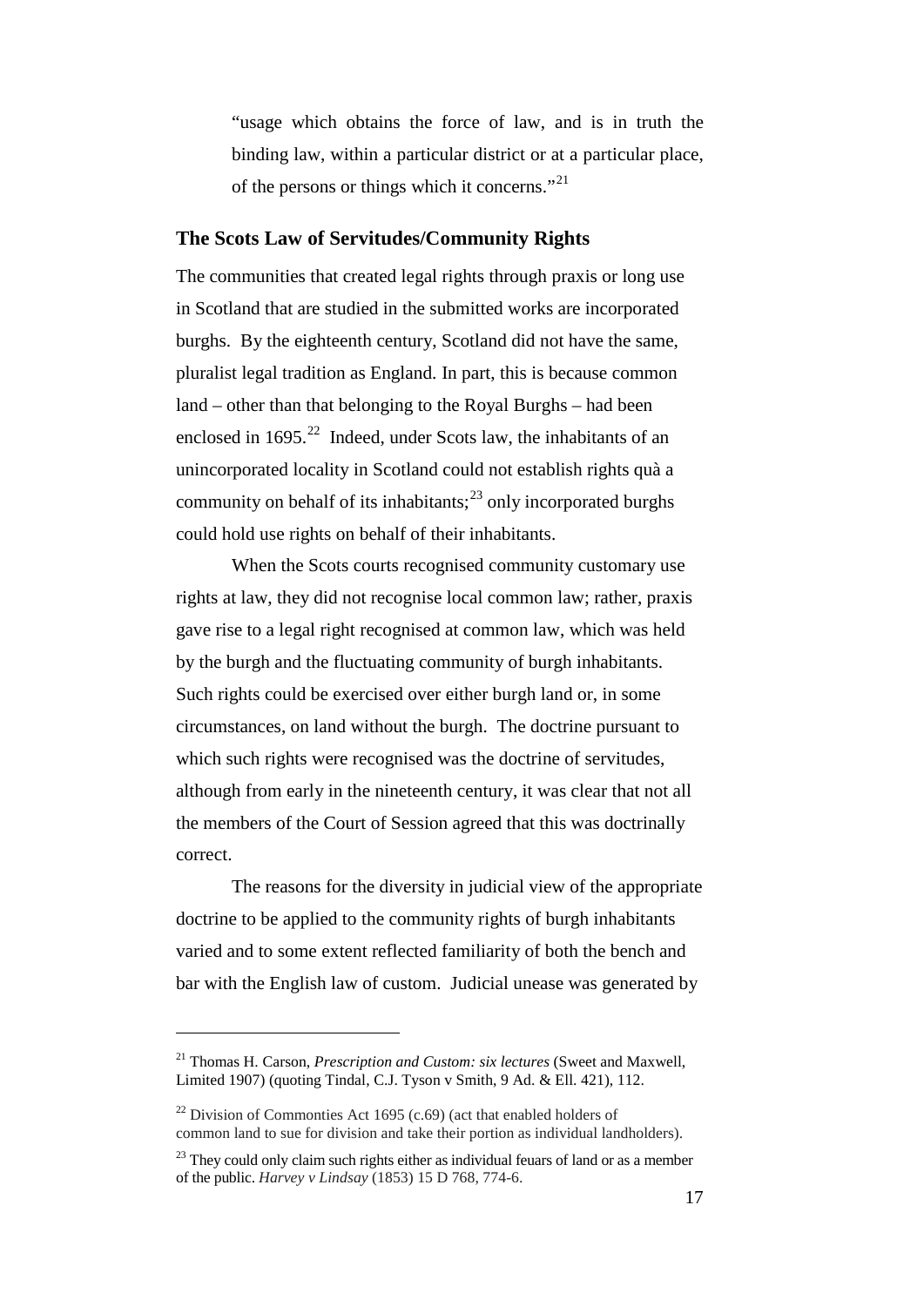> "usage which obtains the force of law, and is in truth the binding law, within a particular district or at a particular place, of the persons or things which it concerns."[21]

### The Scots Law of Servitudes/Community Rights

The communities that created legal rights through praxis or long use in Scotland that are studied in the submitted works are incorporated burghs. By the eighteenth century, Scotland did not have the same, pluralist legal tradition as England. In part, this is because common land – other than that belonging to the Royal Burghs – had been enclosed in 1695.[22] Indeed, under Scots law, the inhabitants of an unincorporated locality in Scotland could not establish rights quà a community on behalf of its inhabitants;[23] only incorporated burghs could hold use rights on behalf of their inhabitants.

When the Scots courts recognised community customary use rights at law, they did not recognise local common law; rather, praxis gave rise to a legal right recognised at common law, which was held by the burgh and the fluctuating community of burgh inhabitants. Such rights could be exercised over either burgh land or, in some circumstances, on land without the burgh. The doctrine pursuant to which such rights were recognised was the doctrine of servitudes, although from early in the nineteenth century, it was clear that not all the members of the Court of Session agreed that this was doctrinally correct.

The reasons for the diversity in judicial view of the appropriate doctrine to be applied to the community rights of burgh inhabitants varied and to some extent reflected familiarity of both the bench and bar with the English law of custom. Judicial unease was generated by

---

[21] Thomas H. Carson, *Prescription and Custom: six lectures* (Sweet and Maxwell, Limited 1907) (quoting Tindal, C.J. Tyson v Smith, 9 Ad. & Ell. 421), 112.

[22] Division of Commonties Act 1695 (c.69) (act that enabled holders of common land to sue for division and take their portion as individual landholders).

[23] They could only claim such rights either as individual feuars of land or as a member of the public. *Harvey v Lindsay* (1853) 15 D 768, 774-6.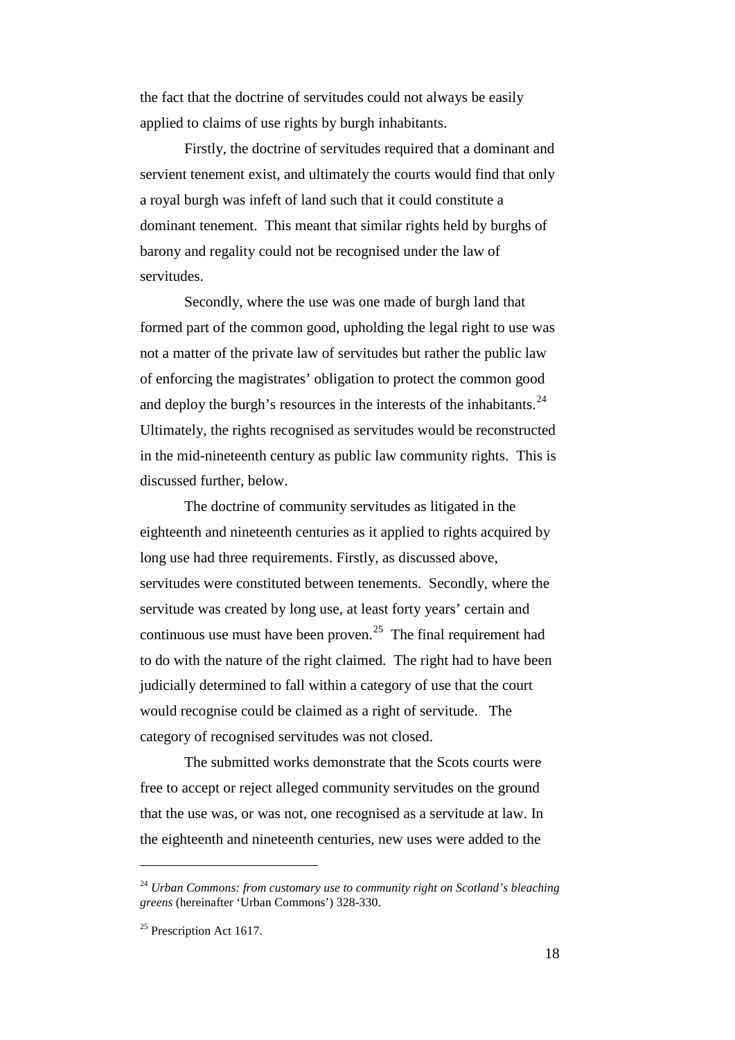the fact that the doctrine of servitudes could not always be easily applied to claims of use rights by burgh inhabitants.

Firstly, the doctrine of servitudes required that a dominant and servient tenement exist, and ultimately the courts would find that only a royal burgh was infeft of land such that it could constitute a dominant tenement. This meant that similar rights held by burghs of barony and regality could not be recognised under the law of servitudes.

Secondly, where the use was one made of burgh land that formed part of the common good, upholding the legal right to use was not a matter of the private law of servitudes but rather the public law of enforcing the magistrates' obligation to protect the common good and deploy the burgh's resources in the interests of the inhabitants.[24] Ultimately, the rights recognised as servitudes would be reconstructed in the mid-nineteenth century as public law community rights. This is discussed further, below.

The doctrine of community servitudes as litigated in the eighteenth and nineteenth centuries as it applied to rights acquired by long use had three requirements. Firstly, as discussed above, servitudes were constituted between tenements. Secondly, where the servitude was created by long use, at least forty years' certain and continuous use must have been proven.[25] The final requirement had to do with the nature of the right claimed. The right had to have been judicially determined to fall within a category of use that the court would recognise could be claimed as a right of servitude. The category of recognised servitudes was not closed.

The submitted works demonstrate that the Scots courts were free to accept or reject alleged community servitudes on the ground that the use was, or was not, one recognised as a servitude at law. In the eighteenth and nineteenth centuries, new uses were added to the

---

[24] *Urban Commons: from customary use to community right on Scotland's bleaching greens* (hereinafter 'Urban Commons') 328-330.

[25] Prescription Act 1617.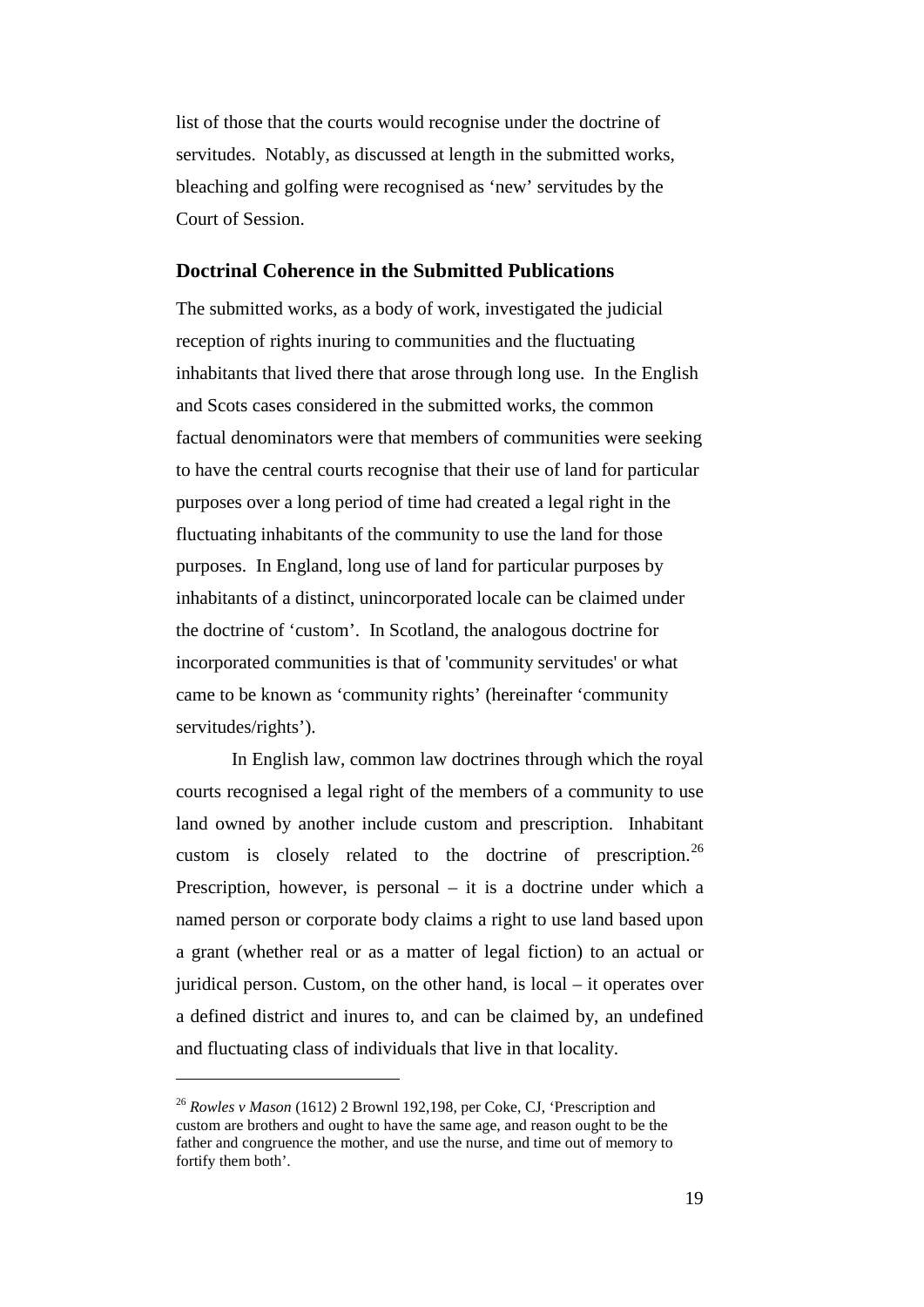list of those that the courts would recognise under the doctrine of servitudes. Notably, as discussed at length in the submitted works, bleaching and golfing were recognised as 'new' servitudes by the Court of Session.

### Doctrinal Coherence in the Submitted Publications

The submitted works, as a body of work, investigated the judicial reception of rights inuring to communities and the fluctuating inhabitants that lived there that arose through long use. In the English and Scots cases considered in the submitted works, the common factual denominators were that members of communities were seeking to have the central courts recognise that their use of land for particular purposes over a long period of time had created a legal right in the fluctuating inhabitants of the community to use the land for those purposes. In England, long use of land for particular purposes by inhabitants of a distinct, unincorporated locale can be claimed under the doctrine of 'custom'. In Scotland, the analogous doctrine for incorporated communities is that of 'community servitudes' or what came to be known as 'community rights' (hereinafter 'community servitudes/rights').

In English law, common law doctrines through which the royal courts recognised a legal right of the members of a community to use land owned by another include custom and prescription. Inhabitant custom is closely related to the doctrine of prescription.[26] Prescription, however, is personal – it is a doctrine under which a named person or corporate body claims a right to use land based upon a grant (whether real or as a matter of legal fiction) to an actual or juridical person. Custom, on the other hand, is local – it operates over a defined district and inures to, and can be claimed by, an undefined and fluctuating class of individuals that live in that locality.

---

[26] *Rowles v Mason* (1612) 2 Brownl 192,198, per Coke, CJ, 'Prescription and custom are brothers and ought to have the same age, and reason ought to be the father and congruence the mother, and use the nurse, and time out of memory to fortify them both'.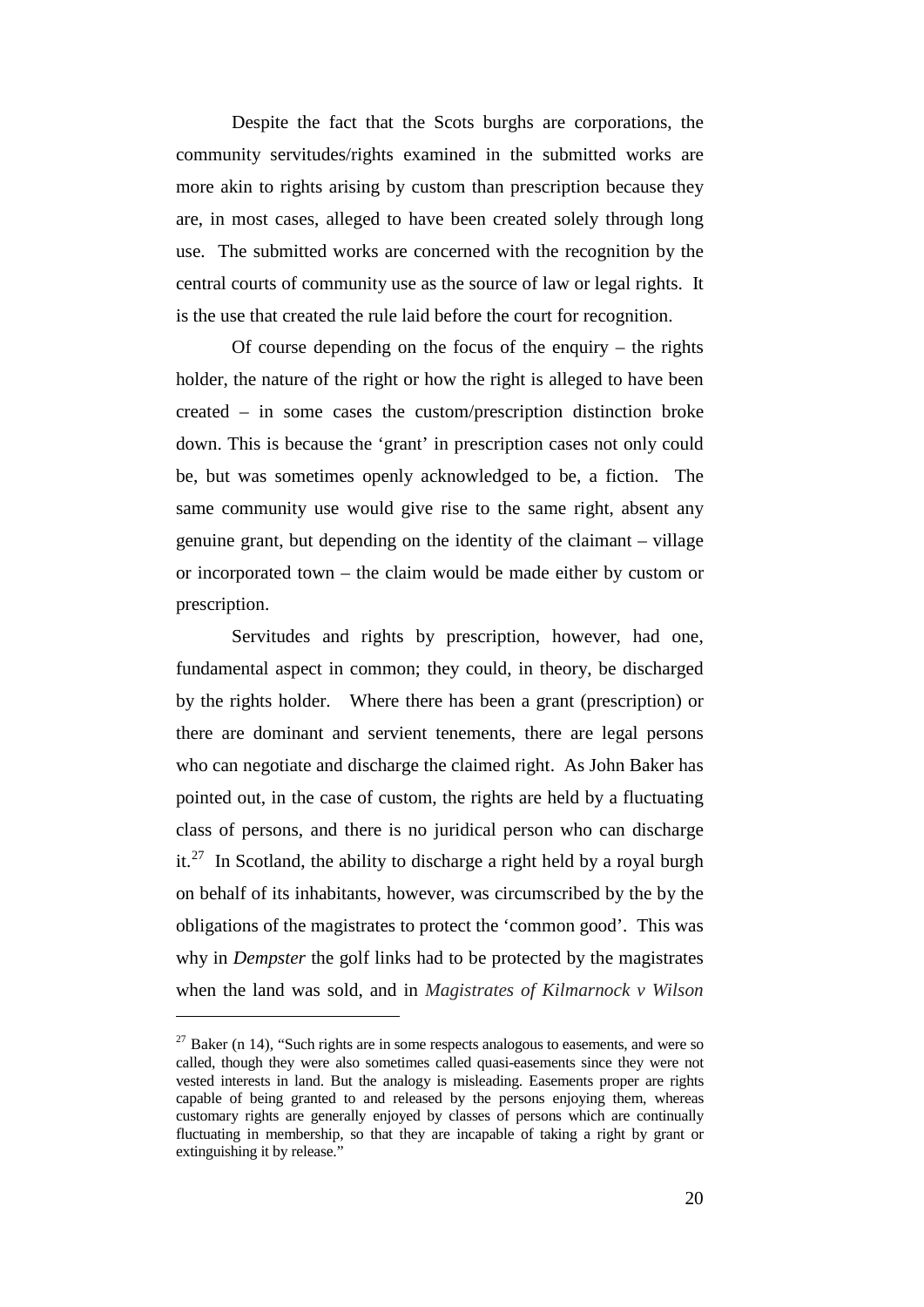Despite the fact that the Scots burghs are corporations, the community servitudes/rights examined in the submitted works are more akin to rights arising by custom than prescription because they are, in most cases, alleged to have been created solely through long use. The submitted works are concerned with the recognition by the central courts of community use as the source of law or legal rights. It is the use that created the rule laid before the court for recognition.

Of course depending on the focus of the enquiry – the rights holder, the nature of the right or how the right is alleged to have been created – in some cases the custom/prescription distinction broke down. This is because the 'grant' in prescription cases not only could be, but was sometimes openly acknowledged to be, a fiction. The same community use would give rise to the same right, absent any genuine grant, but depending on the identity of the claimant – village or incorporated town – the claim would be made either by custom or prescription.

Servitudes and rights by prescription, however, had one, fundamental aspect in common; they could, in theory, be discharged by the rights holder. Where there has been a grant (prescription) or there are dominant and servient tenements, there are legal persons who can negotiate and discharge the claimed right. As John Baker has pointed out, in the case of custom, the rights are held by a fluctuating class of persons, and there is no juridical person who can discharge it.[27] In Scotland, the ability to discharge a right held by a royal burgh on behalf of its inhabitants, however, was circumscribed by the by the obligations of the magistrates to protect the 'common good'. This was why in *Dempster* the golf links had to be protected by the magistrates when the land was sold, and in *Magistrates of Kilmarnock v Wilson*

---

[27] Baker (n 14), "Such rights are in some respects analogous to easements, and were so called, though they were also sometimes called quasi-easements since they were not vested interests in land. But the analogy is misleading. Easements proper are rights capable of being granted to and released by the persons enjoying them, whereas customary rights are generally enjoyed by classes of persons which are continually fluctuating in membership, so that they are incapable of taking a right by grant or extinguishing it by release."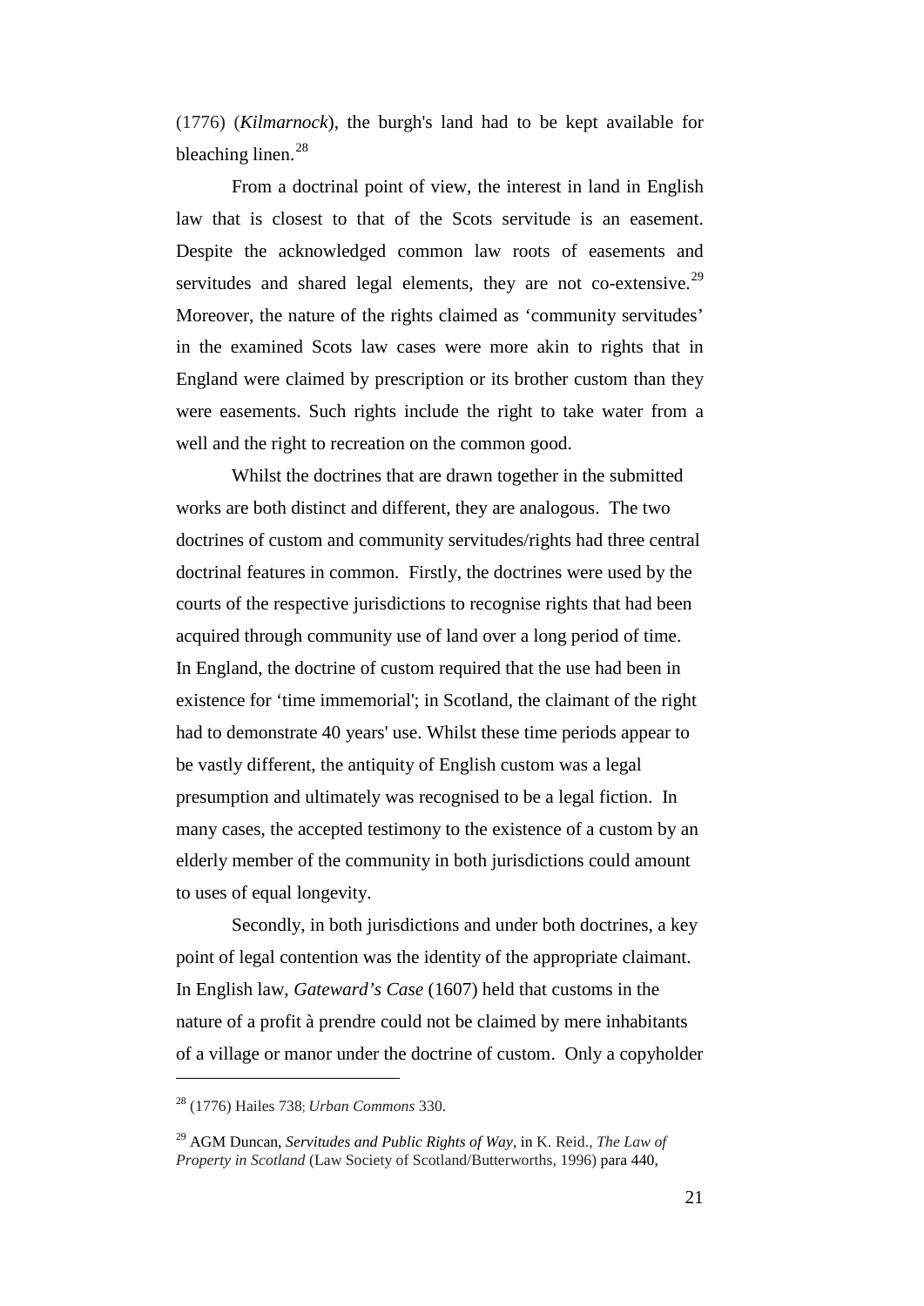(1776) (*Kilmarnock*), the burgh's land had to be kept available for bleaching linen.[28]

From a doctrinal point of view, the interest in land in English law that is closest to that of the Scots servitude is an easement. Despite the acknowledged common law roots of easements and servitudes and shared legal elements, they are not co-extensive.[29] Moreover, the nature of the rights claimed as 'community servitudes' in the examined Scots law cases were more akin to rights that in England were claimed by prescription or its brother custom than they were easements. Such rights include the right to take water from a well and the right to recreation on the common good.

Whilst the doctrines that are drawn together in the submitted works are both distinct and different, they are analogous. The two doctrines of custom and community servitudes/rights had three central doctrinal features in common. Firstly, the doctrines were used by the courts of the respective jurisdictions to recognise rights that had been acquired through community use of land over a long period of time. In England, the doctrine of custom required that the use had been in existence for 'time immemorial'; in Scotland, the claimant of the right had to demonstrate 40 years' use. Whilst these time periods appear to be vastly different, the antiquity of English custom was a legal presumption and ultimately was recognised to be a legal fiction. In many cases, the accepted testimony to the existence of a custom by an elderly member of the community in both jurisdictions could amount to uses of equal longevity.

Secondly, in both jurisdictions and under both doctrines, a key point of legal contention was the identity of the appropriate claimant. In English law, *Gateward's Case* (1607) held that customs in the nature of a profit à prendre could not be claimed by mere inhabitants of a village or manor under the doctrine of custom. Only a copyholder

---

[28] (1776) Hailes 738; *Urban Commons* 330.

[29] AGM Duncan, *Servitudes and Public Rights of Way*, in K. Reid., *The Law of Property in Scotland* (Law Society of Scotland/Butterworths, 1996) para 440,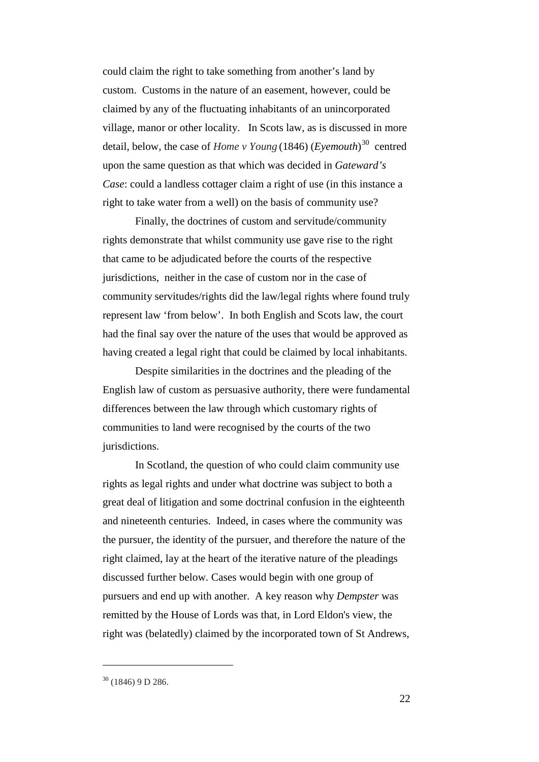could claim the right to take something from another's land by custom. Customs in the nature of an easement, however, could be claimed by any of the fluctuating inhabitants of an unincorporated village, manor or other locality. In Scots law, as is discussed in more detail, below, the case of *Home v Young* (1846) (*Eyemouth*)[30] centred upon the same question as that which was decided in *Gateward's Case*: could a landless cottager claim a right of use (in this instance a right to take water from a well) on the basis of community use?

Finally, the doctrines of custom and servitude/community rights demonstrate that whilst community use gave rise to the right that came to be adjudicated before the courts of the respective jurisdictions, neither in the case of custom nor in the case of community servitudes/rights did the law/legal rights where found truly represent law 'from below'. In both English and Scots law, the court had the final say over the nature of the uses that would be approved as having created a legal right that could be claimed by local inhabitants.

Despite similarities in the doctrines and the pleading of the English law of custom as persuasive authority, there were fundamental differences between the law through which customary rights of communities to land were recognised by the courts of the two jurisdictions.

In Scotland, the question of who could claim community use rights as legal rights and under what doctrine was subject to both a great deal of litigation and some doctrinal confusion in the eighteenth and nineteenth centuries. Indeed, in cases where the community was the pursuer, the identity of the pursuer, and therefore the nature of the right claimed, lay at the heart of the iterative nature of the pleadings discussed further below. Cases would begin with one group of pursuers and end up with another. A key reason why *Dempster* was remitted by the House of Lords was that, in Lord Eldon's view, the right was (belatedly) claimed by the incorporated town of St Andrews,

---

[30] (1846) 9 D 286.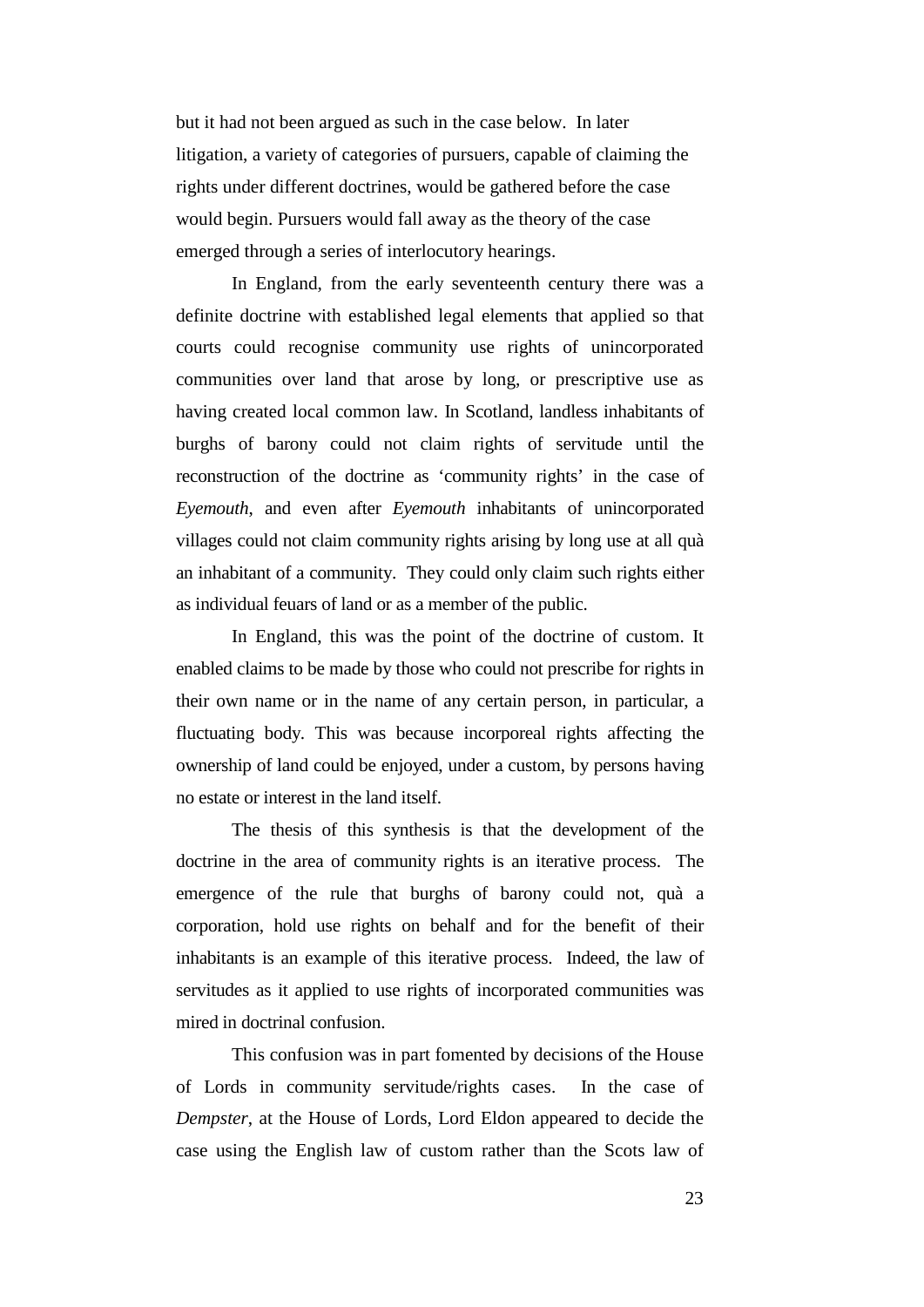but it had not been argued as such in the case below. In later litigation, a variety of categories of pursuers, capable of claiming the rights under different doctrines, would be gathered before the case would begin. Pursuers would fall away as the theory of the case emerged through a series of interlocutory hearings.

In England, from the early seventeenth century there was a definite doctrine with established legal elements that applied so that courts could recognise community use rights of unincorporated communities over land that arose by long, or prescriptive use as having created local common law. In Scotland, landless inhabitants of burghs of barony could not claim rights of servitude until the reconstruction of the doctrine as 'community rights' in the case of *Eyemouth*, and even after *Eyemouth* inhabitants of unincorporated villages could not claim community rights arising by long use at all quà an inhabitant of a community. They could only claim such rights either as individual feuars of land or as a member of the public.

In England, this was the point of the doctrine of custom. It enabled claims to be made by those who could not prescribe for rights in their own name or in the name of any certain person, in particular, a fluctuating body. This was because incorporeal rights affecting the ownership of land could be enjoyed, under a custom, by persons having no estate or interest in the land itself.

The thesis of this synthesis is that the development of the doctrine in the area of community rights is an iterative process. The emergence of the rule that burghs of barony could not, quà a corporation, hold use rights on behalf and for the benefit of their inhabitants is an example of this iterative process. Indeed, the law of servitudes as it applied to use rights of incorporated communities was mired in doctrinal confusion.

This confusion was in part fomented by decisions of the House of Lords in community servitude/rights cases. In the case of *Dempster*, at the House of Lords, Lord Eldon appeared to decide the case using the English law of custom rather than the Scots law of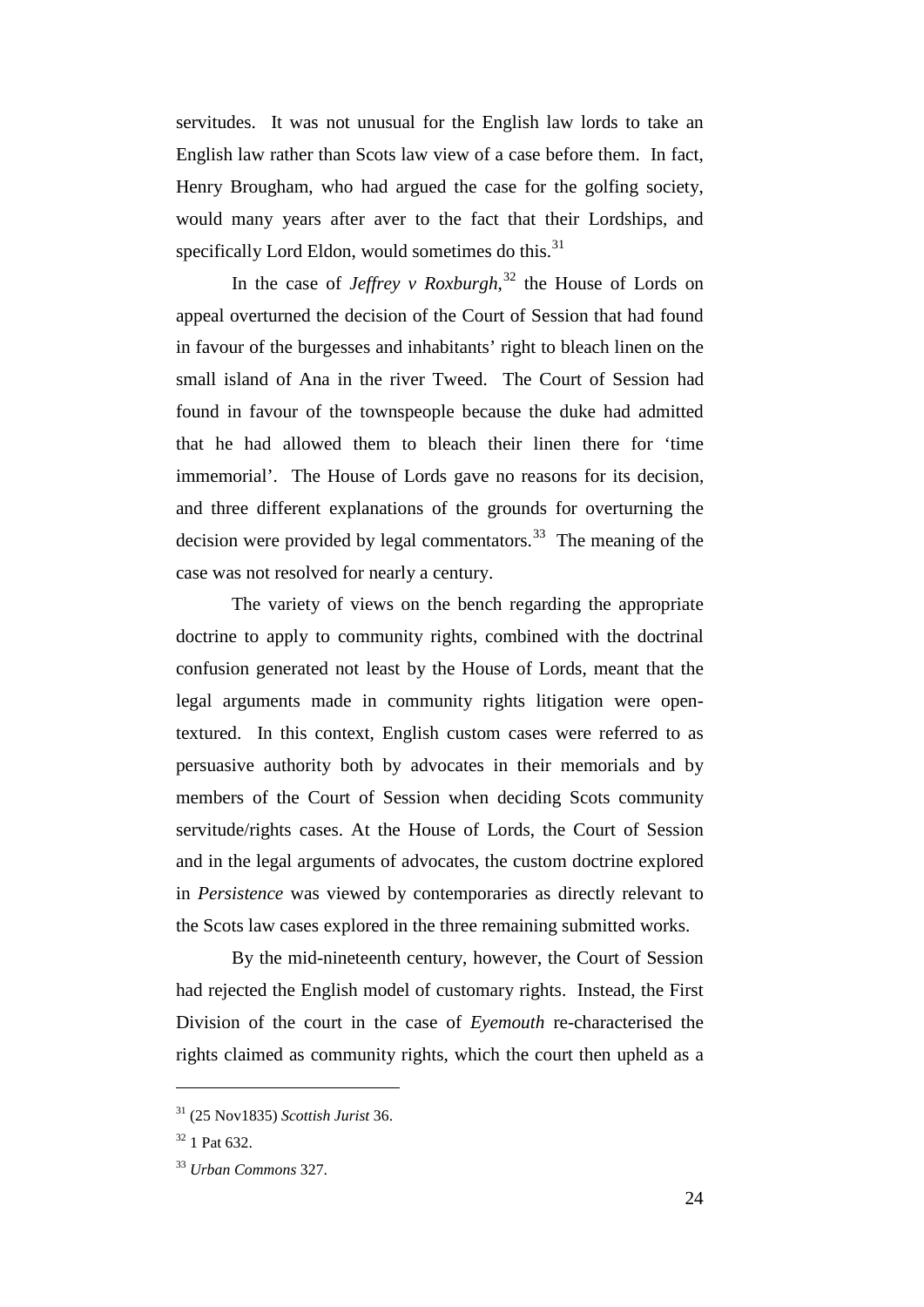servitudes. It was not unusual for the English law lords to take an English law rather than Scots law view of a case before them. In fact, Henry Brougham, who had argued the case for the golfing society, would many years after aver to the fact that their Lordships, and specifically Lord Eldon, would sometimes do this.[31]

In the case of *Jeffrey v Roxburgh*,[32] the House of Lords on appeal overturned the decision of the Court of Session that had found in favour of the burgesses and inhabitants' right to bleach linen on the small island of Ana in the river Tweed. The Court of Session had found in favour of the townspeople because the duke had admitted that he had allowed them to bleach their linen there for 'time immemorial'. The House of Lords gave no reasons for its decision, and three different explanations of the grounds for overturning the decision were provided by legal commentators.[33] The meaning of the case was not resolved for nearly a century.

The variety of views on the bench regarding the appropriate doctrine to apply to community rights, combined with the doctrinal confusion generated not least by the House of Lords, meant that the legal arguments made in community rights litigation were open-textured. In this context, English custom cases were referred to as persuasive authority both by advocates in their memorials and by members of the Court of Session when deciding Scots community servitude/rights cases. At the House of Lords, the Court of Session and in the legal arguments of advocates, the custom doctrine explored in *Persistence* was viewed by contemporaries as directly relevant to the Scots law cases explored in the three remaining submitted works.

By the mid-nineteenth century, however, the Court of Session had rejected the English model of customary rights. Instead, the First Division of the court in the case of *Eyemouth* re-characterised the rights claimed as community rights, which the court then upheld as a

---

[31] (25 Nov1835) *Scottish Jurist* 36.

[32] 1 Pat 632.

[33] *Urban Commons* 327.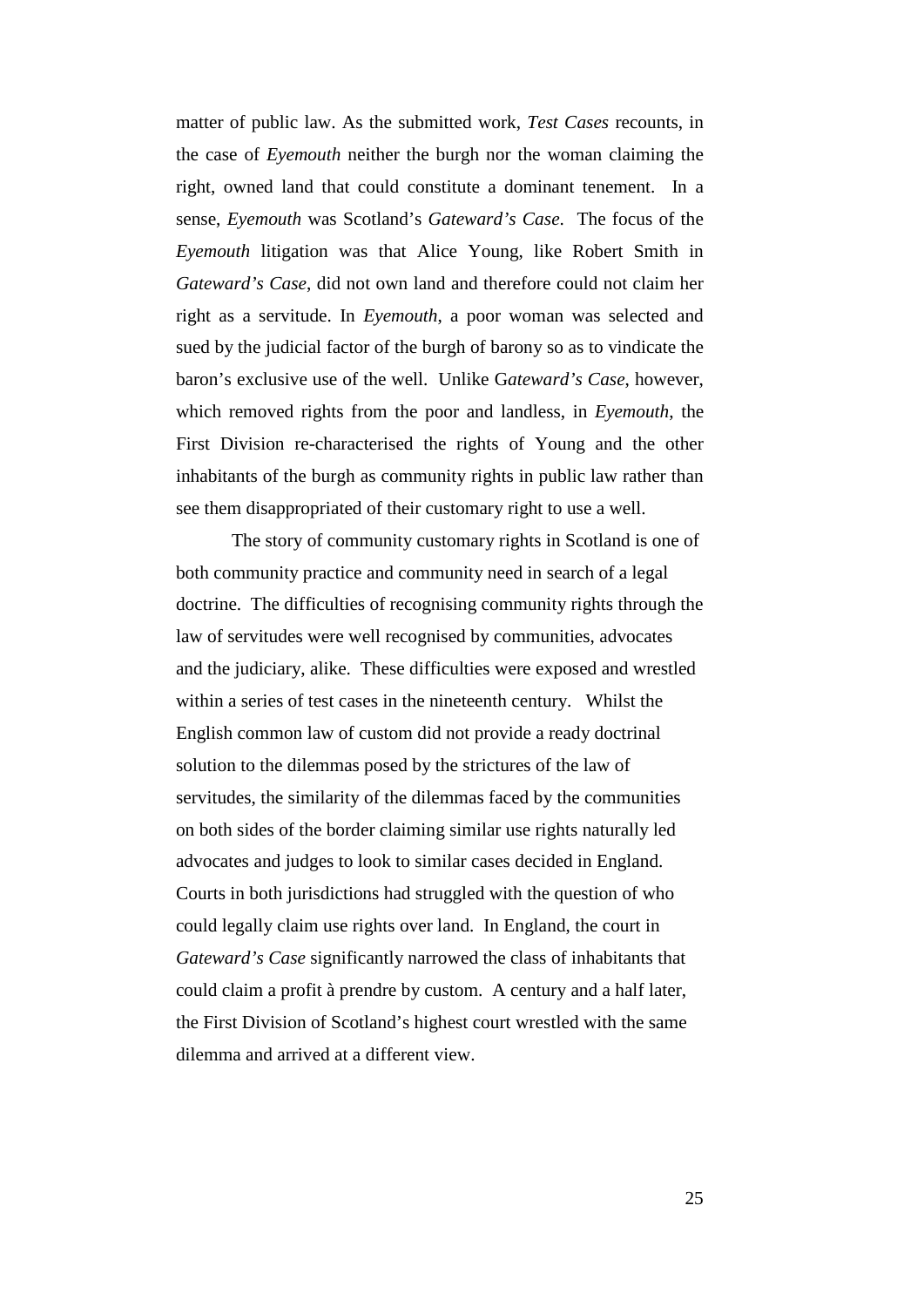matter of public law. As the submitted work, *Test Cases* recounts, in the case of *Eyemouth* neither the burgh nor the woman claiming the right, owned land that could constitute a dominant tenement. In a sense, *Eyemouth* was Scotland's *Gateward's Case*. The focus of the *Eyemouth* litigation was that Alice Young, like Robert Smith in *Gateward's Case*, did not own land and therefore could not claim her right as a servitude. In *Eyemouth*, a poor woman was selected and sued by the judicial factor of the burgh of barony so as to vindicate the baron's exclusive use of the well. Unlike G*ateward's Case*, however, which removed rights from the poor and landless, in *Eyemouth*, the First Division re-characterised the rights of Young and the other inhabitants of the burgh as community rights in public law rather than see them disappropriated of their customary right to use a well.

The story of community customary rights in Scotland is one of both community practice and community need in search of a legal doctrine. The difficulties of recognising community rights through the law of servitudes were well recognised by communities, advocates and the judiciary, alike. These difficulties were exposed and wrestled within a series of test cases in the nineteenth century. Whilst the English common law of custom did not provide a ready doctrinal solution to the dilemmas posed by the strictures of the law of servitudes, the similarity of the dilemmas faced by the communities on both sides of the border claiming similar use rights naturally led advocates and judges to look to similar cases decided in England. Courts in both jurisdictions had struggled with the question of who could legally claim use rights over land. In England, the court in *Gateward's Case* significantly narrowed the class of inhabitants that could claim a profit à prendre by custom. A century and a half later, the First Division of Scotland's highest court wrestled with the same dilemma and arrived at a different view.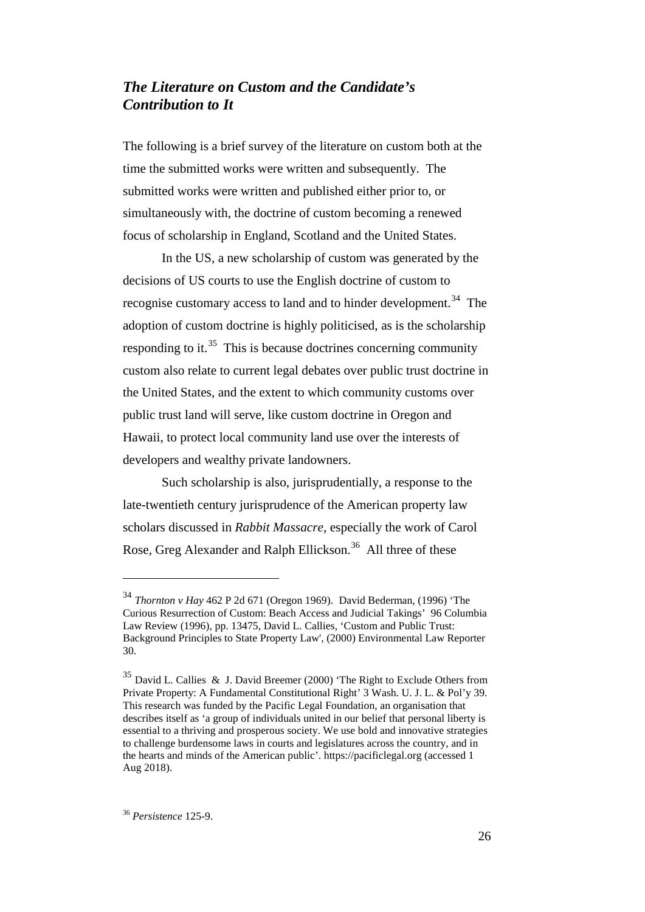## *The Literature on Custom and the Candidate's Contribution to It*

The following is a brief survey of the literature on custom both at the time the submitted works were written and subsequently. The submitted works were written and published either prior to, or simultaneously with, the doctrine of custom becoming a renewed focus of scholarship in England, Scotland and the United States.

In the US, a new scholarship of custom was generated by the decisions of US courts to use the English doctrine of custom to recognise customary access to land and to hinder development.[34] The adoption of custom doctrine is highly politicised, as is the scholarship responding to it.[35] This is because doctrines concerning community custom also relate to current legal debates over public trust doctrine in the United States, and the extent to which community customs over public trust land will serve, like custom doctrine in Oregon and Hawaii, to protect local community land use over the interests of developers and wealthy private landowners.

Such scholarship is also, jurisprudentially, a response to the late-twentieth century jurisprudence of the American property law scholars discussed in *Rabbit Massacre*, especially the work of Carol Rose, Greg Alexander and Ralph Ellickson.[36] All three of these

---

[34] *Thornton v Hay* 462 P 2d 671 (Oregon 1969). David Bederman, (1996) 'The Curious Resurrection of Custom: Beach Access and Judicial Takings' 96 Columbia Law Review (1996), pp. 13475, David L. Callies, 'Custom and Public Trust: Background Principles to State Property Law', (2000) Environmental Law Reporter 30.

[35] David L. Callies & J. David Breemer (2000) 'The Right to Exclude Others from Private Property: A Fundamental Constitutional Right' 3 Wash. U. J. L. & Pol'y 39. This research was funded by the Pacific Legal Foundation, an organisation that describes itself as 'a group of individuals united in our belief that personal liberty is essential to a thriving and prosperous society. We use bold and innovative strategies to challenge burdensome laws in courts and legislatures across the country, and in the hearts and minds of the American public'. https://pacificlegal.org (accessed 1 Aug 2018).

[36] *Persistence* 125-9.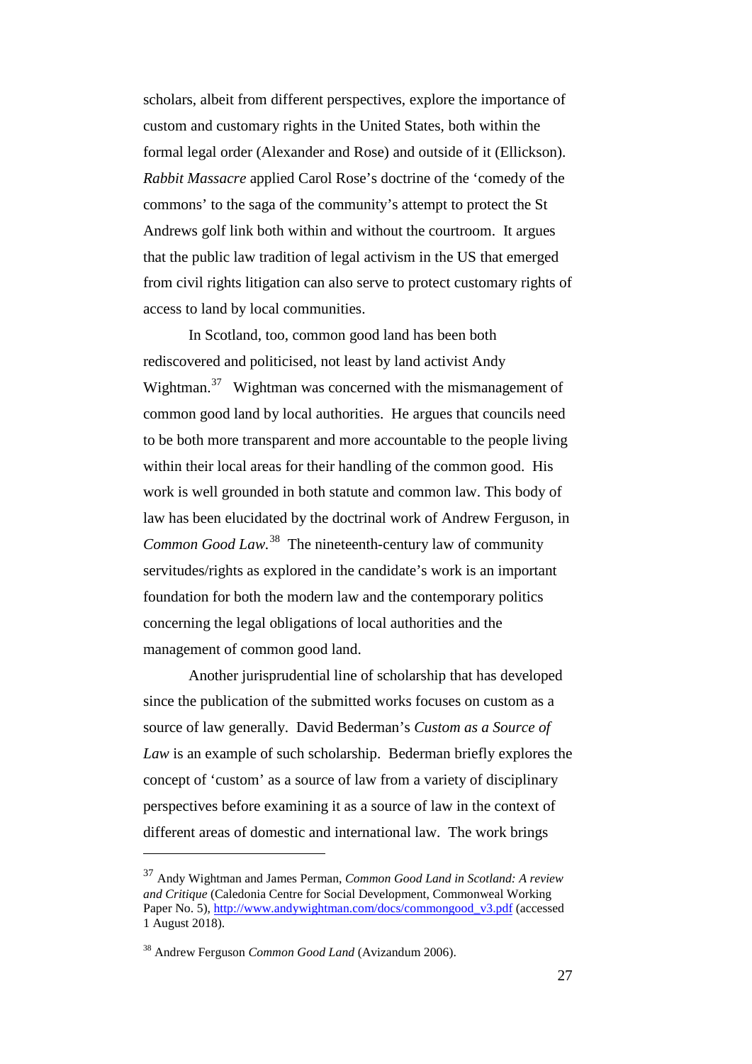scholars, albeit from different perspectives, explore the importance of custom and customary rights in the United States, both within the formal legal order (Alexander and Rose) and outside of it (Ellickson). *Rabbit Massacre* applied Carol Rose's doctrine of the 'comedy of the commons' to the saga of the community's attempt to protect the St Andrews golf link both within and without the courtroom. It argues that the public law tradition of legal activism in the US that emerged from civil rights litigation can also serve to protect customary rights of access to land by local communities.

In Scotland, too, common good land has been both rediscovered and politicised, not least by land activist Andy Wightman.[37] Wightman was concerned with the mismanagement of common good land by local authorities. He argues that councils need to be both more transparent and more accountable to the people living within their local areas for their handling of the common good. His work is well grounded in both statute and common law. This body of law has been elucidated by the doctrinal work of Andrew Ferguson, in *Common Good Law*.[38] The nineteenth-century law of community servitudes/rights as explored in the candidate's work is an important foundation for both the modern law and the contemporary politics concerning the legal obligations of local authorities and the management of common good land.

Another jurisprudential line of scholarship that has developed since the publication of the submitted works focuses on custom as a source of law generally. David Bederman's *Custom as a Source of Law* is an example of such scholarship. Bederman briefly explores the concept of 'custom' as a source of law from a variety of disciplinary perspectives before examining it as a source of law in the context of different areas of domestic and international law. The work brings

---

[37] Andy Wightman and James Perman, *Common Good Land in Scotland: A review and Critique* (Caledonia Centre for Social Development, Commonweal Working Paper No. 5), http://www.andywightman.com/docs/commongood_v3.pdf (accessed 1 August 2018).

[38] Andrew Ferguson *Common Good Land* (Avizandum 2006).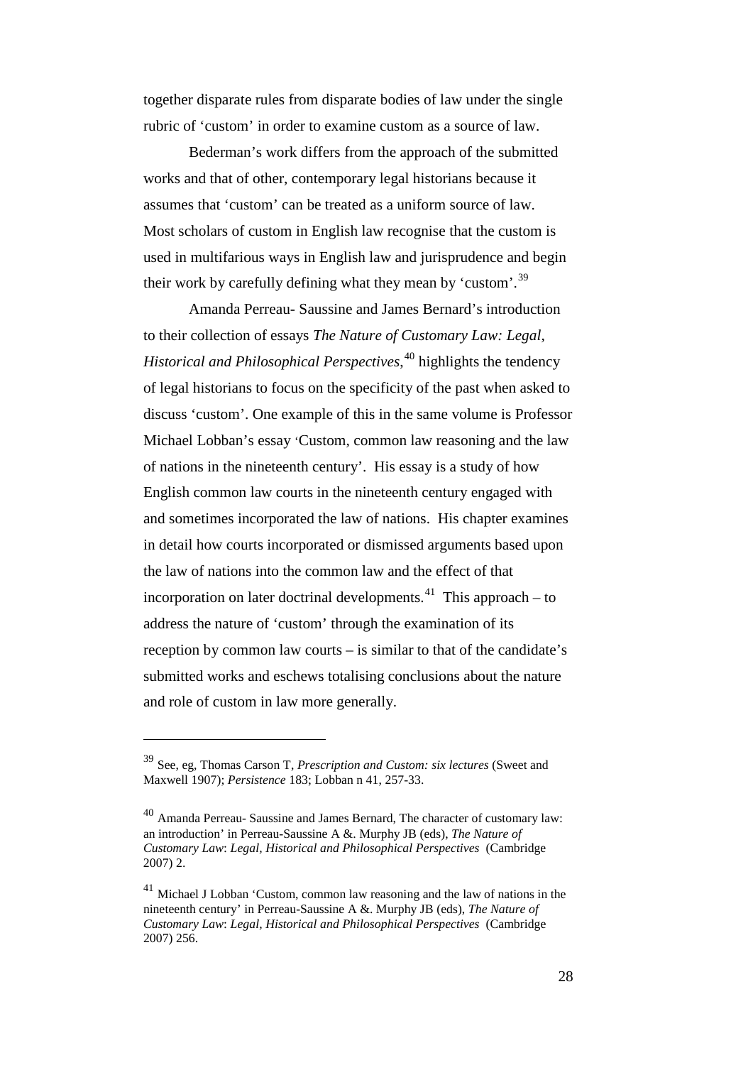together disparate rules from disparate bodies of law under the single rubric of 'custom' in order to examine custom as a source of law.

Bederman's work differs from the approach of the submitted works and that of other, contemporary legal historians because it assumes that 'custom' can be treated as a uniform source of law. Most scholars of custom in English law recognise that the custom is used in multifarious ways in English law and jurisprudence and begin their work by carefully defining what they mean by 'custom'.[39]

Amanda Perreau- Saussine and James Bernard's introduction to their collection of essays *The Nature of Customary Law: Legal, Historical and Philosophical Perspectives*,[40] highlights the tendency of legal historians to focus on the specificity of the past when asked to discuss 'custom'. One example of this in the same volume is Professor Michael Lobban's essay 'Custom, common law reasoning and the law of nations in the nineteenth century'. His essay is a study of how English common law courts in the nineteenth century engaged with and sometimes incorporated the law of nations. His chapter examines in detail how courts incorporated or dismissed arguments based upon the law of nations into the common law and the effect of that incorporation on later doctrinal developments.[41] This approach – to address the nature of 'custom' through the examination of its reception by common law courts – is similar to that of the candidate's submitted works and eschews totalising conclusions about the nature and role of custom in law more generally.

---

[39] See, eg, Thomas Carson T, *Prescription and Custom: six lectures* (Sweet and Maxwell 1907); *Persistence* 183; Lobban n 41, 257-33.

[40] Amanda Perreau- Saussine and James Bernard, The character of customary law: an introduction' in Perreau-Saussine A &. Murphy JB (eds), *The Nature of Customary Law*: *Legal, Historical and Philosophical Perspectives* (Cambridge 2007) 2.

[41] Michael J Lobban 'Custom, common law reasoning and the law of nations in the nineteenth century' in Perreau-Saussine A &. Murphy JB (eds), *The Nature of Customary Law*: *Legal, Historical and Philosophical Perspectives* (Cambridge 2007) 256.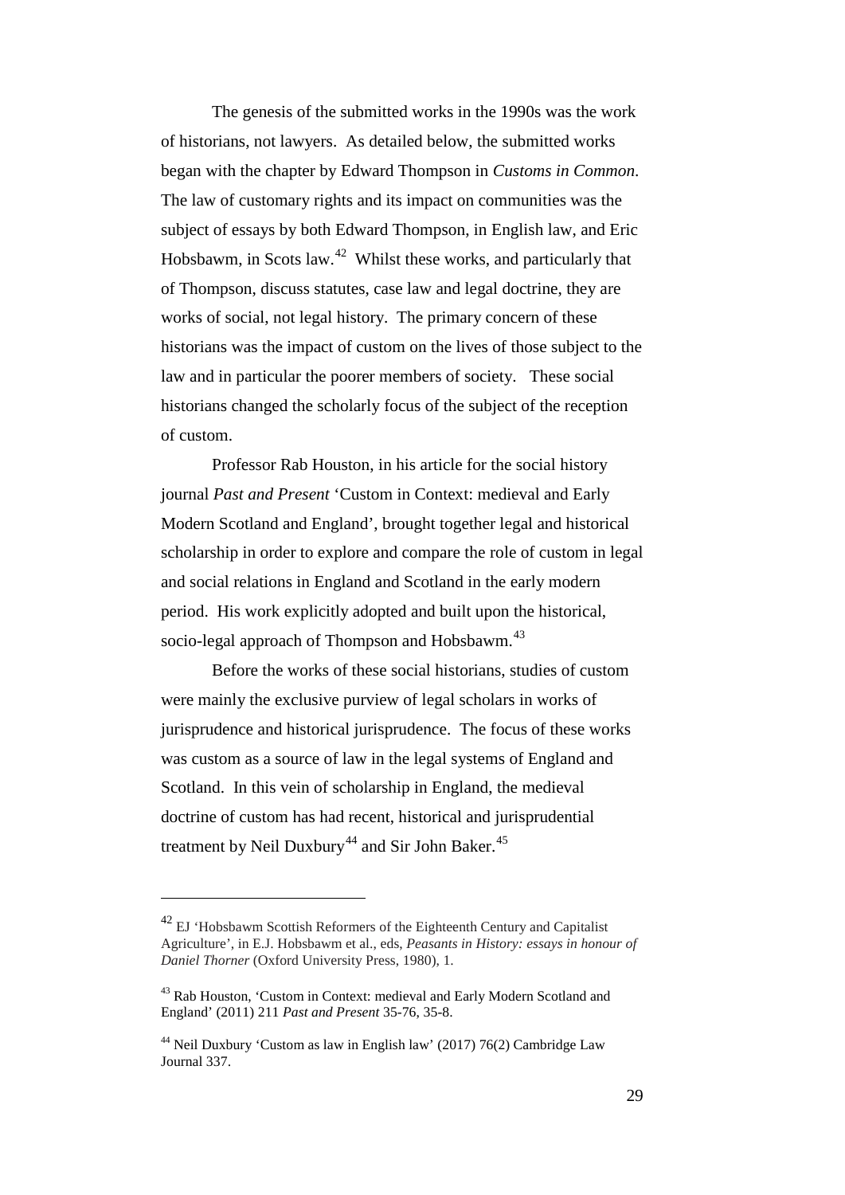The genesis of the submitted works in the 1990s was the work of historians, not lawyers. As detailed below, the submitted works began with the chapter by Edward Thompson in *Customs in Common*. The law of customary rights and its impact on communities was the subject of essays by both Edward Thompson, in English law, and Eric Hobsbawm, in Scots law.[42] Whilst these works, and particularly that of Thompson, discuss statutes, case law and legal doctrine, they are works of social, not legal history. The primary concern of these historians was the impact of custom on the lives of those subject to the law and in particular the poorer members of society. These social historians changed the scholarly focus of the subject of the reception of custom.

Professor Rab Houston, in his article for the social history journal *Past and Present* 'Custom in Context: medieval and Early Modern Scotland and England', brought together legal and historical scholarship in order to explore and compare the role of custom in legal and social relations in England and Scotland in the early modern period. His work explicitly adopted and built upon the historical, socio-legal approach of Thompson and Hobsbawm.[43]

Before the works of these social historians, studies of custom were mainly the exclusive purview of legal scholars in works of jurisprudence and historical jurisprudence. The focus of these works was custom as a source of law in the legal systems of England and Scotland. In this vein of scholarship in England, the medieval doctrine of custom has had recent, historical and jurisprudential treatment by Neil Duxbury[44] and Sir John Baker.[45]

---

[42] EJ 'Hobsbawm Scottish Reformers of the Eighteenth Century and Capitalist Agriculture', in E.J. Hobsbawm et al., eds, *Peasants in History: essays in honour of Daniel Thorner* (Oxford University Press, 1980), 1.

[43] Rab Houston, 'Custom in Context: medieval and Early Modern Scotland and England' (2011) 211 *Past and Present* 35-76, 35-8.

[44] Neil Duxbury 'Custom as law in English law' (2017) 76(2) Cambridge Law Journal 337.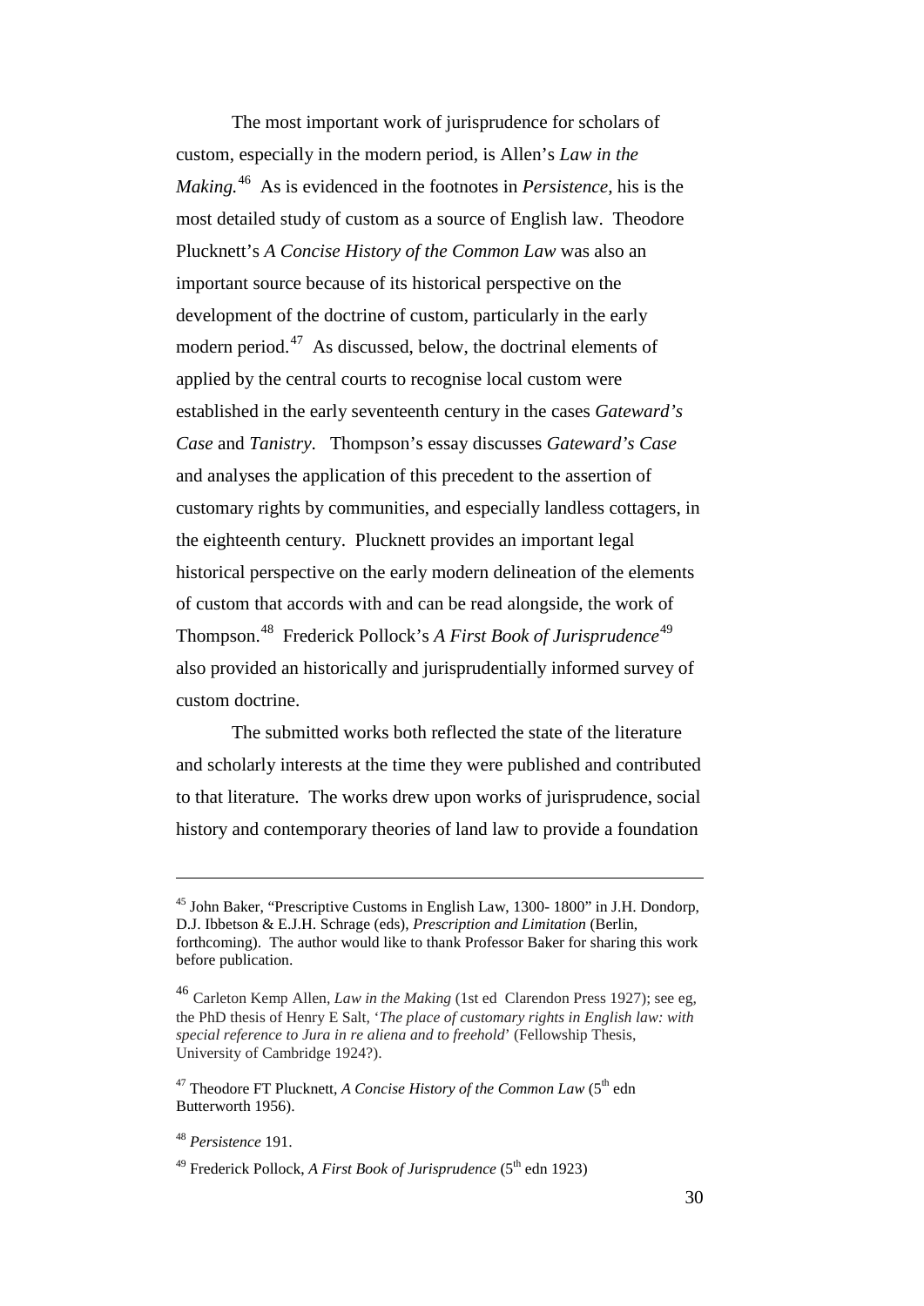The most important work of jurisprudence for scholars of custom, especially in the modern period, is Allen's *Law in the Making.*[46] As is evidenced in the footnotes in *Persistence*, his is the most detailed study of custom as a source of English law. Theodore Plucknett's *A Concise History of the Common Law* was also an important source because of its historical perspective on the development of the doctrine of custom, particularly in the early modern period.[47] As discussed, below, the doctrinal elements of applied by the central courts to recognise local custom were established in the early seventeenth century in the cases *Gateward's Case* and *Tanistry*. Thompson's essay discusses *Gateward's Case* and analyses the application of this precedent to the assertion of customary rights by communities, and especially landless cottagers, in the eighteenth century. Plucknett provides an important legal historical perspective on the early modern delineation of the elements of custom that accords with and can be read alongside, the work of Thompson.[48] Frederick Pollock's *A First Book of Jurisprudence*[49] also provided an historically and jurisprudentially informed survey of custom doctrine.

The submitted works both reflected the state of the literature and scholarly interests at the time they were published and contributed to that literature. The works drew upon works of jurisprudence, social history and contemporary theories of land law to provide a foundation

---

[45] John Baker, "Prescriptive Customs in English Law, 1300- 1800" in J.H. Dondorp, D.J. Ibbetson & E.J.H. Schrage (eds), *Prescription and Limitation* (Berlin, forthcoming). The author would like to thank Professor Baker for sharing this work before publication.

[46] Carleton Kemp Allen, *Law in the Making* (1st ed Clarendon Press 1927); see eg, the PhD thesis of Henry E Salt, '*The place of customary rights in English law: with special reference to Jura in re aliena and to freehold*' (Fellowship Thesis, University of Cambridge 1924?).

[47] Theodore FT Plucknett, *A Concise History of the Common Law* (5th edn Butterworth 1956).

[48] *Persistence* 191.

[49] Frederick Pollock, *A First Book of Jurisprudence* (5th edn 1923)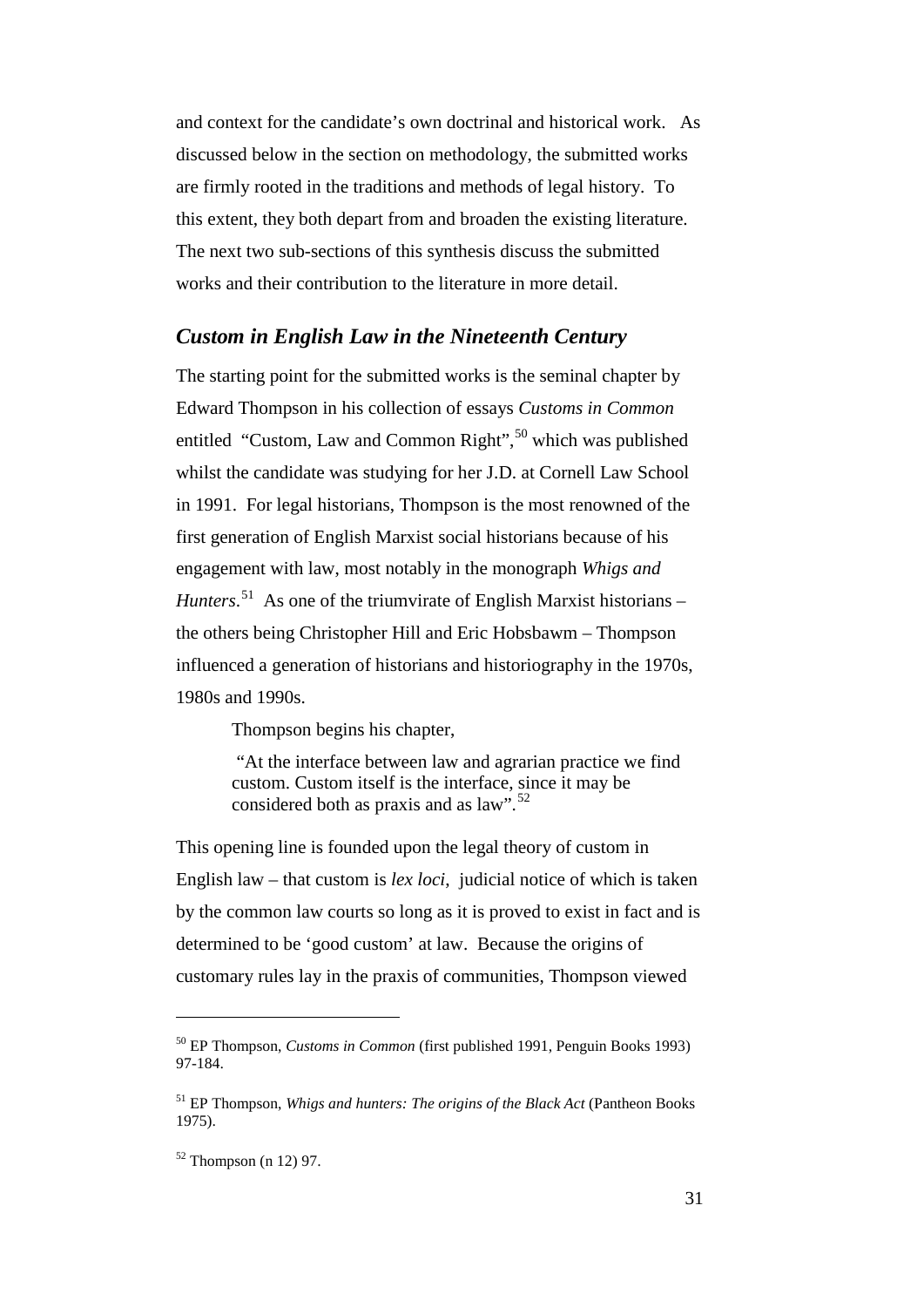and context for the candidate's own doctrinal and historical work. As discussed below in the section on methodology, the submitted works are firmly rooted in the traditions and methods of legal history. To this extent, they both depart from and broaden the existing literature. The next two sub-sections of this synthesis discuss the submitted works and their contribution to the literature in more detail.

### *Custom in English Law in the Nineteenth Century*

The starting point for the submitted works is the seminal chapter by Edward Thompson in his collection of essays *Customs in Common* entitled "Custom, Law and Common Right",[50] which was published whilst the candidate was studying for her J.D. at Cornell Law School in 1991. For legal historians, Thompson is the most renowned of the first generation of English Marxist social historians because of his engagement with law, most notably in the monograph *Whigs and Hunters*.[51] As one of the triumvirate of English Marxist historians – the others being Christopher Hill and Eric Hobsbawm – Thompson influenced a generation of historians and historiography in the 1970s, 1980s and 1990s.

Thompson begins his chapter,

> "At the interface between law and agrarian practice we find custom. Custom itself is the interface, since it may be considered both as praxis and as law".[52]

This opening line is founded upon the legal theory of custom in English law – that custom is *lex loci*, judicial notice of which is taken by the common law courts so long as it is proved to exist in fact and is determined to be 'good custom' at law. Because the origins of customary rules lay in the praxis of communities, Thompson viewed

---

[50] EP Thompson, *Customs in Common* (first published 1991, Penguin Books 1993) 97-184.

[51] EP Thompson, *Whigs and hunters: The origins of the Black Act* (Pantheon Books 1975).

[52] Thompson (n 12) 97.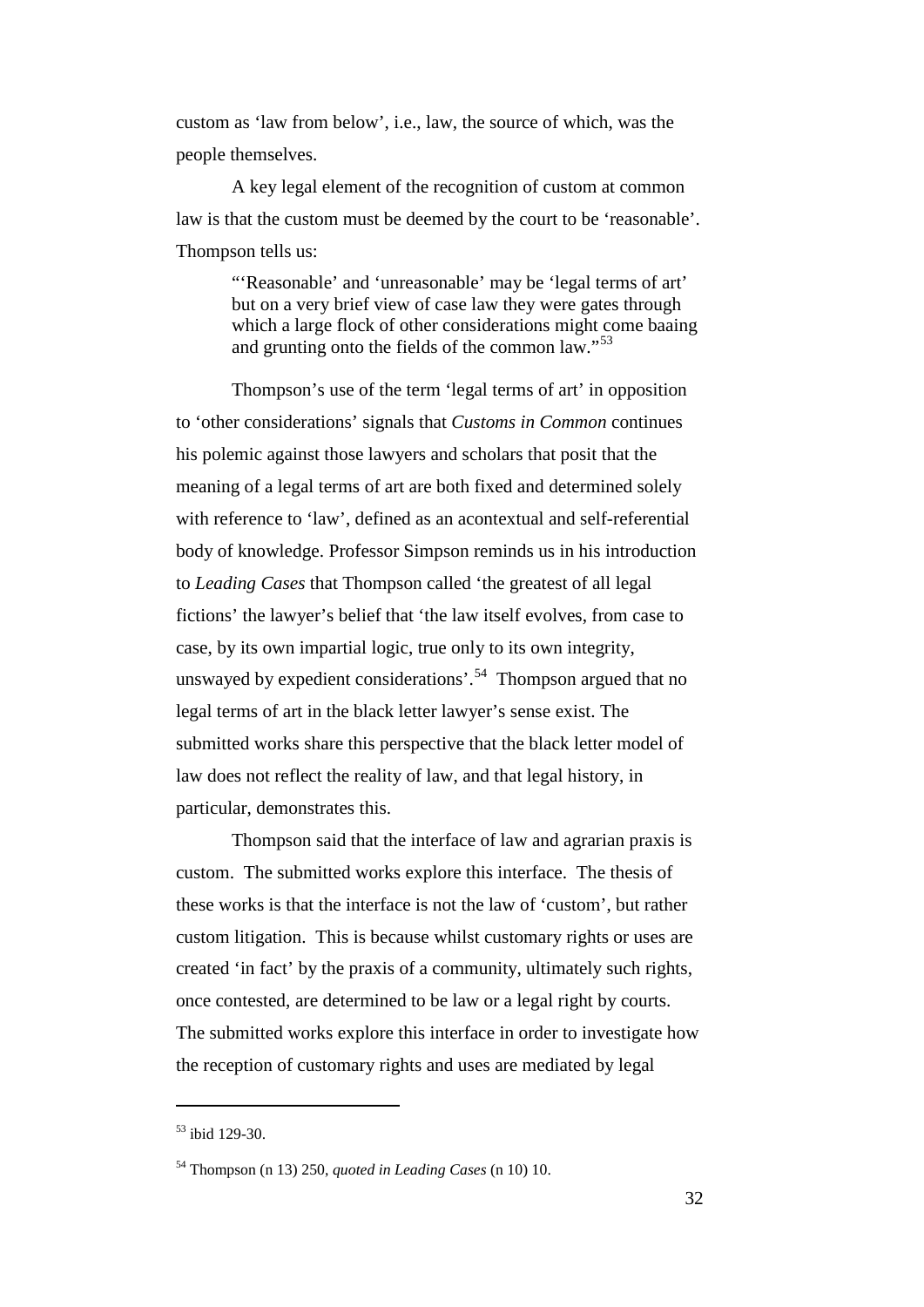custom as 'law from below', i.e., law, the source of which, was the people themselves.

A key legal element of the recognition of custom at common law is that the custom must be deemed by the court to be 'reasonable'. Thompson tells us:

> "'Reasonable' and 'unreasonable' may be 'legal terms of art' but on a very brief view of case law they were gates through which a large flock of other considerations might come baaing and grunting onto the fields of the common law."[53]

Thompson's use of the term 'legal terms of art' in opposition to 'other considerations' signals that *Customs in Common* continues his polemic against those lawyers and scholars that posit that the meaning of a legal terms of art are both fixed and determined solely with reference to 'law', defined as an acontextual and self-referential body of knowledge. Professor Simpson reminds us in his introduction to *Leading Cases* that Thompson called 'the greatest of all legal fictions' the lawyer's belief that 'the law itself evolves, from case to case, by its own impartial logic, true only to its own integrity, unswayed by expedient considerations'.[54] Thompson argued that no legal terms of art in the black letter lawyer's sense exist. The submitted works share this perspective that the black letter model of law does not reflect the reality of law, and that legal history, in particular, demonstrates this.

Thompson said that the interface of law and agrarian praxis is custom. The submitted works explore this interface. The thesis of these works is that the interface is not the law of 'custom', but rather custom litigation. This is because whilst customary rights or uses are created 'in fact' by the praxis of a community, ultimately such rights, once contested, are determined to be law or a legal right by courts. The submitted works explore this interface in order to investigate how the reception of customary rights and uses are mediated by legal

---

[53] ibid 129-30.

[54] Thompson (n 13) 250, *quoted in Leading Cases* (n 10) 10.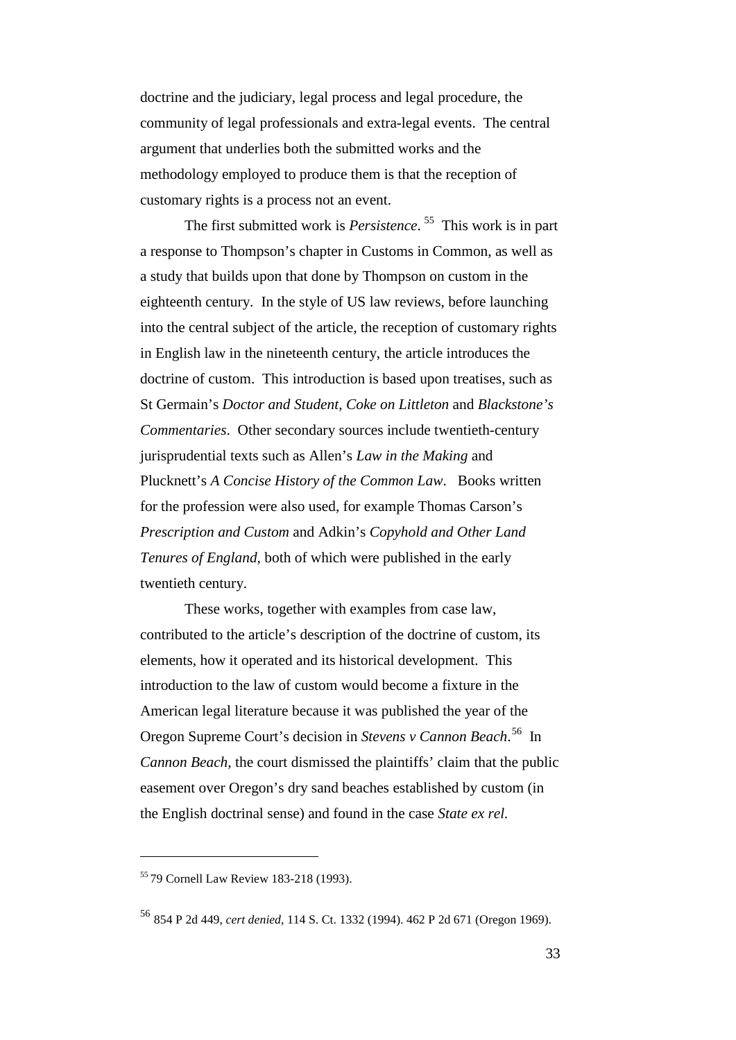doctrine and the judiciary, legal process and legal procedure, the community of legal professionals and extra-legal events. The central argument that underlies both the submitted works and the methodology employed to produce them is that the reception of customary rights is a process not an event.

The first submitted work is *Persistence*.[55] This work is in part a response to Thompson's chapter in Customs in Common, as well as a study that builds upon that done by Thompson on custom in the eighteenth century. In the style of US law reviews, before launching into the central subject of the article, the reception of customary rights in English law in the nineteenth century, the article introduces the doctrine of custom. This introduction is based upon treatises, such as St Germain's *Doctor and Student*, *Coke on Littleton* and *Blackstone's Commentaries*. Other secondary sources include twentieth-century jurisprudential texts such as Allen's *Law in the Making* and Plucknett's *A Concise History of the Common Law*. Books written for the profession were also used, for example Thomas Carson's *Prescription and Custom* and Adkin's *Copyhold and Other Land Tenures of England*, both of which were published in the early twentieth century.

These works, together with examples from case law, contributed to the article's description of the doctrine of custom, its elements, how it operated and its historical development. This introduction to the law of custom would become a fixture in the American legal literature because it was published the year of the Oregon Supreme Court's decision in *Stevens v Cannon Beach*.[56] In *Cannon Beach*, the court dismissed the plaintiffs' claim that the public easement over Oregon's dry sand beaches established by custom (in the English doctrinal sense) and found in the case *State ex rel.*

---

[55] 79 Cornell Law Review 183-218 (1993).

[56] 854 P 2d 449, *cert denied*, 114 S. Ct. 1332 (1994). 462 P 2d 671 (Oregon 1969).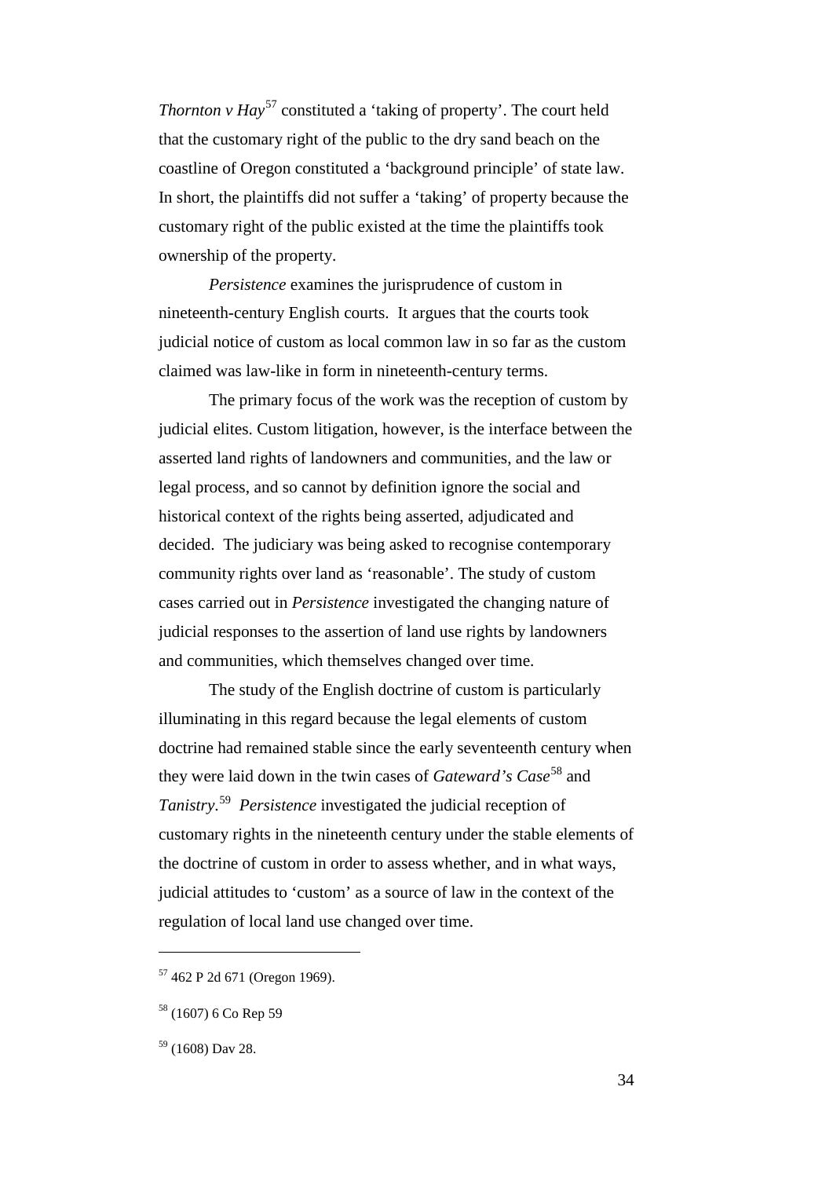*Thornton v Hay*[57] constituted a 'taking of property'. The court held that the customary right of the public to the dry sand beach on the coastline of Oregon constituted a 'background principle' of state law. In short, the plaintiffs did not suffer a 'taking' of property because the customary right of the public existed at the time the plaintiffs took ownership of the property.

*Persistence* examines the jurisprudence of custom in nineteenth-century English courts. It argues that the courts took judicial notice of custom as local common law in so far as the custom claimed was law-like in form in nineteenth-century terms.

The primary focus of the work was the reception of custom by judicial elites. Custom litigation, however, is the interface between the asserted land rights of landowners and communities, and the law or legal process, and so cannot by definition ignore the social and historical context of the rights being asserted, adjudicated and decided. The judiciary was being asked to recognise contemporary community rights over land as 'reasonable'. The study of custom cases carried out in *Persistence* investigated the changing nature of judicial responses to the assertion of land use rights by landowners and communities, which themselves changed over time.

The study of the English doctrine of custom is particularly illuminating in this regard because the legal elements of custom doctrine had remained stable since the early seventeenth century when they were laid down in the twin cases of *Gateward's Case*[58] and *Tanistry*.[59] *Persistence* investigated the judicial reception of customary rights in the nineteenth century under the stable elements of the doctrine of custom in order to assess whether, and in what ways, judicial attitudes to 'custom' as a source of law in the context of the regulation of local land use changed over time.

---

[57] 462 P 2d 671 (Oregon 1969).

[58] (1607) 6 Co Rep 59

[59] (1608) Dav 28.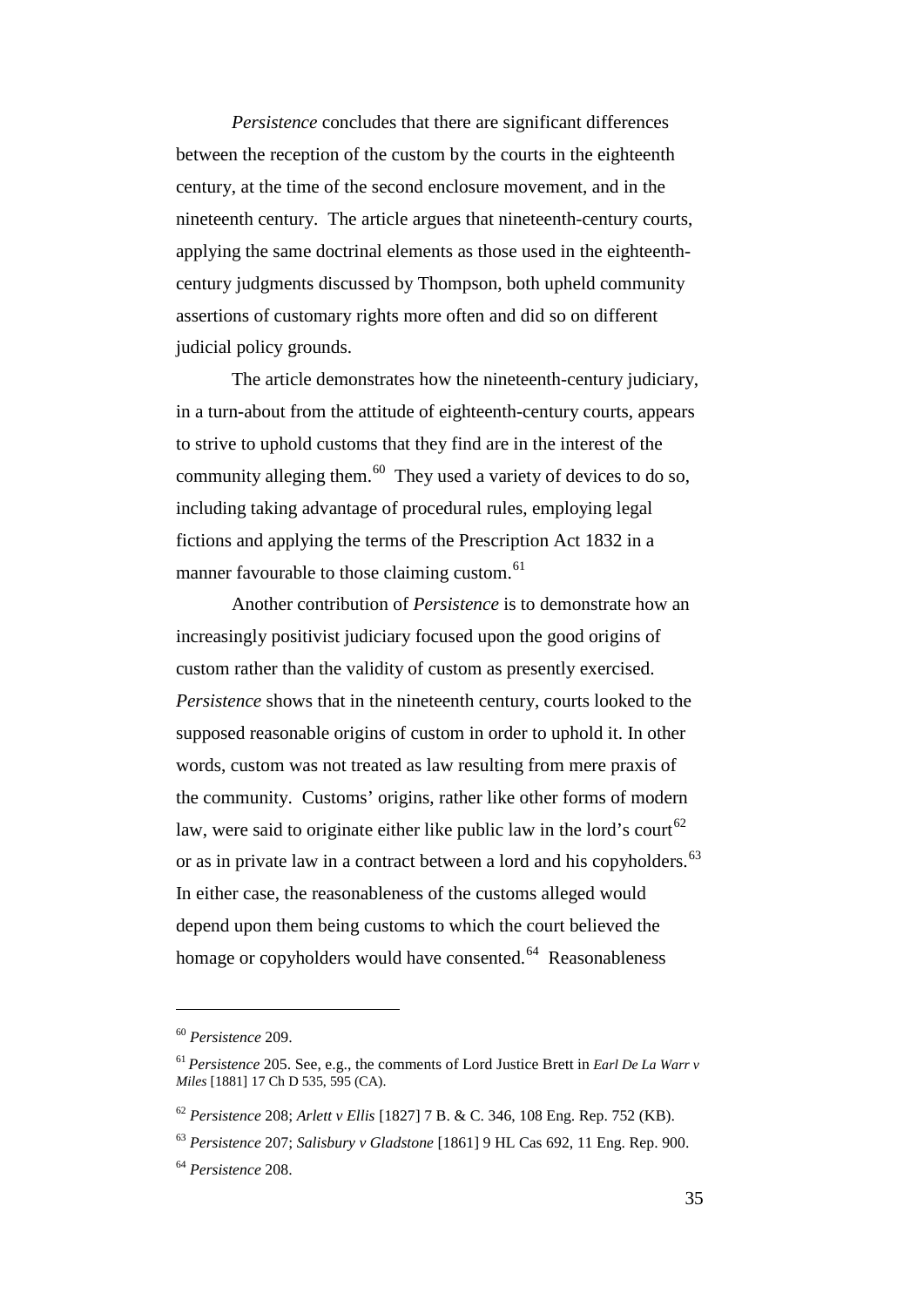*Persistence* concludes that there are significant differences between the reception of the custom by the courts in the eighteenth century, at the time of the second enclosure movement, and in the nineteenth century. The article argues that nineteenth-century courts, applying the same doctrinal elements as those used in the eighteenth-century judgments discussed by Thompson, both upheld community assertions of customary rights more often and did so on different judicial policy grounds.

The article demonstrates how the nineteenth-century judiciary, in a turn-about from the attitude of eighteenth-century courts, appears to strive to uphold customs that they find are in the interest of the community alleging them.[60] They used a variety of devices to do so, including taking advantage of procedural rules, employing legal fictions and applying the terms of the Prescription Act 1832 in a manner favourable to those claiming custom.[61]

Another contribution of *Persistence* is to demonstrate how an increasingly positivist judiciary focused upon the good origins of custom rather than the validity of custom as presently exercised. *Persistence* shows that in the nineteenth century, courts looked to the supposed reasonable origins of custom in order to uphold it. In other words, custom was not treated as law resulting from mere praxis of the community. Customs' origins, rather like other forms of modern law, were said to originate either like public law in the lord's court[62] or as in private law in a contract between a lord and his copyholders.[63] In either case, the reasonableness of the customs alleged would depend upon them being customs to which the court believed the homage or copyholders would have consented.[64] Reasonableness

---

[60] *Persistence* 209.

[61] *Persistence* 205. See, e.g., the comments of Lord Justice Brett in *Earl De La Warr v Miles* [1881] 17 Ch D 535, 595 (CA).

[62] *Persistence* 208; *Arlett v Ellis* [1827] 7 B. & C. 346, 108 Eng. Rep. 752 (KB).

[63] *Persistence* 207; *Salisbury v Gladstone* [1861] 9 HL Cas 692, 11 Eng. Rep. 900.

[64] *Persistence* 208.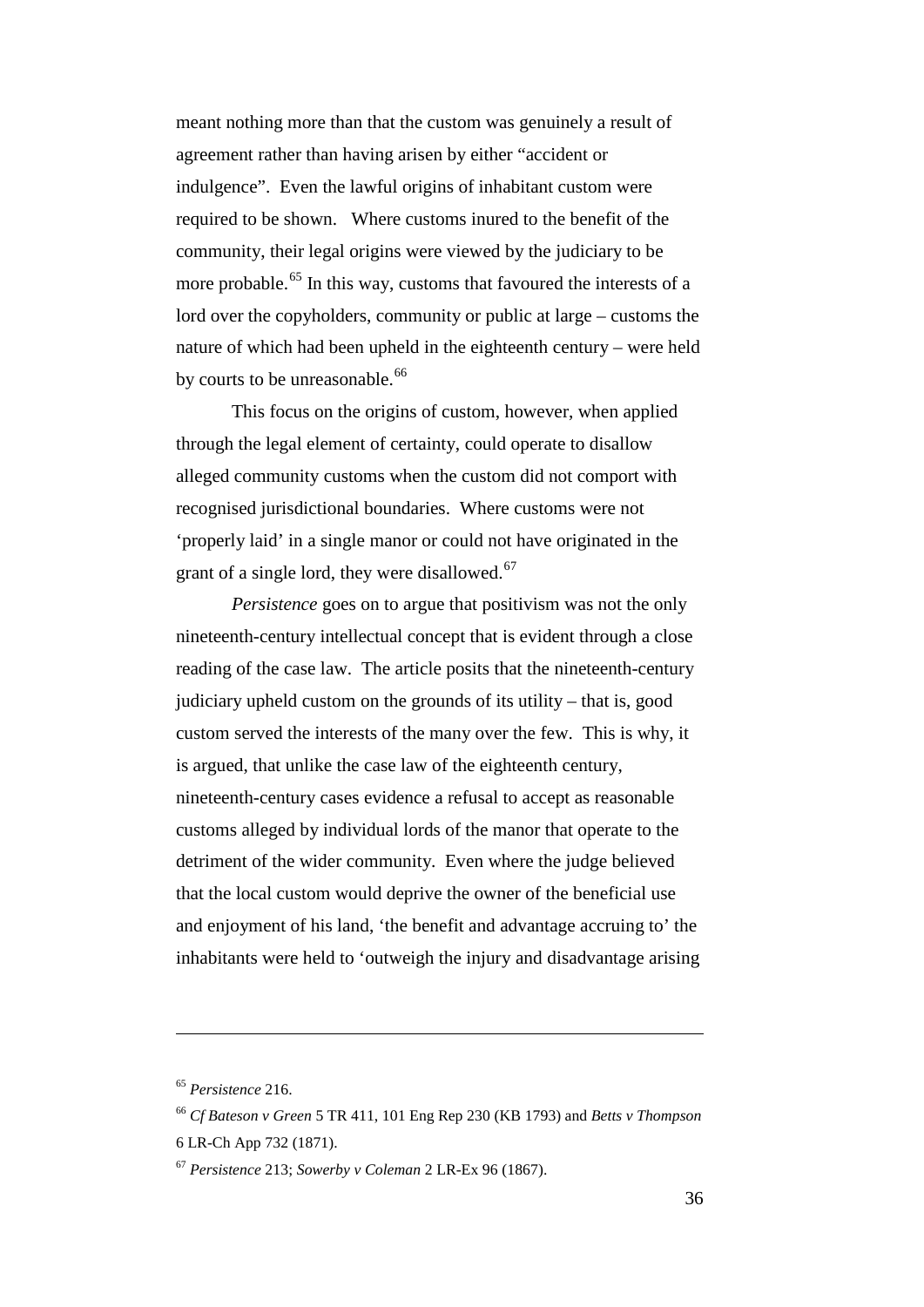meant nothing more than that the custom was genuinely a result of agreement rather than having arisen by either "accident or indulgence". Even the lawful origins of inhabitant custom were required to be shown. Where customs inured to the benefit of the community, their legal origins were viewed by the judiciary to be more probable.[65] In this way, customs that favoured the interests of a lord over the copyholders, community or public at large – customs the nature of which had been upheld in the eighteenth century – were held by courts to be unreasonable.[66]

This focus on the origins of custom, however, when applied through the legal element of certainty, could operate to disallow alleged community customs when the custom did not comport with recognised jurisdictional boundaries. Where customs were not 'properly laid' in a single manor or could not have originated in the grant of a single lord, they were disallowed.[67]

*Persistence* goes on to argue that positivism was not the only nineteenth-century intellectual concept that is evident through a close reading of the case law. The article posits that the nineteenth-century judiciary upheld custom on the grounds of its utility – that is, good custom served the interests of the many over the few. This is why, it is argued, that unlike the case law of the eighteenth century, nineteenth-century cases evidence a refusal to accept as reasonable customs alleged by individual lords of the manor that operate to the detriment of the wider community. Even where the judge believed that the local custom would deprive the owner of the beneficial use and enjoyment of his land, 'the benefit and advantage accruing to' the inhabitants were held to 'outweigh the injury and disadvantage arising

---

[65] *Persistence* 216.

[66] *Cf Bateson v Green* 5 TR 411, 101 Eng Rep 230 (KB 1793) and *Betts v Thompson* 6 LR-Ch App 732 (1871).

[67] *Persistence* 213; *Sowerby v Coleman* 2 LR-Ex 96 (1867).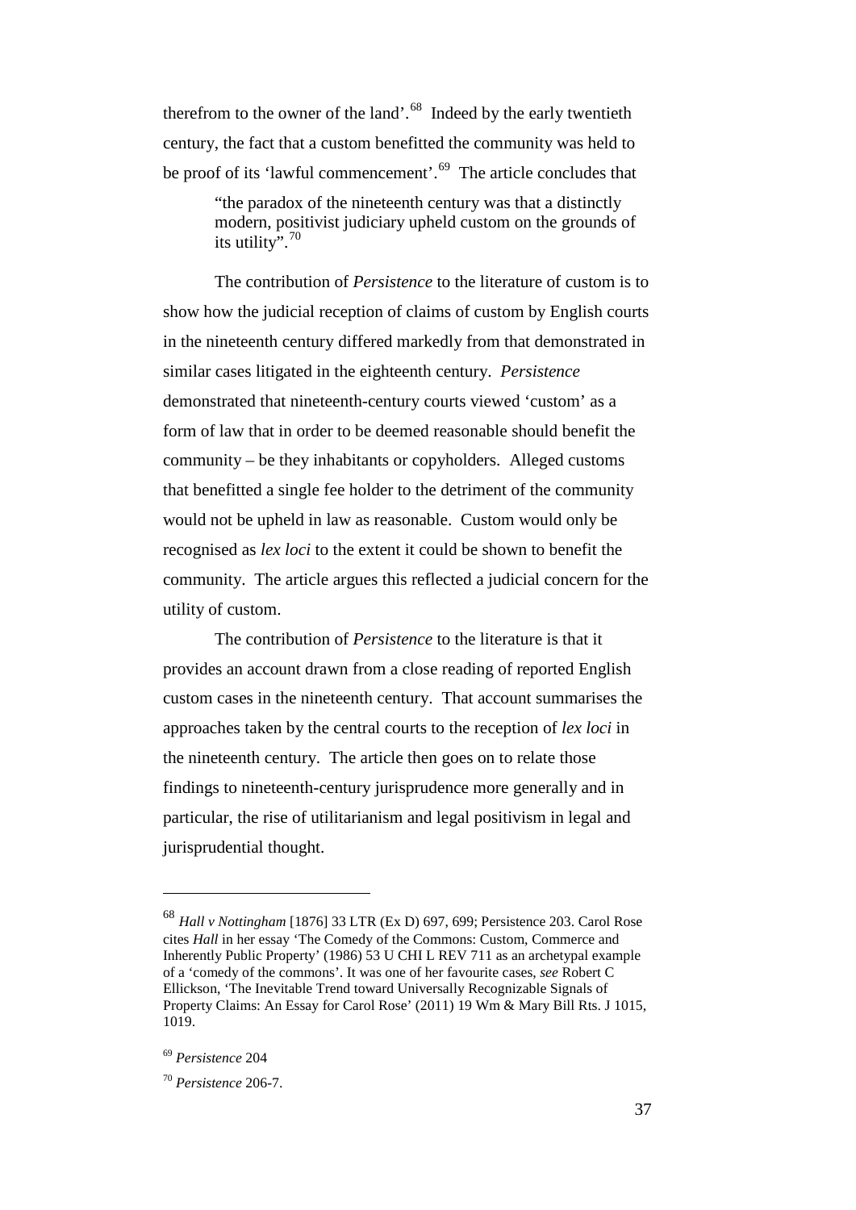therefrom to the owner of the land'.[68] Indeed by the early twentieth century, the fact that a custom benefitted the community was held to be proof of its 'lawful commencement'.[69] The article concludes that

> "the paradox of the nineteenth century was that a distinctly modern, positivist judiciary upheld custom on the grounds of its utility".[70]

The contribution of *Persistence* to the literature of custom is to show how the judicial reception of claims of custom by English courts in the nineteenth century differed markedly from that demonstrated in similar cases litigated in the eighteenth century. *Persistence* demonstrated that nineteenth-century courts viewed 'custom' as a form of law that in order to be deemed reasonable should benefit the community – be they inhabitants or copyholders. Alleged customs that benefitted a single fee holder to the detriment of the community would not be upheld in law as reasonable. Custom would only be recognised as *lex loci* to the extent it could be shown to benefit the community. The article argues this reflected a judicial concern for the utility of custom.

The contribution of *Persistence* to the literature is that it provides an account drawn from a close reading of reported English custom cases in the nineteenth century. That account summarises the approaches taken by the central courts to the reception of *lex loci* in the nineteenth century. The article then goes on to relate those findings to nineteenth-century jurisprudence more generally and in particular, the rise of utilitarianism and legal positivism in legal and jurisprudential thought.

---

[68] *Hall v Nottingham* [1876] 33 LTR (Ex D) 697, 699; Persistence 203. Carol Rose cites *Hall* in her essay 'The Comedy of the Commons: Custom, Commerce and Inherently Public Property' (1986) 53 U CHI L REV 711 as an archetypal example of a 'comedy of the commons'. It was one of her favourite cases, *see* Robert C Ellickson, 'The Inevitable Trend toward Universally Recognizable Signals of Property Claims: An Essay for Carol Rose' (2011) 19 Wm & Mary Bill Rts. J 1015, 1019.

[69] *Persistence* 204

[70] *Persistence* 206-7.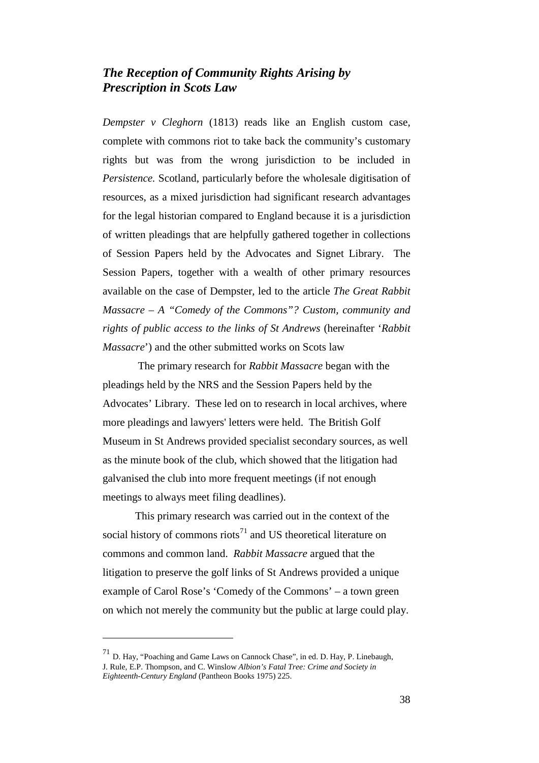## *The Reception of Community Rights Arising by Prescription in Scots Law*

*Dempster v Cleghorn* (1813) reads like an English custom case, complete with commons riot to take back the community's customary rights but was from the wrong jurisdiction to be included in *Persistence.* Scotland, particularly before the wholesale digitisation of resources, as a mixed jurisdiction had significant research advantages for the legal historian compared to England because it is a jurisdiction of written pleadings that are helpfully gathered together in collections of Session Papers held by the Advocates and Signet Library. The Session Papers, together with a wealth of other primary resources available on the case of Dempster, led to the article *The Great Rabbit Massacre – A "Comedy of the Commons"? Custom, community and rights of public access to the links of St Andrews* (hereinafter '*Rabbit Massacre*') and the other submitted works on Scots law

The primary research for *Rabbit Massacre* began with the pleadings held by the NRS and the Session Papers held by the Advocates' Library. These led on to research in local archives, where more pleadings and lawyers' letters were held. The British Golf Museum in St Andrews provided specialist secondary sources, as well as the minute book of the club, which showed that the litigation had galvanised the club into more frequent meetings (if not enough meetings to always meet filing deadlines).

This primary research was carried out in the context of the social history of commons riots[71] and US theoretical literature on commons and common land. *Rabbit Massacre* argued that the litigation to preserve the golf links of St Andrews provided a unique example of Carol Rose's 'Comedy of the Commons' – a town green on which not merely the community but the public at large could play.

[71] D. Hay, "Poaching and Game Laws on Cannock Chase", in ed. D. Hay, P. Linebaugh, J. Rule, E.P. Thompson, and C. Winslow *Albion's Fatal Tree: Crime and Society in Eighteenth-Century England* (Pantheon Books 1975) 225.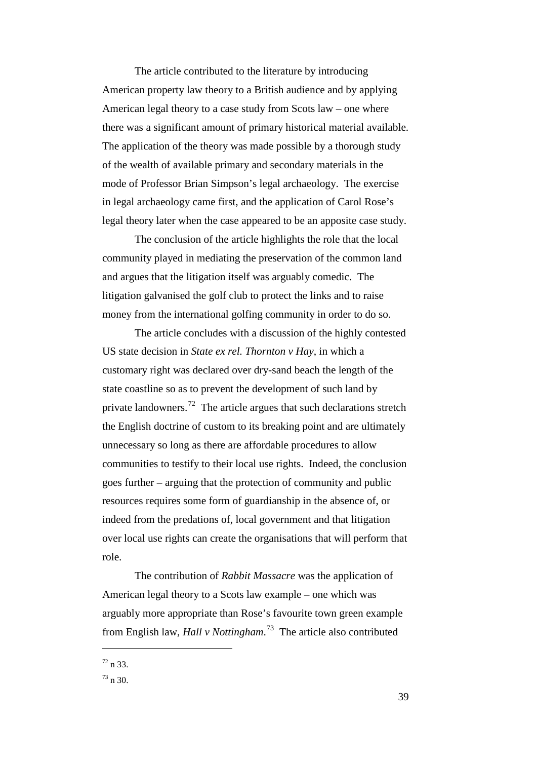The article contributed to the literature by introducing American property law theory to a British audience and by applying American legal theory to a case study from Scots law – one where there was a significant amount of primary historical material available. The application of the theory was made possible by a thorough study of the wealth of available primary and secondary materials in the mode of Professor Brian Simpson's legal archaeology. The exercise in legal archaeology came first, and the application of Carol Rose's legal theory later when the case appeared to be an apposite case study.

The conclusion of the article highlights the role that the local community played in mediating the preservation of the common land and argues that the litigation itself was arguably comedic. The litigation galvanised the golf club to protect the links and to raise money from the international golfing community in order to do so.

The article concludes with a discussion of the highly contested US state decision in *State ex rel. Thornton v Hay*, in which a customary right was declared over dry-sand beach the length of the state coastline so as to prevent the development of such land by private landowners.[72] The article argues that such declarations stretch the English doctrine of custom to its breaking point and are ultimately unnecessary so long as there are affordable procedures to allow communities to testify to their local use rights. Indeed, the conclusion goes further – arguing that the protection of community and public resources requires some form of guardianship in the absence of, or indeed from the predations of, local government and that litigation over local use rights can create the organisations that will perform that role.

The contribution of *Rabbit Massacre* was the application of American legal theory to a Scots law example – one which was arguably more appropriate than Rose's favourite town green example from English law, *Hall v Nottingham*.[73] The article also contributed

[72] n 33.

[73] n 30.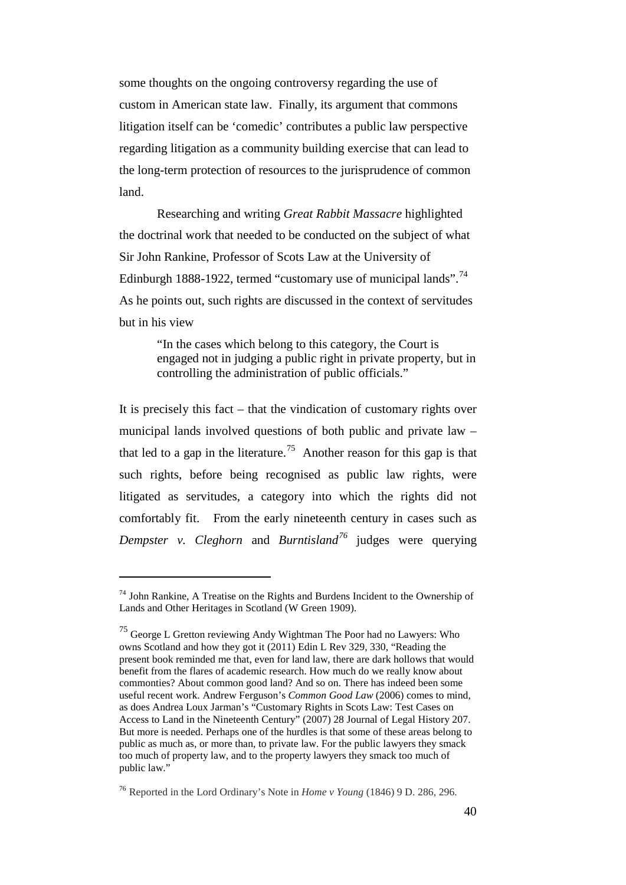some thoughts on the ongoing controversy regarding the use of custom in American state law. Finally, its argument that commons litigation itself can be 'comedic' contributes a public law perspective regarding litigation as a community building exercise that can lead to the long-term protection of resources to the jurisprudence of common land.

Researching and writing *Great Rabbit Massacre* highlighted the doctrinal work that needed to be conducted on the subject of what Sir John Rankine, Professor of Scots Law at the University of Edinburgh 1888-1922, termed "customary use of municipal lands".[74] As he points out, such rights are discussed in the context of servitudes but in his view

> "In the cases which belong to this category, the Court is engaged not in judging a public right in private property, but in controlling the administration of public officials."

It is precisely this fact – that the vindication of customary rights over municipal lands involved questions of both public and private law – that led to a gap in the literature.[75] Another reason for this gap is that such rights, before being recognised as public law rights, were litigated as servitudes, a category into which the rights did not comfortably fit. From the early nineteenth century in cases such as *Dempster v. Cleghorn* and *Burntisland*[76] judges were querying

---

[74] John Rankine, A Treatise on the Rights and Burdens Incident to the Ownership of Lands and Other Heritages in Scotland (W Green 1909).

[75] George L Gretton reviewing Andy Wightman The Poor had no Lawyers: Who owns Scotland and how they got it (2011) Edin L Rev 329, 330, "Reading the present book reminded me that, even for land law, there are dark hollows that would benefit from the flares of academic research. How much do we really know about commonties? About common good land? And so on. There has indeed been some useful recent work. Andrew Ferguson's *Common Good Law* (2006) comes to mind, as does Andrea Loux Jarman's "Customary Rights in Scots Law: Test Cases on Access to Land in the Nineteenth Century" (2007) 28 Journal of Legal History 207. But more is needed. Perhaps one of the hurdles is that some of these areas belong to public as much as, or more than, to private law. For the public lawyers they smack too much of property law, and to the property lawyers they smack too much of public law."

[76] Reported in the Lord Ordinary's Note in *Home v Young* (1846) 9 D. 286, 296.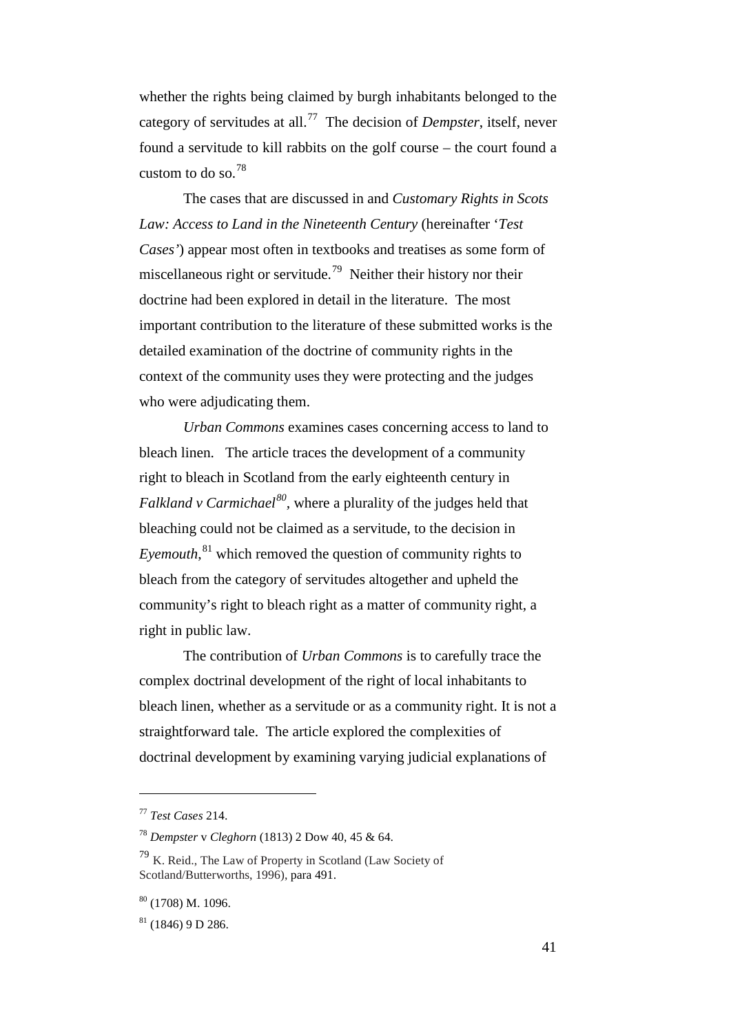whether the rights being claimed by burgh inhabitants belonged to the category of servitudes at all.[77] The decision of *Dempster*, itself, never found a servitude to kill rabbits on the golf course – the court found a custom to do so.[78]

The cases that are discussed in and *Customary Rights in Scots Law: Access to Land in the Nineteenth Century* (hereinafter '*Test Cases'*) appear most often in textbooks and treatises as some form of miscellaneous right or servitude.[79] Neither their history nor their doctrine had been explored in detail in the literature. The most important contribution to the literature of these submitted works is the detailed examination of the doctrine of community rights in the context of the community uses they were protecting and the judges who were adjudicating them.

*Urban Commons* examines cases concerning access to land to bleach linen. The article traces the development of a community right to bleach in Scotland from the early eighteenth century in *Falkland v Carmichael*[80], where a plurality of the judges held that bleaching could not be claimed as a servitude, to the decision in *Eyemouth*,[81] which removed the question of community rights to bleach from the category of servitudes altogether and upheld the community's right to bleach right as a matter of community right, a right in public law.

The contribution of *Urban Commons* is to carefully trace the complex doctrinal development of the right of local inhabitants to bleach linen, whether as a servitude or as a community right. It is not a straightforward tale. The article explored the complexities of doctrinal development by examining varying judicial explanations of

---

[77] *Test Cases* 214.

[78] *Dempster* v *Cleghorn* (1813) 2 Dow 40, 45 & 64.

[79] K. Reid., The Law of Property in Scotland (Law Society of Scotland/Butterworths, 1996), para 491.

[80] (1708) M. 1096.

[81] (1846) 9 D 286.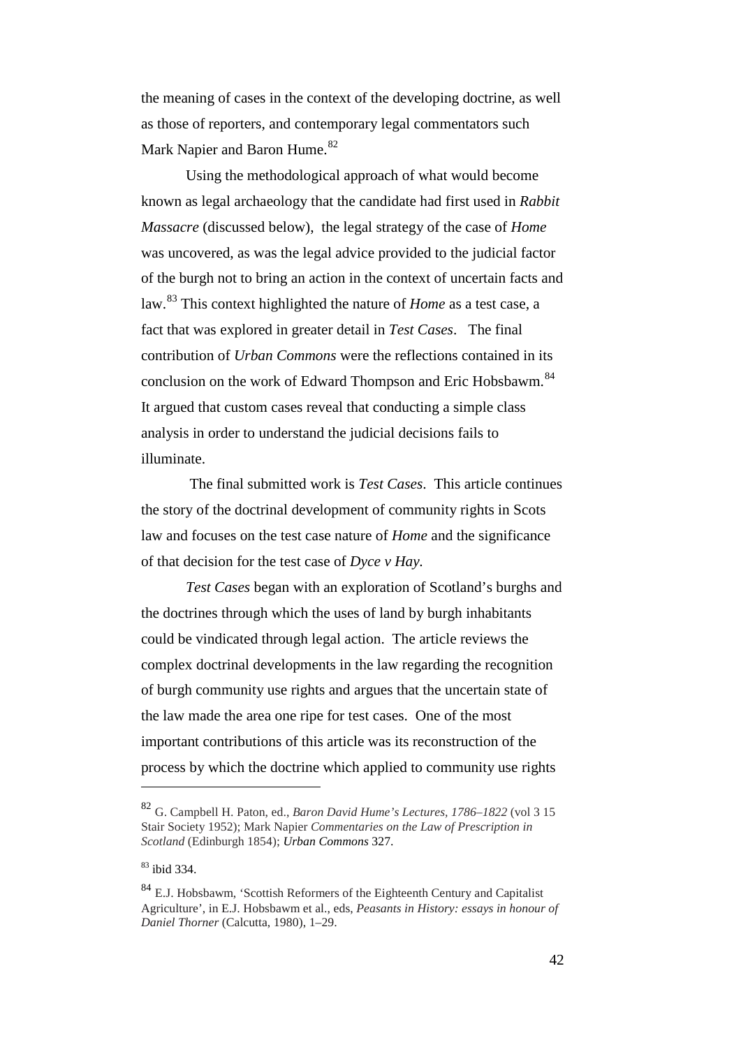the meaning of cases in the context of the developing doctrine, as well as those of reporters, and contemporary legal commentators such Mark Napier and Baron Hume.[82]

Using the methodological approach of what would become known as legal archaeology that the candidate had first used in *Rabbit Massacre* (discussed below), the legal strategy of the case of *Home* was uncovered, as was the legal advice provided to the judicial factor of the burgh not to bring an action in the context of uncertain facts and law.[83] This context highlighted the nature of *Home* as a test case, a fact that was explored in greater detail in *Test Cases*. The final contribution of *Urban Commons* were the reflections contained in its conclusion on the work of Edward Thompson and Eric Hobsbawm.[84] It argued that custom cases reveal that conducting a simple class analysis in order to understand the judicial decisions fails to illuminate.

The final submitted work is *Test Cases*. This article continues the story of the doctrinal development of community rights in Scots law and focuses on the test case nature of *Home* and the significance of that decision for the test case of *Dyce v Hay*.

*Test Cases* began with an exploration of Scotland's burghs and the doctrines through which the uses of land by burgh inhabitants could be vindicated through legal action. The article reviews the complex doctrinal developments in the law regarding the recognition of burgh community use rights and argues that the uncertain state of the law made the area one ripe for test cases. One of the most important contributions of this article was its reconstruction of the process by which the doctrine which applied to community use rights

---

[82] G. Campbell H. Paton, ed., *Baron David Hume's Lectures, 1786–1822* (vol 3 15 Stair Society 1952); Mark Napier *Commentaries on the Law of Prescription in Scotland* (Edinburgh 1854); *Urban Commons* 327.

[83] ibid 334.

[84] E.J. Hobsbawm, 'Scottish Reformers of the Eighteenth Century and Capitalist Agriculture', in E.J. Hobsbawm et al., eds, *Peasants in History: essays in honour of Daniel Thorner* (Calcutta, 1980), 1–29.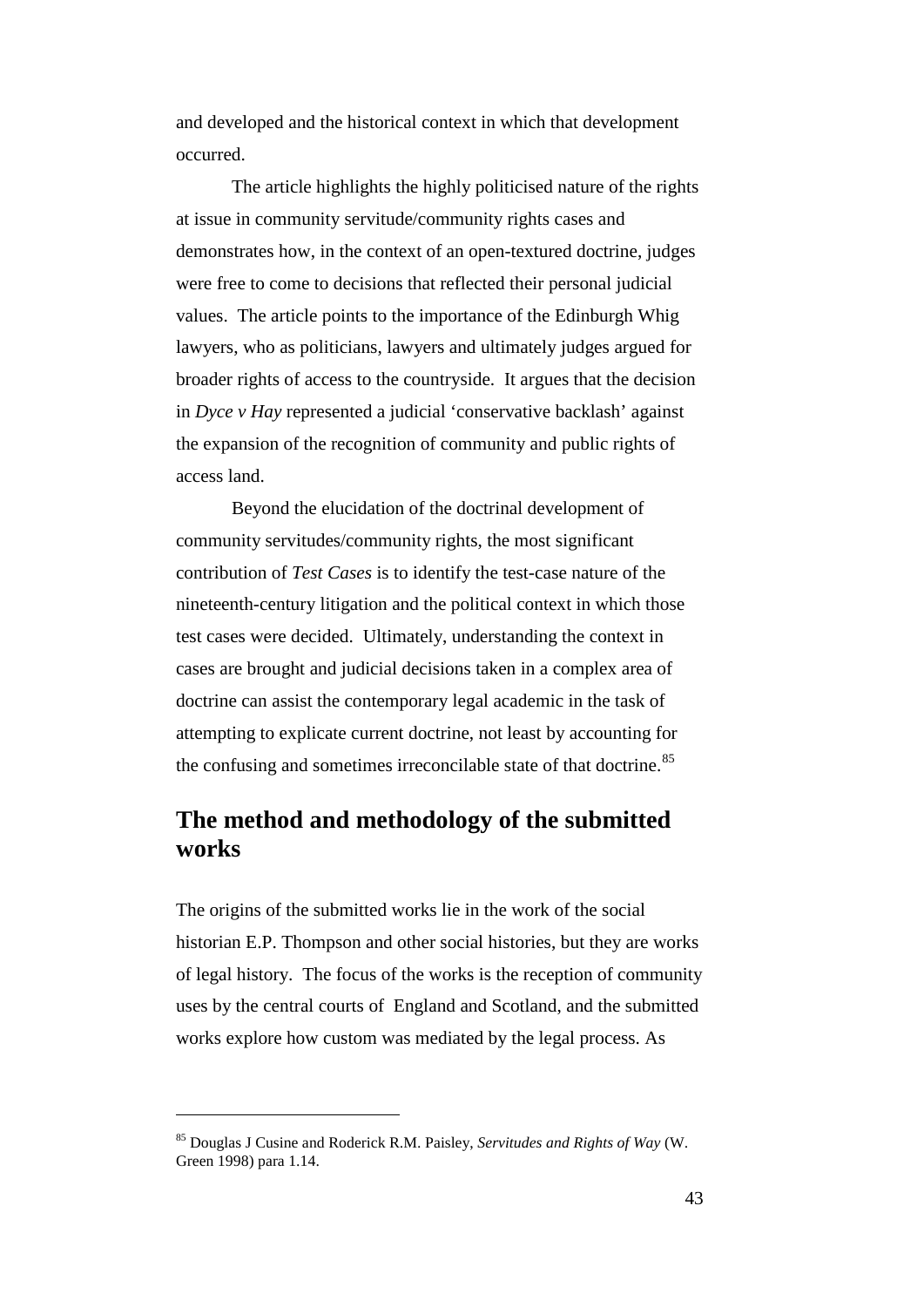and developed and the historical context in which that development occurred.

The article highlights the highly politicised nature of the rights at issue in community servitude/community rights cases and demonstrates how, in the context of an open-textured doctrine, judges were free to come to decisions that reflected their personal judicial values. The article points to the importance of the Edinburgh Whig lawyers, who as politicians, lawyers and ultimately judges argued for broader rights of access to the countryside. It argues that the decision in *Dyce v Hay* represented a judicial 'conservative backlash' against the expansion of the recognition of community and public rights of access land.

Beyond the elucidation of the doctrinal development of community servitudes/community rights, the most significant contribution of *Test Cases* is to identify the test-case nature of the nineteenth-century litigation and the political context in which those test cases were decided. Ultimately, understanding the context in cases are brought and judicial decisions taken in a complex area of doctrine can assist the contemporary legal academic in the task of attempting to explicate current doctrine, not least by accounting for the confusing and sometimes irreconcilable state of that doctrine.[85]

## The method and methodology of the submitted works

The origins of the submitted works lie in the work of the social historian E.P. Thompson and other social histories, but they are works of legal history. The focus of the works is the reception of community uses by the central courts of England and Scotland, and the submitted works explore how custom was mediated by the legal process. As

---

[85] Douglas J Cusine and Roderick R.M. Paisley, *Servitudes and Rights of Way* (W. Green 1998) para 1.14.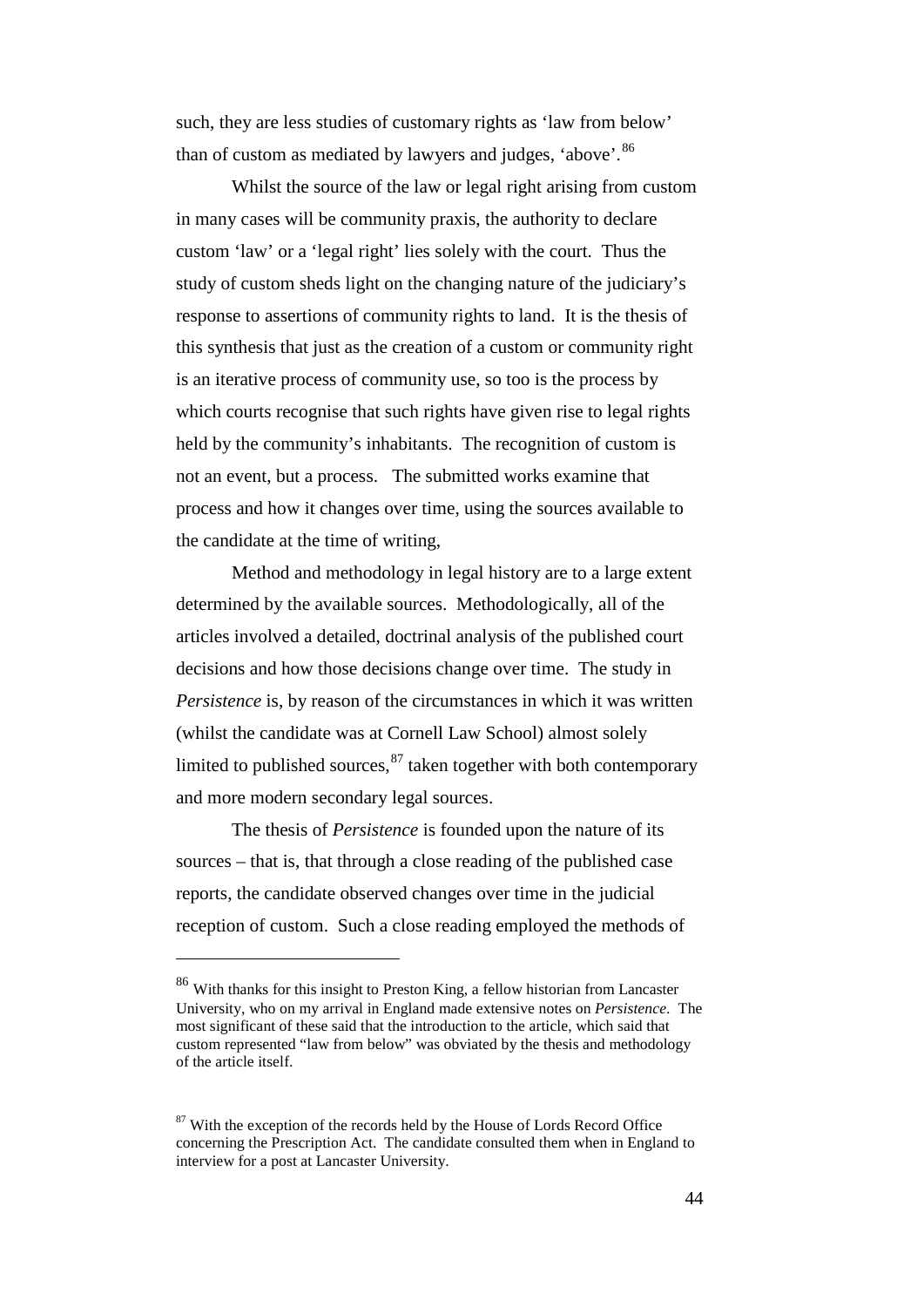such, they are less studies of customary rights as 'law from below' than of custom as mediated by lawyers and judges, 'above'.[86]

Whilst the source of the law or legal right arising from custom in many cases will be community praxis, the authority to declare custom 'law' or a 'legal right' lies solely with the court. Thus the study of custom sheds light on the changing nature of the judiciary's response to assertions of community rights to land. It is the thesis of this synthesis that just as the creation of a custom or community right is an iterative process of community use, so too is the process by which courts recognise that such rights have given rise to legal rights held by the community's inhabitants. The recognition of custom is not an event, but a process. The submitted works examine that process and how it changes over time, using the sources available to the candidate at the time of writing,

Method and methodology in legal history are to a large extent determined by the available sources. Methodologically, all of the articles involved a detailed, doctrinal analysis of the published court decisions and how those decisions change over time. The study in *Persistence* is, by reason of the circumstances in which it was written (whilst the candidate was at Cornell Law School) almost solely limited to published sources,[87] taken together with both contemporary and more modern secondary legal sources.

The thesis of *Persistence* is founded upon the nature of its sources – that is, that through a close reading of the published case reports, the candidate observed changes over time in the judicial reception of custom. Such a close reading employed the methods of

---

[86] With thanks for this insight to Preston King, a fellow historian from Lancaster University, who on my arrival in England made extensive notes on *Persistence*. The most significant of these said that the introduction to the article, which said that custom represented "law from below" was obviated by the thesis and methodology of the article itself.

[87] With the exception of the records held by the House of Lords Record Office concerning the Prescription Act. The candidate consulted them when in England to interview for a post at Lancaster University.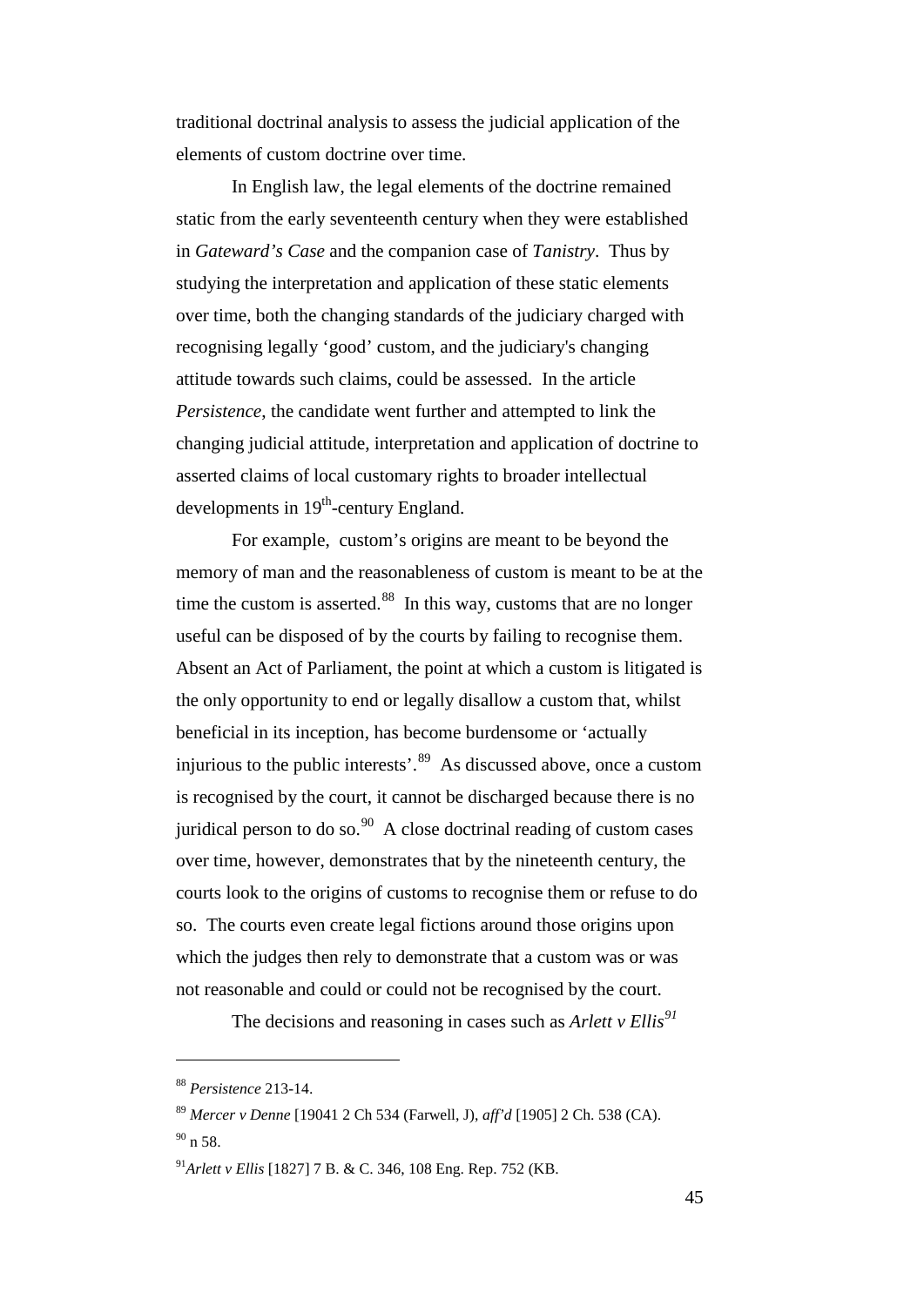traditional doctrinal analysis to assess the judicial application of the elements of custom doctrine over time.

In English law, the legal elements of the doctrine remained static from the early seventeenth century when they were established in *Gateward's Case* and the companion case of *Tanistry*. Thus by studying the interpretation and application of these static elements over time, both the changing standards of the judiciary charged with recognising legally 'good' custom, and the judiciary's changing attitude towards such claims, could be assessed. In the article *Persistence*, the candidate went further and attempted to link the changing judicial attitude, interpretation and application of doctrine to asserted claims of local customary rights to broader intellectual developments in 19th-century England.

For example, custom's origins are meant to be beyond the memory of man and the reasonableness of custom is meant to be at the time the custom is asserted.[88] In this way, customs that are no longer useful can be disposed of by the courts by failing to recognise them. Absent an Act of Parliament, the point at which a custom is litigated is the only opportunity to end or legally disallow a custom that, whilst beneficial in its inception, has become burdensome or 'actually injurious to the public interests'.[89] As discussed above, once a custom is recognised by the court, it cannot be discharged because there is no juridical person to do so.[90] A close doctrinal reading of custom cases over time, however, demonstrates that by the nineteenth century, the courts look to the origins of customs to recognise them or refuse to do so. The courts even create legal fictions around those origins upon which the judges then rely to demonstrate that a custom was or was not reasonable and could or could not be recognised by the court.

The decisions and reasoning in cases such as *Arlett v Ellis*[91]

---

[88] *Persistence* 213-14.

[89] *Mercer v Denne* [19041 2 Ch 534 (Farwell, J), *aff'd* [1905] 2 Ch. 538 (CA).

[90] n 58.

[91] *Arlett v Ellis* [1827] 7 B. & C. 346, 108 Eng. Rep. 752 (KB.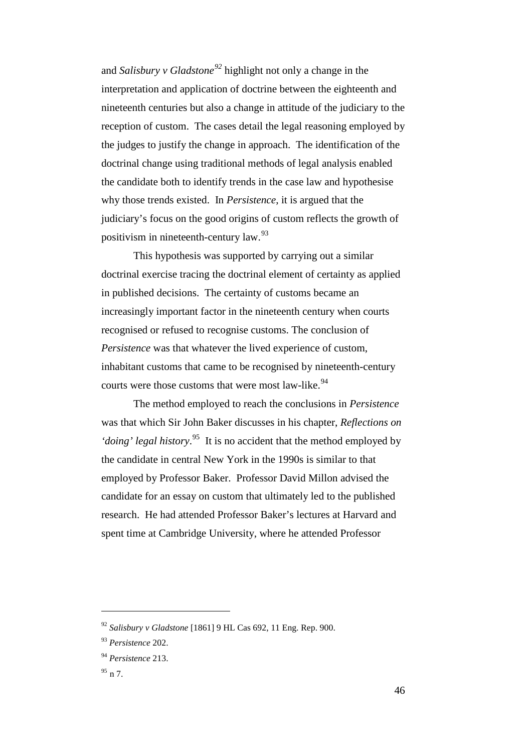and *Salisbury v Gladstone*[92] highlight not only a change in the interpretation and application of doctrine between the eighteenth and nineteenth centuries but also a change in attitude of the judiciary to the reception of custom. The cases detail the legal reasoning employed by the judges to justify the change in approach. The identification of the doctrinal change using traditional methods of legal analysis enabled the candidate both to identify trends in the case law and hypothesise why those trends existed. In *Persistence*, it is argued that the judiciary's focus on the good origins of custom reflects the growth of positivism in nineteenth-century law.[93]

This hypothesis was supported by carrying out a similar doctrinal exercise tracing the doctrinal element of certainty as applied in published decisions. The certainty of customs became an increasingly important factor in the nineteenth century when courts recognised or refused to recognise customs. The conclusion of *Persistence* was that whatever the lived experience of custom, inhabitant customs that came to be recognised by nineteenth-century courts were those customs that were most law-like.[94]

The method employed to reach the conclusions in *Persistence* was that which Sir John Baker discusses in his chapter, *Reflections on 'doing' legal history*.[95] It is no accident that the method employed by the candidate in central New York in the 1990s is similar to that employed by Professor Baker. Professor David Millon advised the candidate for an essay on custom that ultimately led to the published research. He had attended Professor Baker's lectures at Harvard and spent time at Cambridge University, where he attended Professor

---

[92] *Salisbury v Gladstone* [1861] 9 HL Cas 692, 11 Eng. Rep. 900.

[93] *Persistence* 202.

[94] *Persistence* 213.

[95] n 7.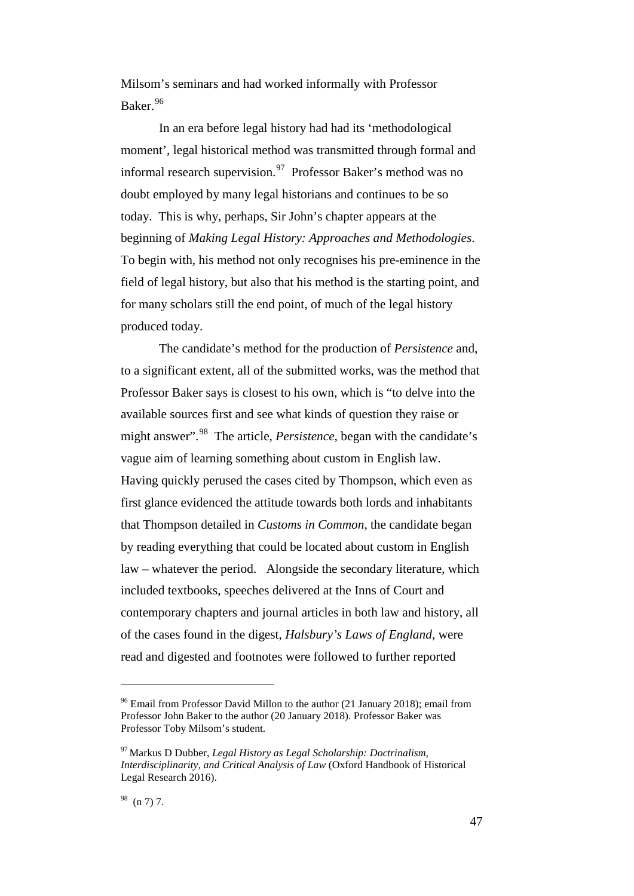Milsom's seminars and had worked informally with Professor Baker.[96]

In an era before legal history had had its 'methodological moment', legal historical method was transmitted through formal and informal research supervision.[97] Professor Baker's method was no doubt employed by many legal historians and continues to be so today. This is why, perhaps, Sir John's chapter appears at the beginning of *Making Legal History: Approaches and Methodologies*. To begin with, his method not only recognises his pre-eminence in the field of legal history, but also that his method is the starting point, and for many scholars still the end point, of much of the legal history produced today.

The candidate's method for the production of *Persistence* and, to a significant extent, all of the submitted works, was the method that Professor Baker says is closest to his own, which is "to delve into the available sources first and see what kinds of question they raise or might answer".[98] The article, *Persistence*, began with the candidate's vague aim of learning something about custom in English law. Having quickly perused the cases cited by Thompson, which even as first glance evidenced the attitude towards both lords and inhabitants that Thompson detailed in *Customs in Common*, the candidate began by reading everything that could be located about custom in English law – whatever the period. Alongside the secondary literature, which included textbooks, speeches delivered at the Inns of Court and contemporary chapters and journal articles in both law and history, all of the cases found in the digest, *Halsbury's Laws of England*, were read and digested and footnotes were followed to further reported

---

[96] Email from Professor David Millon to the author (21 January 2018); email from Professor John Baker to the author (20 January 2018). Professor Baker was Professor Toby Milsom's student.

[97] Markus D Dubber, *Legal History as Legal Scholarship: Doctrinalism, Interdisciplinarity, and Critical Analysis of Law* (Oxford Handbook of Historical Legal Research 2016).

[98] (n 7) 7.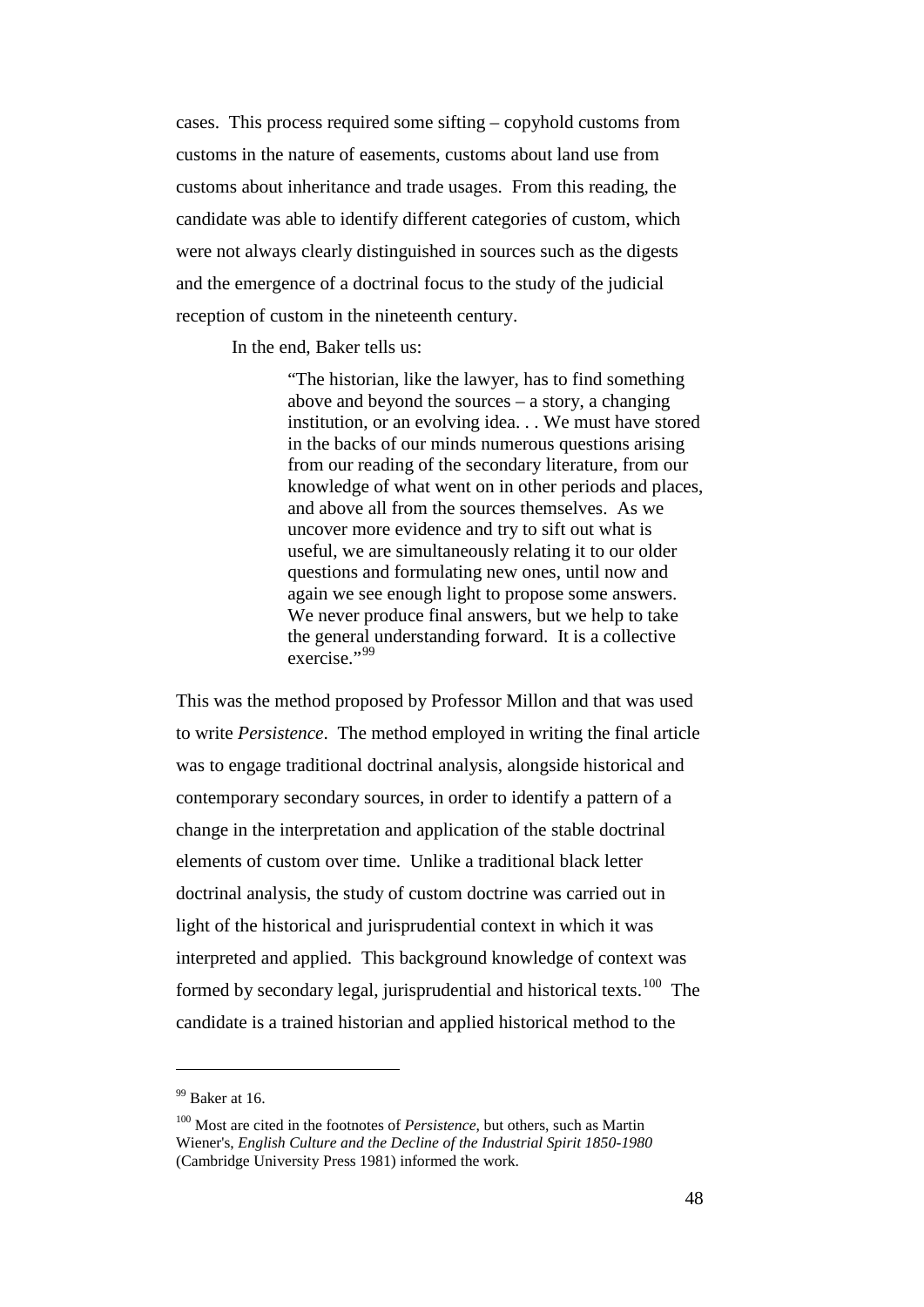cases. This process required some sifting – copyhold customs from customs in the nature of easements, customs about land use from customs about inheritance and trade usages. From this reading, the candidate was able to identify different categories of custom, which were not always clearly distinguished in sources such as the digests and the emergence of a doctrinal focus to the study of the judicial reception of custom in the nineteenth century.

In the end, Baker tells us:

> "The historian, like the lawyer, has to find something above and beyond the sources – a story, a changing institution, or an evolving idea. . . We must have stored in the backs of our minds numerous questions arising from our reading of the secondary literature, from our knowledge of what went on in other periods and places, and above all from the sources themselves. As we uncover more evidence and try to sift out what is useful, we are simultaneously relating it to our older questions and formulating new ones, until now and again we see enough light to propose some answers. We never produce final answers, but we help to take the general understanding forward. It is a collective exercise."[99]

This was the method proposed by Professor Millon and that was used to write *Persistence*. The method employed in writing the final article was to engage traditional doctrinal analysis, alongside historical and contemporary secondary sources, in order to identify a pattern of a change in the interpretation and application of the stable doctrinal elements of custom over time. Unlike a traditional black letter doctrinal analysis, the study of custom doctrine was carried out in light of the historical and jurisprudential context in which it was interpreted and applied. This background knowledge of context was formed by secondary legal, jurisprudential and historical texts.[100] The candidate is a trained historian and applied historical method to the

---

[99] Baker at 16.

[100] Most are cited in the footnotes of *Persistence*, but others, such as Martin Wiener's, *English Culture and the Decline of the Industrial Spirit 1850-1980* (Cambridge University Press 1981) informed the work.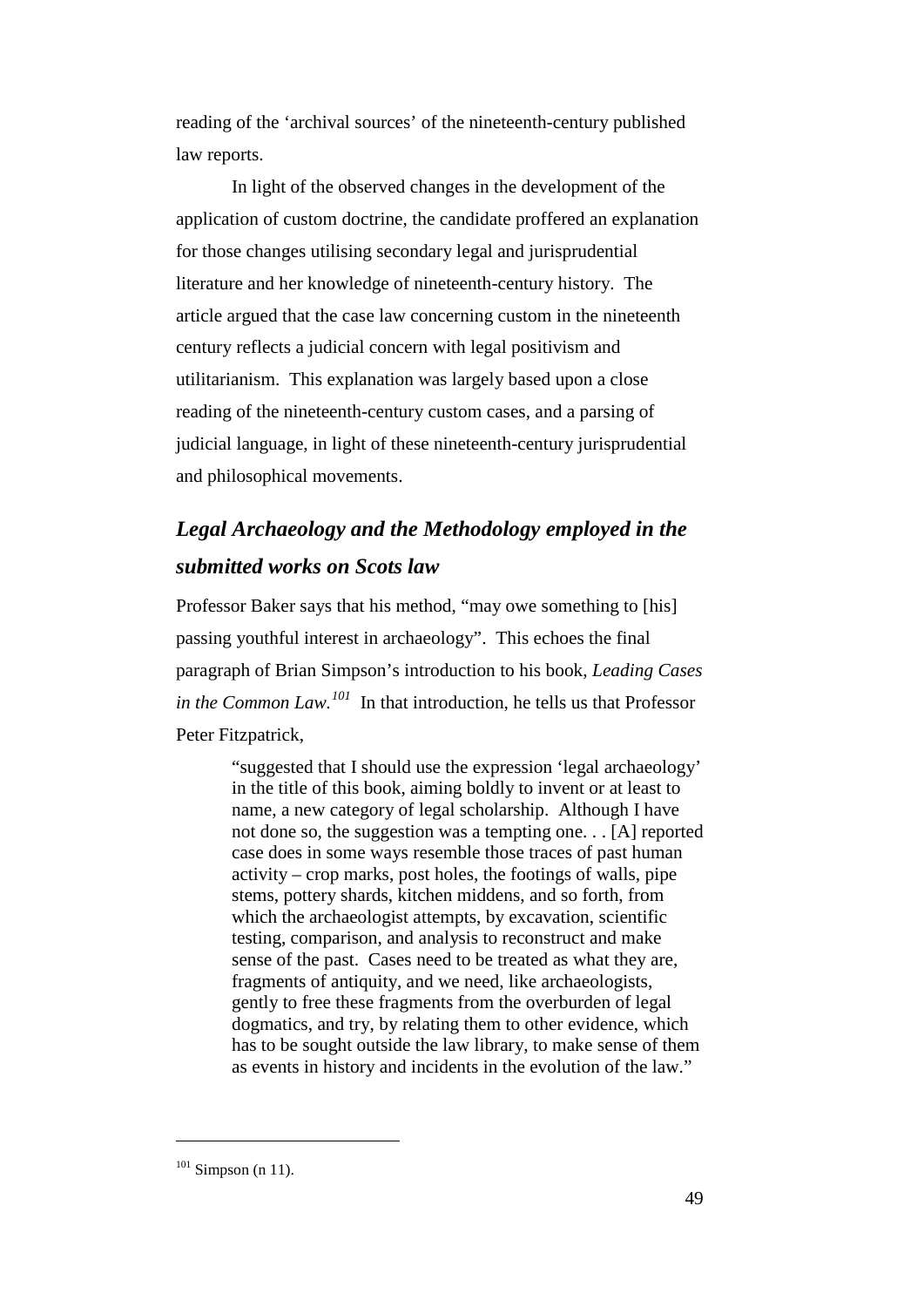reading of the 'archival sources' of the nineteenth-century published law reports.

In light of the observed changes in the development of the application of custom doctrine, the candidate proffered an explanation for those changes utilising secondary legal and jurisprudential literature and her knowledge of nineteenth-century history. The article argued that the case law concerning custom in the nineteenth century reflects a judicial concern with legal positivism and utilitarianism. This explanation was largely based upon a close reading of the nineteenth-century custom cases, and a parsing of judicial language, in light of these nineteenth-century jurisprudential and philosophical movements.

## *Legal Archaeology and the Methodology employed in the submitted works on Scots law*

Professor Baker says that his method, "may owe something to [his] passing youthful interest in archaeology". This echoes the final paragraph of Brian Simpson's introduction to his book, *Leading Cases in the Common Law.*[101] In that introduction, he tells us that Professor Peter Fitzpatrick,

> "suggested that I should use the expression 'legal archaeology' in the title of this book, aiming boldly to invent or at least to name, a new category of legal scholarship. Although I have not done so, the suggestion was a tempting one. . . [A] reported case does in some ways resemble those traces of past human activity – crop marks, post holes, the footings of walls, pipe stems, pottery shards, kitchen middens, and so forth, from which the archaeologist attempts, by excavation, scientific testing, comparison, and analysis to reconstruct and make sense of the past. Cases need to be treated as what they are, fragments of antiquity, and we need, like archaeologists, gently to free these fragments from the overburden of legal dogmatics, and try, by relating them to other evidence, which has to be sought outside the law library, to make sense of them as events in history and incidents in the evolution of the law."

---

[101] Simpson (n 11).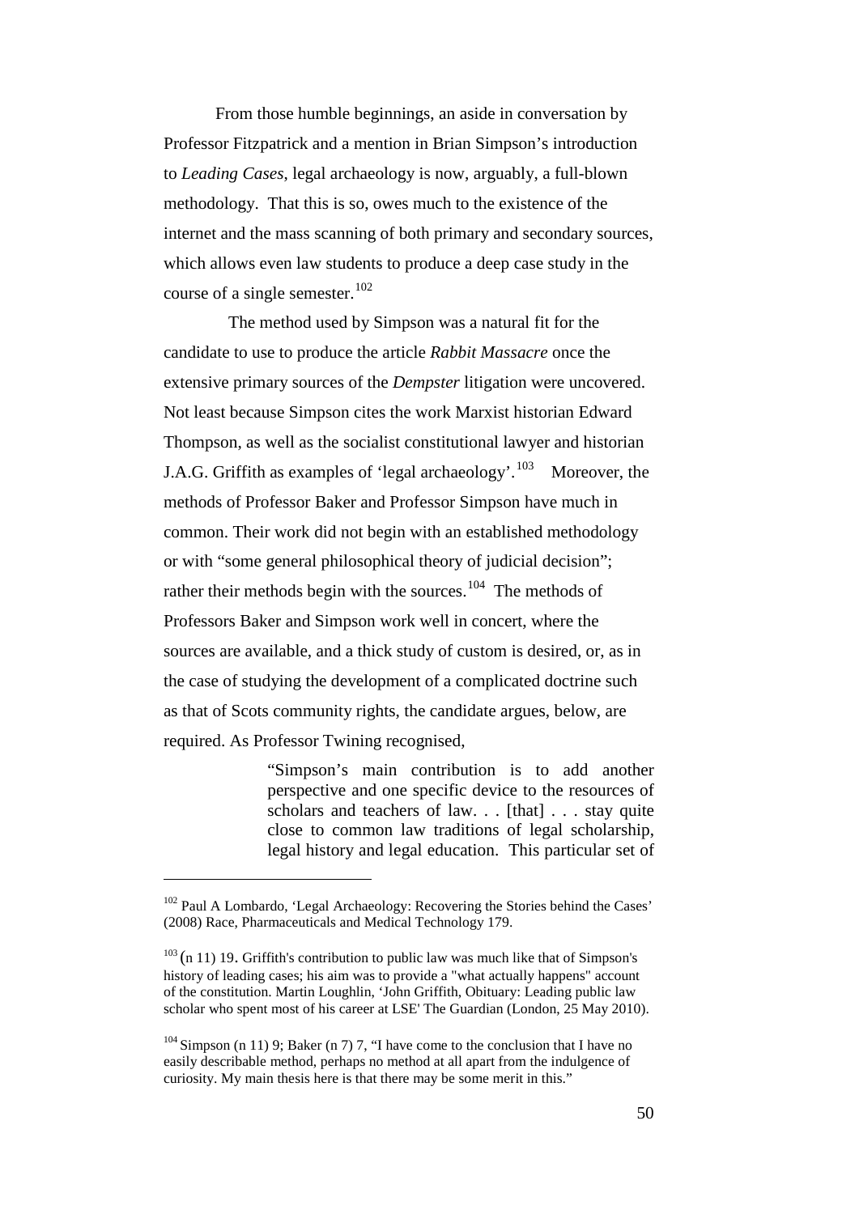From those humble beginnings, an aside in conversation by Professor Fitzpatrick and a mention in Brian Simpson's introduction to *Leading Cases*, legal archaeology is now, arguably, a full-blown methodology. That this is so, owes much to the existence of the internet and the mass scanning of both primary and secondary sources, which allows even law students to produce a deep case study in the course of a single semester.[102]

The method used by Simpson was a natural fit for the candidate to use to produce the article *Rabbit Massacre* once the extensive primary sources of the *Dempster* litigation were uncovered. Not least because Simpson cites the work Marxist historian Edward Thompson, as well as the socialist constitutional lawyer and historian J.A.G. Griffith as examples of 'legal archaeology'.[103] Moreover, the methods of Professor Baker and Professor Simpson have much in common. Their work did not begin with an established methodology or with "some general philosophical theory of judicial decision"; rather their methods begin with the sources.[104] The methods of Professors Baker and Simpson work well in concert, where the sources are available, and a thick study of custom is desired, or, as in the case of studying the development of a complicated doctrine such as that of Scots community rights, the candidate argues, below, are required. As Professor Twining recognised,

> "Simpson's main contribution is to add another perspective and one specific device to the resources of scholars and teachers of law. . . [that] . . . stay quite close to common law traditions of legal scholarship, legal history and legal education. This particular set of

---

[102] Paul A Lombardo, 'Legal Archaeology: Recovering the Stories behind the Cases' (2008) Race, Pharmaceuticals and Medical Technology 179.

[103] (n 11) 19. Griffith's contribution to public law was much like that of Simpson's history of leading cases; his aim was to provide a "what actually happens" account of the constitution. Martin Loughlin, 'John Griffith, Obituary: Leading public law scholar who spent most of his career at LSE' The Guardian (London, 25 May 2010).

[104] Simpson (n 11) 9; Baker (n 7) 7, "I have come to the conclusion that I have no easily describable method, perhaps no method at all apart from the indulgence of curiosity. My main thesis here is that there may be some merit in this."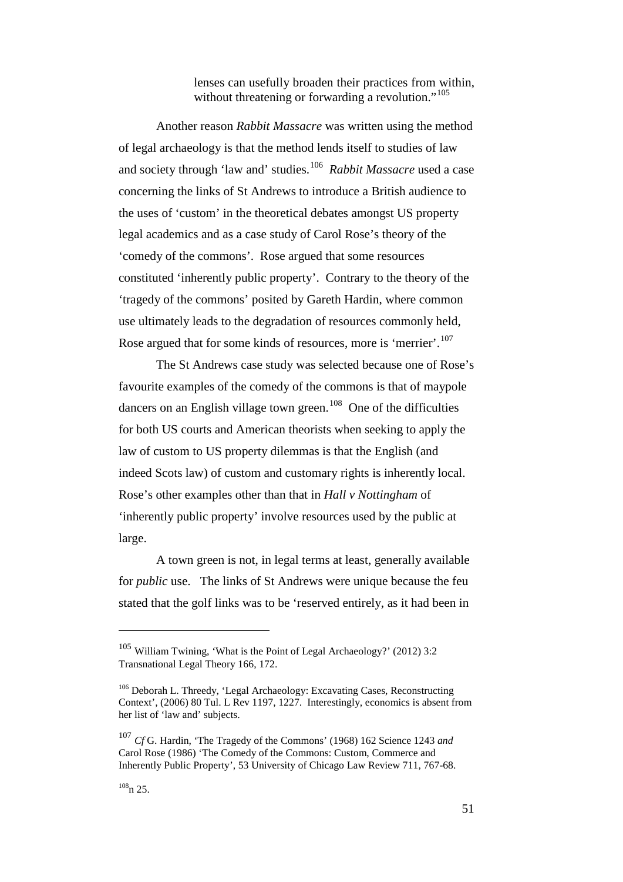> lenses can usefully broaden their practices from within, without threatening or forwarding a revolution."[105]

Another reason *Rabbit Massacre* was written using the method of legal archaeology is that the method lends itself to studies of law and society through 'law and' studies.[106] *Rabbit Massacre* used a case concerning the links of St Andrews to introduce a British audience to the uses of 'custom' in the theoretical debates amongst US property legal academics and as a case study of Carol Rose's theory of the 'comedy of the commons'. Rose argued that some resources constituted 'inherently public property'. Contrary to the theory of the 'tragedy of the commons' posited by Gareth Hardin, where common use ultimately leads to the degradation of resources commonly held, Rose argued that for some kinds of resources, more is 'merrier'.[107]

The St Andrews case study was selected because one of Rose's favourite examples of the comedy of the commons is that of maypole dancers on an English village town green.[108] One of the difficulties for both US courts and American theorists when seeking to apply the law of custom to US property dilemmas is that the English (and indeed Scots law) of custom and customary rights is inherently local. Rose's other examples other than that in *Hall v Nottingham* of 'inherently public property' involve resources used by the public at large.

A town green is not, in legal terms at least, generally available for *public* use. The links of St Andrews were unique because the feu stated that the golf links was to be 'reserved entirely, as it had been in

---

[105] William Twining, 'What is the Point of Legal Archaeology?' (2012) 3:2 Transnational Legal Theory 166, 172.

[106] Deborah L. Threedy, 'Legal Archaeology: Excavating Cases, Reconstructing Context', (2006) 80 Tul. L Rev 1197, 1227. Interestingly, economics is absent from her list of 'law and' subjects.

[107] *Cf* G. Hardin, 'The Tragedy of the Commons' (1968) 162 Science 1243 *and* Carol Rose (1986) 'The Comedy of the Commons: Custom, Commerce and Inherently Public Property', 53 University of Chicago Law Review 711, 767-68.

[108] n 25.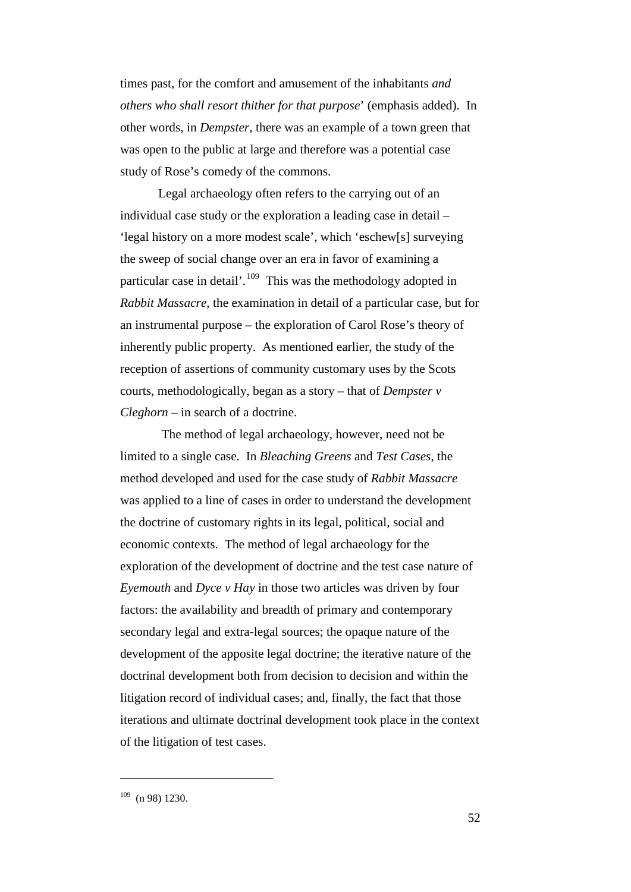times past, for the comfort and amusement of the inhabitants *and others who shall resort thither for that purpose*' (emphasis added). In other words, in *Dempster*, there was an example of a town green that was open to the public at large and therefore was a potential case study of Rose's comedy of the commons.

Legal archaeology often refers to the carrying out of an individual case study or the exploration a leading case in detail – 'legal history on a more modest scale', which 'eschew[s] surveying the sweep of social change over an era in favor of examining a particular case in detail'.[109] This was the methodology adopted in *Rabbit Massacre*, the examination in detail of a particular case, but for an instrumental purpose – the exploration of Carol Rose's theory of inherently public property. As mentioned earlier, the study of the reception of assertions of community customary uses by the Scots courts, methodologically, began as a story – that of *Dempster v Cleghorn* – in search of a doctrine.

The method of legal archaeology, however, need not be limited to a single case. In *Bleaching Greens* and *Test Cases*, the method developed and used for the case study of *Rabbit Massacre* was applied to a line of cases in order to understand the development the doctrine of customary rights in its legal, political, social and economic contexts. The method of legal archaeology for the exploration of the development of doctrine and the test case nature of *Eyemouth* and *Dyce v Hay* in those two articles was driven by four factors: the availability and breadth of primary and contemporary secondary legal and extra-legal sources; the opaque nature of the development of the apposite legal doctrine; the iterative nature of the doctrinal development both from decision to decision and within the litigation record of individual cases; and, finally, the fact that those iterations and ultimate doctrinal development took place in the context of the litigation of test cases.

---

[109] (n 98) 1230.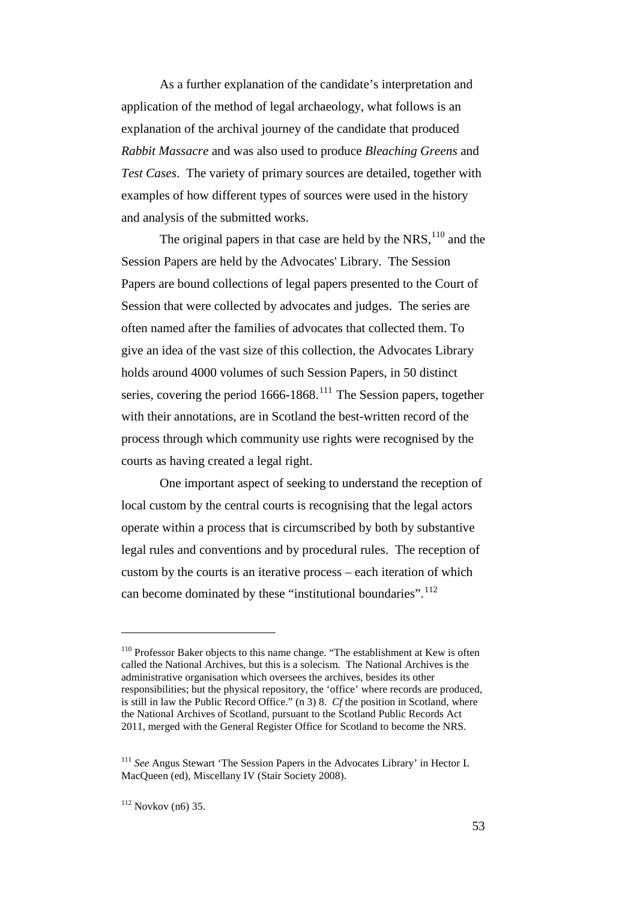As a further explanation of the candidate's interpretation and application of the method of legal archaeology, what follows is an explanation of the archival journey of the candidate that produced *Rabbit Massacre* and was also used to produce *Bleaching Greens* and *Test Cases*. The variety of primary sources are detailed, together with examples of how different types of sources were used in the history and analysis of the submitted works.

The original papers in that case are held by the NRS,[110] and the Session Papers are held by the Advocates' Library. The Session Papers are bound collections of legal papers presented to the Court of Session that were collected by advocates and judges. The series are often named after the families of advocates that collected them. To give an idea of the vast size of this collection, the Advocates Library holds around 4000 volumes of such Session Papers, in 50 distinct series, covering the period 1666-1868.[111] The Session papers, together with their annotations, are in Scotland the best-written record of the process through which community use rights were recognised by the courts as having created a legal right.

One important aspect of seeking to understand the reception of local custom by the central courts is recognising that the legal actors operate within a process that is circumscribed by both by substantive legal rules and conventions and by procedural rules. The reception of custom by the courts is an iterative process – each iteration of which can become dominated by these "institutional boundaries".[112]

---

[110] Professor Baker objects to this name change. "The establishment at Kew is often called the National Archives, but this is a solecism. The National Archives is the administrative organisation which oversees the archives, besides its other responsibilities; but the physical repository, the 'office' where records are produced, is still in law the Public Record Office." (n 3) 8. *Cf* the position in Scotland, where the National Archives of Scotland, pursuant to the Scotland Public Records Act 2011, merged with the General Register Office for Scotland to become the NRS.

[111] *See* Angus Stewart 'The Session Papers in the Advocates Library' in Hector L MacQueen (ed), Miscellany IV (Stair Society 2008).

[112] Novkov (n6) 35.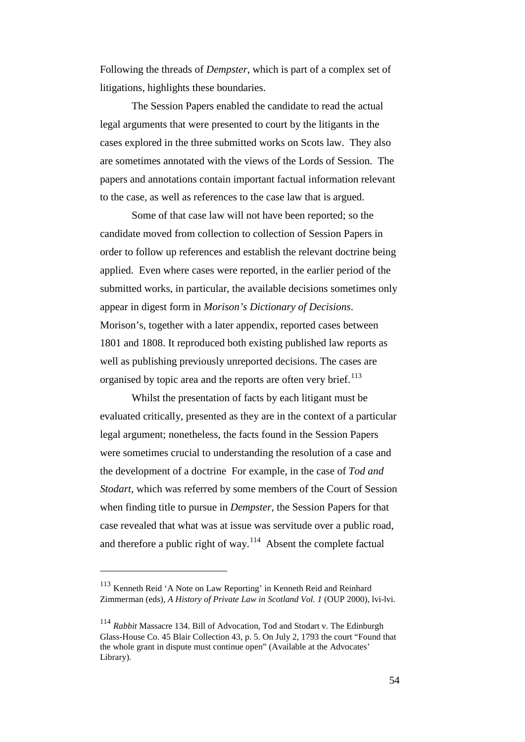Following the threads of *Dempster*, which is part of a complex set of litigations, highlights these boundaries.

The Session Papers enabled the candidate to read the actual legal arguments that were presented to court by the litigants in the cases explored in the three submitted works on Scots law. They also are sometimes annotated with the views of the Lords of Session. The papers and annotations contain important factual information relevant to the case, as well as references to the case law that is argued.

Some of that case law will not have been reported; so the candidate moved from collection to collection of Session Papers in order to follow up references and establish the relevant doctrine being applied. Even where cases were reported, in the earlier period of the submitted works, in particular, the available decisions sometimes only appear in digest form in *Morison's Dictionary of Decisions*. Morison's, together with a later appendix, reported cases between 1801 and 1808. It reproduced both existing published law reports as well as publishing previously unreported decisions. The cases are organised by topic area and the reports are often very brief.[113]

Whilst the presentation of facts by each litigant must be evaluated critically, presented as they are in the context of a particular legal argument; nonetheless, the facts found in the Session Papers were sometimes crucial to understanding the resolution of a case and the development of a doctrine For example, in the case of *Tod and Stodart*, which was referred by some members of the Court of Session when finding title to pursue in *Dempster*, the Session Papers for that case revealed that what was at issue was servitude over a public road, and therefore a public right of way.[114] Absent the complete factual

---

[113] Kenneth Reid 'A Note on Law Reporting' in Kenneth Reid and Reinhard Zimmerman (eds), *A History of Private Law in Scotland Vol. 1* (OUP 2000), lvi-lvi.

[114] *Rabbit* Massacre 134. Bill of Advocation, Tod and Stodart v. The Edinburgh Glass-House Co. 45 Blair Collection 43, p. 5. On July 2, 1793 the court "Found that the whole grant in dispute must continue open" (Available at the Advocates' Library).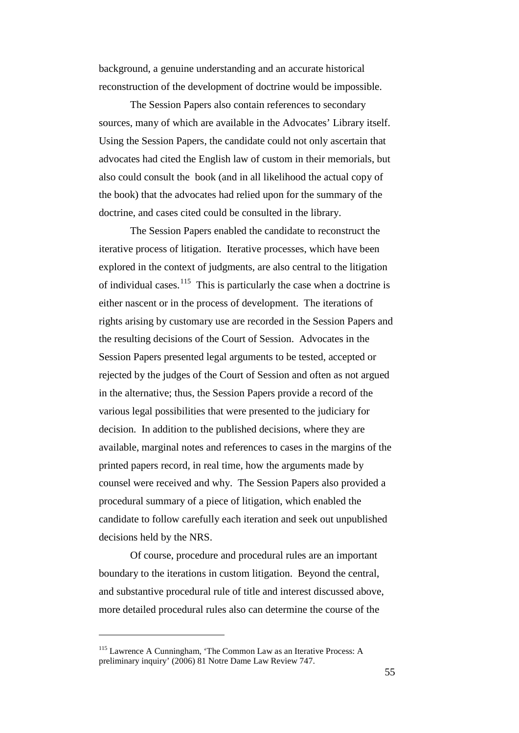background, a genuine understanding and an accurate historical reconstruction of the development of doctrine would be impossible.

The Session Papers also contain references to secondary sources, many of which are available in the Advocates' Library itself. Using the Session Papers, the candidate could not only ascertain that advocates had cited the English law of custom in their memorials, but also could consult the book (and in all likelihood the actual copy of the book) that the advocates had relied upon for the summary of the doctrine, and cases cited could be consulted in the library.

The Session Papers enabled the candidate to reconstruct the iterative process of litigation. Iterative processes, which have been explored in the context of judgments, are also central to the litigation of individual cases.[115] This is particularly the case when a doctrine is either nascent or in the process of development. The iterations of rights arising by customary use are recorded in the Session Papers and the resulting decisions of the Court of Session. Advocates in the Session Papers presented legal arguments to be tested, accepted or rejected by the judges of the Court of Session and often as not argued in the alternative; thus, the Session Papers provide a record of the various legal possibilities that were presented to the judiciary for decision. In addition to the published decisions, where they are available, marginal notes and references to cases in the margins of the printed papers record, in real time, how the arguments made by counsel were received and why. The Session Papers also provided a procedural summary of a piece of litigation, which enabled the candidate to follow carefully each iteration and seek out unpublished decisions held by the NRS.

Of course, procedure and procedural rules are an important boundary to the iterations in custom litigation. Beyond the central, and substantive procedural rule of title and interest discussed above, more detailed procedural rules also can determine the course of the

---

[115] Lawrence A Cunningham, 'The Common Law as an Iterative Process: A preliminary inquiry' (2006) 81 Notre Dame Law Review 747.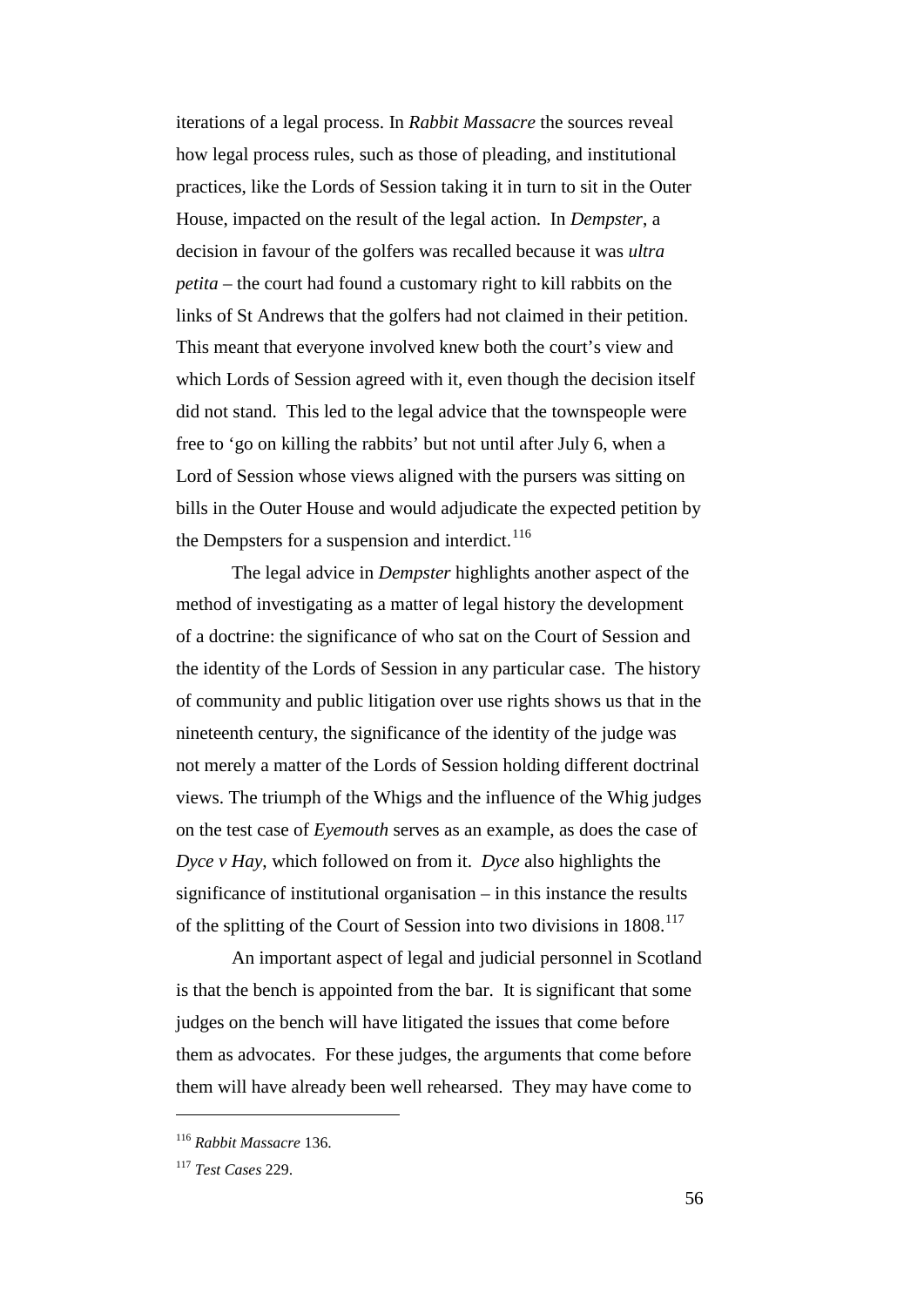iterations of a legal process. In *Rabbit Massacre* the sources reveal how legal process rules, such as those of pleading, and institutional practices, like the Lords of Session taking it in turn to sit in the Outer House, impacted on the result of the legal action. In *Dempster*, a decision in favour of the golfers was recalled because it was *ultra petita* – the court had found a customary right to kill rabbits on the links of St Andrews that the golfers had not claimed in their petition. This meant that everyone involved knew both the court's view and which Lords of Session agreed with it, even though the decision itself did not stand. This led to the legal advice that the townspeople were free to 'go on killing the rabbits' but not until after July 6, when a Lord of Session whose views aligned with the pursers was sitting on bills in the Outer House and would adjudicate the expected petition by the Dempsters for a suspension and interdict.[116]

The legal advice in *Dempster* highlights another aspect of the method of investigating as a matter of legal history the development of a doctrine: the significance of who sat on the Court of Session and the identity of the Lords of Session in any particular case. The history of community and public litigation over use rights shows us that in the nineteenth century, the significance of the identity of the judge was not merely a matter of the Lords of Session holding different doctrinal views. The triumph of the Whigs and the influence of the Whig judges on the test case of *Eyemouth* serves as an example, as does the case of *Dyce v Hay*, which followed on from it. *Dyce* also highlights the significance of institutional organisation – in this instance the results of the splitting of the Court of Session into two divisions in 1808.[117]

An important aspect of legal and judicial personnel in Scotland is that the bench is appointed from the bar. It is significant that some judges on the bench will have litigated the issues that come before them as advocates. For these judges, the arguments that come before them will have already been well rehearsed. They may have come to

---

[116] *Rabbit Massacre* 136.

[117] *Test Cases* 229.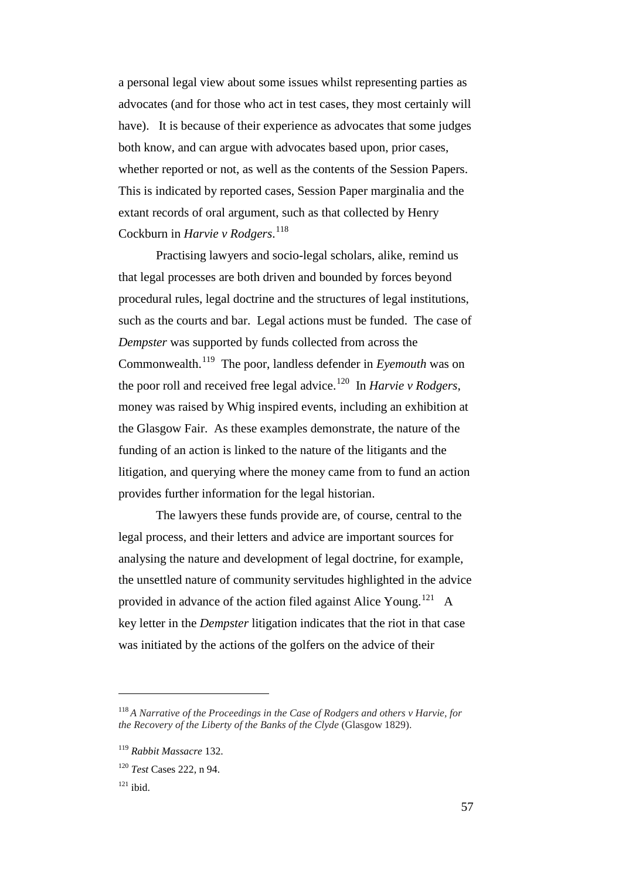a personal legal view about some issues whilst representing parties as advocates (and for those who act in test cases, they most certainly will have). It is because of their experience as advocates that some judges both know, and can argue with advocates based upon, prior cases, whether reported or not, as well as the contents of the Session Papers. This is indicated by reported cases, Session Paper marginalia and the extant records of oral argument, such as that collected by Henry Cockburn in *Harvie v Rodgers*.[118]

Practising lawyers and socio-legal scholars, alike, remind us that legal processes are both driven and bounded by forces beyond procedural rules, legal doctrine and the structures of legal institutions, such as the courts and bar. Legal actions must be funded. The case of *Dempster* was supported by funds collected from across the Commonwealth.[119] The poor, landless defender in *Eyemouth* was on the poor roll and received free legal advice.[120] In *Harvie v Rodgers*, money was raised by Whig inspired events, including an exhibition at the Glasgow Fair. As these examples demonstrate, the nature of the funding of an action is linked to the nature of the litigants and the litigation, and querying where the money came from to fund an action provides further information for the legal historian.

The lawyers these funds provide are, of course, central to the legal process, and their letters and advice are important sources for analysing the nature and development of legal doctrine, for example, the unsettled nature of community servitudes highlighted in the advice provided in advance of the action filed against Alice Young.[121] A key letter in the *Dempster* litigation indicates that the riot in that case was initiated by the actions of the golfers on the advice of their

---

[118] *A Narrative of the Proceedings in the Case of Rodgers and others v Harvie, for the Recovery of the Liberty of the Banks of the Clyde* (Glasgow 1829).

[119] *Rabbit Massacre* 132.

[120] *Test* Cases 222, n 94.

[121] ibid.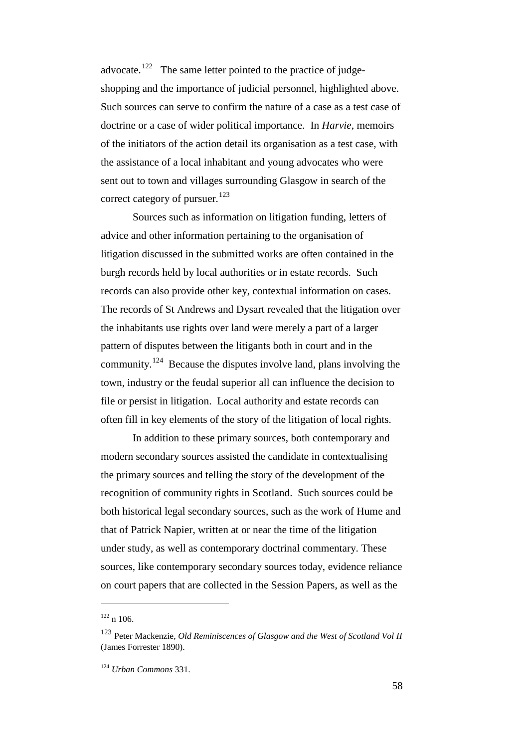advocate.[122] The same letter pointed to the practice of judge-shopping and the importance of judicial personnel, highlighted above. Such sources can serve to confirm the nature of a case as a test case of doctrine or a case of wider political importance. In *Harvie*, memoirs of the initiators of the action detail its organisation as a test case, with the assistance of a local inhabitant and young advocates who were sent out to town and villages surrounding Glasgow in search of the correct category of pursuer.[123]

Sources such as information on litigation funding, letters of advice and other information pertaining to the organisation of litigation discussed in the submitted works are often contained in the burgh records held by local authorities or in estate records. Such records can also provide other key, contextual information on cases. The records of St Andrews and Dysart revealed that the litigation over the inhabitants use rights over land were merely a part of a larger pattern of disputes between the litigants both in court and in the community.[124] Because the disputes involve land, plans involving the town, industry or the feudal superior all can influence the decision to file or persist in litigation. Local authority and estate records can often fill in key elements of the story of the litigation of local rights.

In addition to these primary sources, both contemporary and modern secondary sources assisted the candidate in contextualising the primary sources and telling the story of the development of the recognition of community rights in Scotland. Such sources could be both historical legal secondary sources, such as the work of Hume and that of Patrick Napier, written at or near the time of the litigation under study, as well as contemporary doctrinal commentary. These sources, like contemporary secondary sources today, evidence reliance on court papers that are collected in the Session Papers, as well as the

---

[122] n 106.

[123] Peter Mackenzie, *Old Reminiscences of Glasgow and the West of Scotland Vol II* (James Forrester 1890).

[124] *Urban Commons* 331.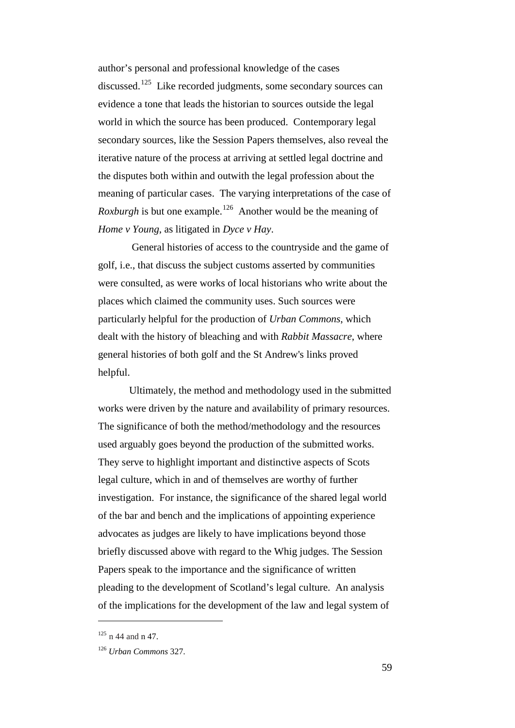author's personal and professional knowledge of the cases discussed.[125] Like recorded judgments, some secondary sources can evidence a tone that leads the historian to sources outside the legal world in which the source has been produced. Contemporary legal secondary sources, like the Session Papers themselves, also reveal the iterative nature of the process at arriving at settled legal doctrine and the disputes both within and outwith the legal profession about the meaning of particular cases. The varying interpretations of the case of *Roxburgh* is but one example.[126] Another would be the meaning of *Home v Young*, as litigated in *Dyce v Hay*.

General histories of access to the countryside and the game of golf, i.e., that discuss the subject customs asserted by communities were consulted, as were works of local historians who write about the places which claimed the community uses. Such sources were particularly helpful for the production of *Urban Commons*, which dealt with the history of bleaching and with *Rabbit Massacre*, where general histories of both golf and the St Andrew's links proved helpful.

Ultimately, the method and methodology used in the submitted works were driven by the nature and availability of primary resources. The significance of both the method/methodology and the resources used arguably goes beyond the production of the submitted works. They serve to highlight important and distinctive aspects of Scots legal culture, which in and of themselves are worthy of further investigation. For instance, the significance of the shared legal world of the bar and bench and the implications of appointing experience advocates as judges are likely to have implications beyond those briefly discussed above with regard to the Whig judges. The Session Papers speak to the importance and the significance of written pleading to the development of Scotland's legal culture. An analysis of the implications for the development of the law and legal system of

---

[125] n 44 and n 47.

[126] *Urban Commons* 327.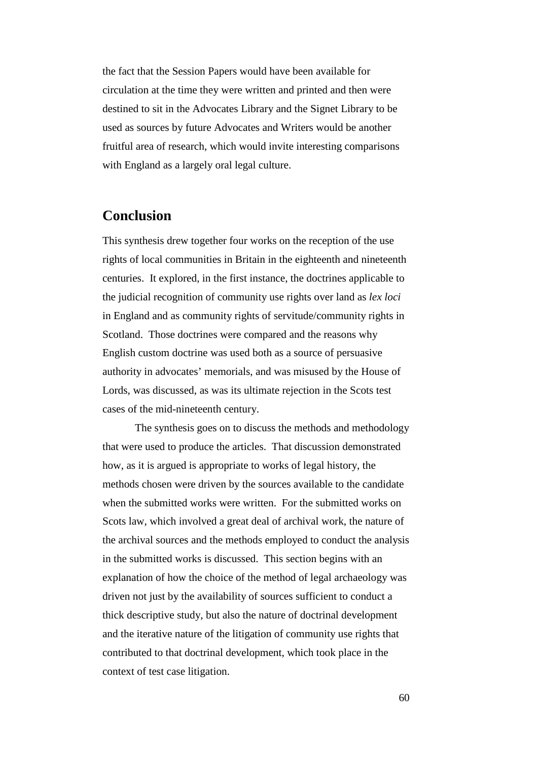the fact that the Session Papers would have been available for circulation at the time they were written and printed and then were destined to sit in the Advocates Library and the Signet Library to be used as sources by future Advocates and Writers would be another fruitful area of research, which would invite interesting comparisons with England as a largely oral legal culture.

## Conclusion

This synthesis drew together four works on the reception of the use rights of local communities in Britain in the eighteenth and nineteenth centuries. It explored, in the first instance, the doctrines applicable to the judicial recognition of community use rights over land as *lex loci* in England and as community rights of servitude/community rights in Scotland. Those doctrines were compared and the reasons why English custom doctrine was used both as a source of persuasive authority in advocates' memorials, and was misused by the House of Lords, was discussed, as was its ultimate rejection in the Scots test cases of the mid-nineteenth century.

The synthesis goes on to discuss the methods and methodology that were used to produce the articles. That discussion demonstrated how, as it is argued is appropriate to works of legal history, the methods chosen were driven by the sources available to the candidate when the submitted works were written. For the submitted works on Scots law, which involved a great deal of archival work, the nature of the archival sources and the methods employed to conduct the analysis in the submitted works is discussed. This section begins with an explanation of how the choice of the method of legal archaeology was driven not just by the availability of sources sufficient to conduct a thick descriptive study, but also the nature of doctrinal development and the iterative nature of the litigation of community use rights that contributed to that doctrinal development, which took place in the context of test case litigation.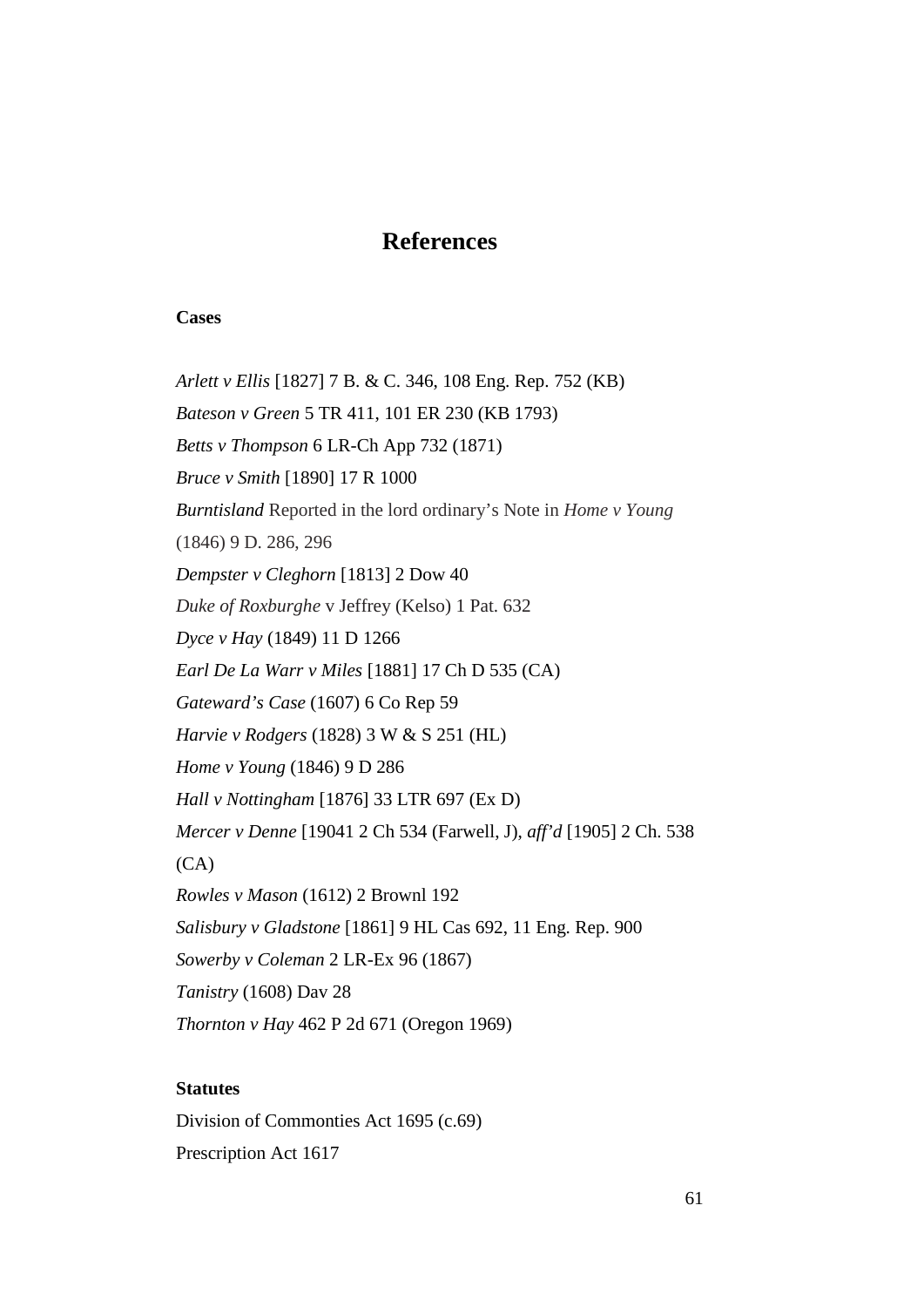# References

**Cases**

*Arlett v Ellis* [1827] 7 B. & C. 346, 108 Eng. Rep. 752 (KB)

*Bateson v Green* 5 TR 411, 101 ER 230 (KB 1793)

*Betts v Thompson* 6 LR-Ch App 732 (1871)

*Bruce v Smith* [1890] 17 R 1000

*Burntisland* Reported in the lord ordinary's Note in *Home v Young* (1846) 9 D. 286, 296

*Dempster v Cleghorn* [1813] 2 Dow 40

*Duke of Roxburghe* v Jeffrey (Kelso) 1 Pat. 632

*Dyce v Hay* (1849) 11 D 1266

*Earl De La Warr v Miles* [1881] 17 Ch D 535 (CA)

*Gateward's Case* (1607) 6 Co Rep 59

*Harvie v Rodgers* (1828) 3 W & S 251 (HL)

*Home v Young* (1846) 9 D 286

*Hall v Nottingham* [1876] 33 LTR 697 (Ex D)

*Mercer v Denne* [19041 2 Ch 534 (Farwell, J), *aff'd* [1905] 2 Ch. 538 (CA)

*Rowles v Mason* (1612) 2 Brownl 192

*Salisbury v Gladstone* [1861] 9 HL Cas 692, 11 Eng. Rep. 900

*Sowerby v Coleman* 2 LR-Ex 96 (1867)

*Tanistry* (1608) Dav 28

*Thornton v Hay* 462 P 2d 671 (Oregon 1969)

**Statutes**

Division of Commonties Act 1695 (c.69)

Prescription Act 1617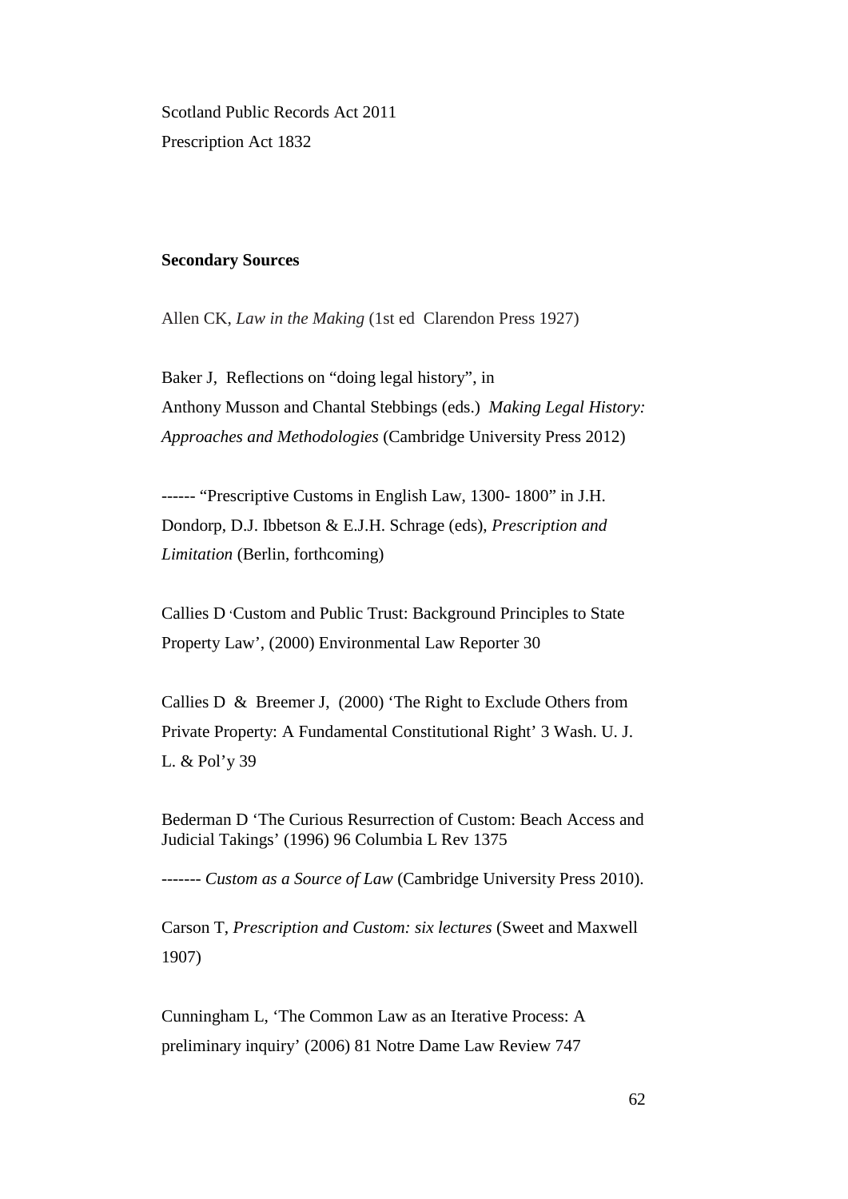Scotland Public Records Act 2011

Prescription Act 1832

**Secondary Sources**

Allen CK, *Law in the Making* (1st ed Clarendon Press 1927)

Baker J, Reflections on "doing legal history", in Anthony Musson and Chantal Stebbings (eds.) *Making Legal History: Approaches and Methodologies* (Cambridge University Press 2012)

------ "Prescriptive Customs in English Law, 1300- 1800" in J.H. Dondorp, D.J. Ibbetson & E.J.H. Schrage (eds), *Prescription and Limitation* (Berlin, forthcoming)

Callies D 'Custom and Public Trust: Background Principles to State Property Law', (2000) Environmental Law Reporter 30

Callies D & Breemer J, (2000) 'The Right to Exclude Others from Private Property: A Fundamental Constitutional Right' 3 Wash. U. J. L. & Pol'y 39

Bederman D 'The Curious Resurrection of Custom: Beach Access and Judicial Takings' (1996) 96 Columbia L Rev 1375

------- *Custom as a Source of Law* (Cambridge University Press 2010).

Carson T, *Prescription and Custom: six lectures* (Sweet and Maxwell 1907)

Cunningham L, 'The Common Law as an Iterative Process: A preliminary inquiry' (2006) 81 Notre Dame Law Review 747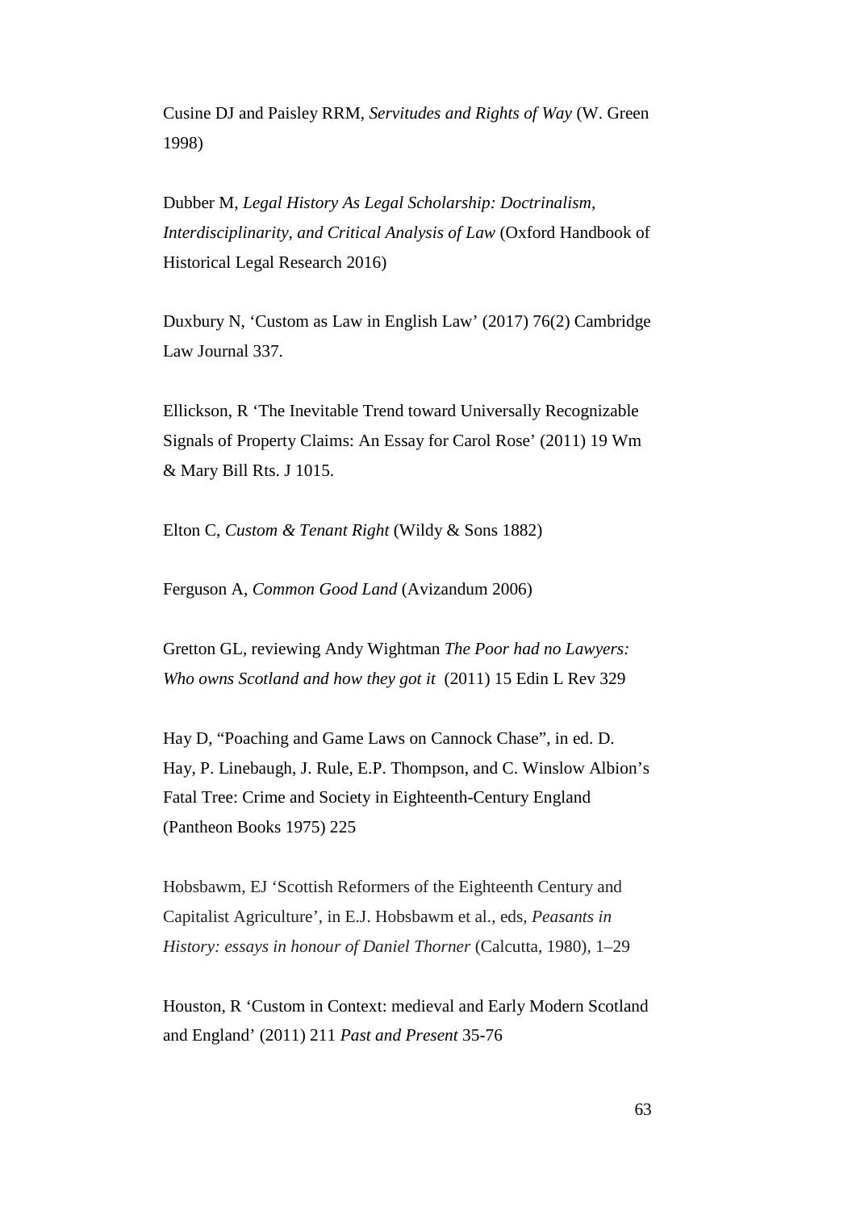Cusine DJ and Paisley RRM, *Servitudes and Rights of Way* (W. Green 1998)

Dubber M, *Legal History As Legal Scholarship: Doctrinalism, Interdisciplinarity, and Critical Analysis of Law* (Oxford Handbook of Historical Legal Research 2016)

Duxbury N, 'Custom as Law in English Law' (2017) 76(2) Cambridge Law Journal 337.

Ellickson, R 'The Inevitable Trend toward Universally Recognizable Signals of Property Claims: An Essay for Carol Rose' (2011) 19 Wm & Mary Bill Rts. J 1015.

Elton C, *Custom & Tenant Right* (Wildy & Sons 1882)

Ferguson A, *Common Good Land* (Avizandum 2006)

Gretton GL, reviewing Andy Wightman *The Poor had no Lawyers: Who owns Scotland and how they got it* (2011) 15 Edin L Rev 329

Hay D, "Poaching and Game Laws on Cannock Chase", in ed. D. Hay, P. Linebaugh, J. Rule, E.P. Thompson, and C. Winslow Albion's Fatal Tree: Crime and Society in Eighteenth-Century England (Pantheon Books 1975) 225

Hobsbawm, EJ 'Scottish Reformers of the Eighteenth Century and Capitalist Agriculture', in E.J. Hobsbawm et al., eds, *Peasants in History: essays in honour of Daniel Thorner* (Calcutta, 1980), 1–29

Houston, R 'Custom in Context: medieval and Early Modern Scotland and England' (2011) 211 *Past and Present* 35-76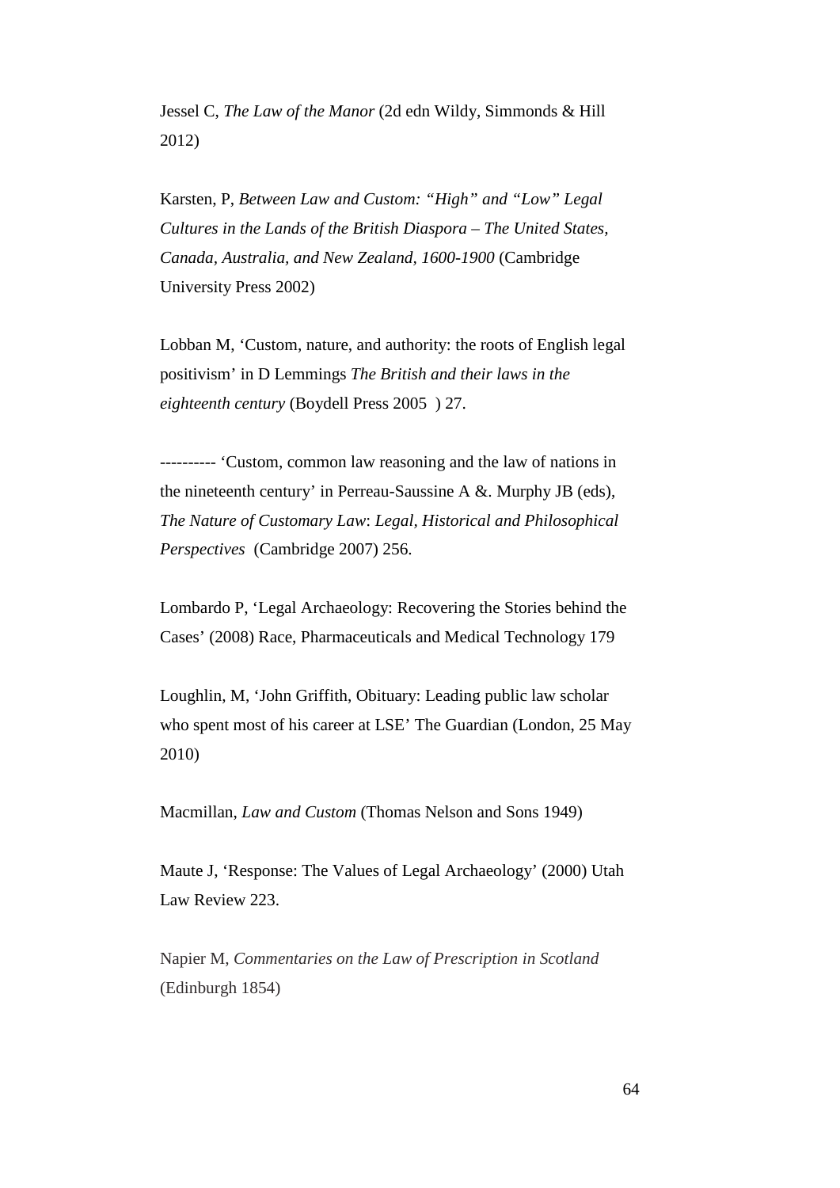Jessel C, *The Law of the Manor* (2d edn Wildy, Simmonds & Hill 2012)

Karsten, P, *Between Law and Custom: "High" and "Low" Legal Cultures in the Lands of the British Diaspora – The United States, Canada, Australia, and New Zealand, 1600-1900* (Cambridge University Press 2002)

Lobban M, 'Custom, nature, and authority: the roots of English legal positivism' in D Lemmings *The British and their laws in the eighteenth century* (Boydell Press 2005 ) 27.

---------- 'Custom, common law reasoning and the law of nations in the nineteenth century' in Perreau-Saussine A &. Murphy JB (eds), *The Nature of Customary Law*: *Legal, Historical and Philosophical Perspectives* (Cambridge 2007) 256.

Lombardo P, 'Legal Archaeology: Recovering the Stories behind the Cases' (2008) Race, Pharmaceuticals and Medical Technology 179

Loughlin, M, 'John Griffith, Obituary: Leading public law scholar who spent most of his career at LSE' The Guardian (London, 25 May 2010)

Macmillan, *Law and Custom* (Thomas Nelson and Sons 1949)

Maute J, 'Response: The Values of Legal Archaeology' (2000) Utah Law Review 223.

Napier M, *Commentaries on the Law of Prescription in Scotland* (Edinburgh 1854)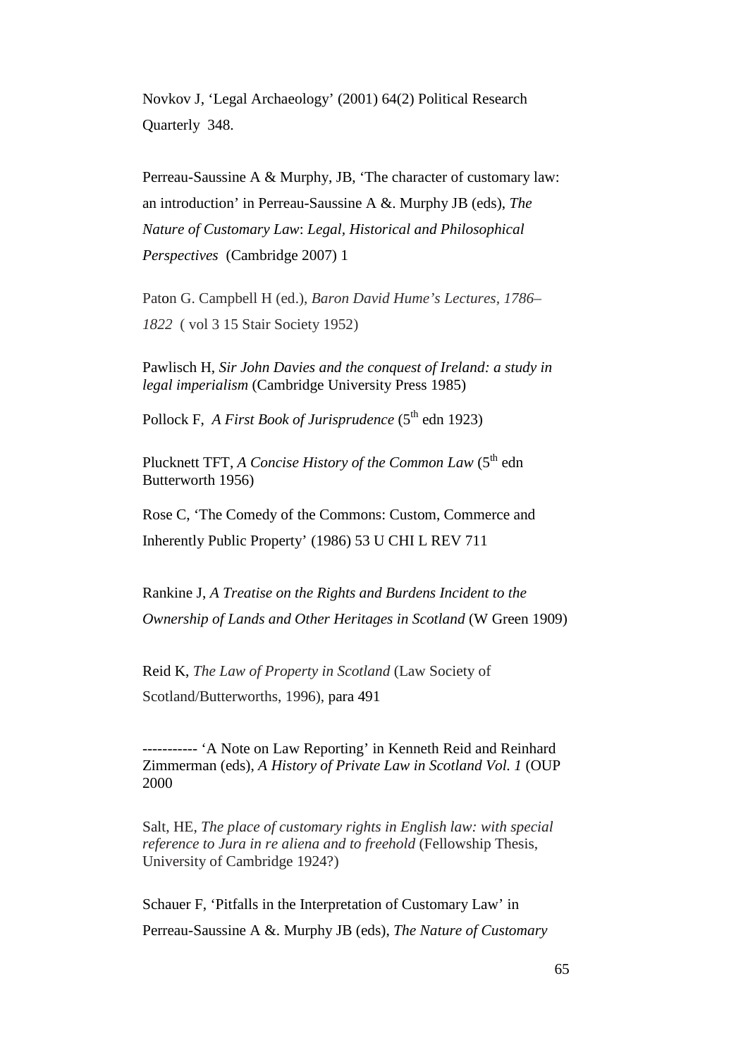Novkov J, 'Legal Archaeology' (2001) 64(2) Political Research Quarterly 348.

Perreau-Saussine A & Murphy, JB, 'The character of customary law: an introduction' in Perreau-Saussine A &. Murphy JB (eds), *The Nature of Customary Law*: *Legal, Historical and Philosophical Perspectives* (Cambridge 2007) 1

Paton G. Campbell H (ed.), *Baron David Hume's Lectures*, *1786–1822* ( vol 3 15 Stair Society 1952)

Pawlisch H, *Sir John Davies and the conquest of Ireland: a study in legal imperialism* (Cambridge University Press 1985)

Pollock F, *A First Book of Jurisprudence* (5th edn 1923)

Plucknett TFT, *A Concise History of the Common Law* (5th edn Butterworth 1956)

Rose C, 'The Comedy of the Commons: Custom, Commerce and Inherently Public Property' (1986) 53 U CHI L REV 711

Rankine J, *A Treatise on the Rights and Burdens Incident to the Ownership of Lands and Other Heritages in Scotland* (W Green 1909)

Reid K, *The Law of Property in Scotland* (Law Society of Scotland/Butterworths, 1996), para 491

----------- 'A Note on Law Reporting' in Kenneth Reid and Reinhard Zimmerman (eds), *A History of Private Law in Scotland Vol. 1* (OUP 2000

Salt, HE, *The place of customary rights in English law: with special reference to Jura in re aliena and to freehold* (Fellowship Thesis, University of Cambridge 1924?)

Schauer F, 'Pitfalls in the Interpretation of Customary Law' in Perreau-Saussine A &. Murphy JB (eds), *The Nature of Customary*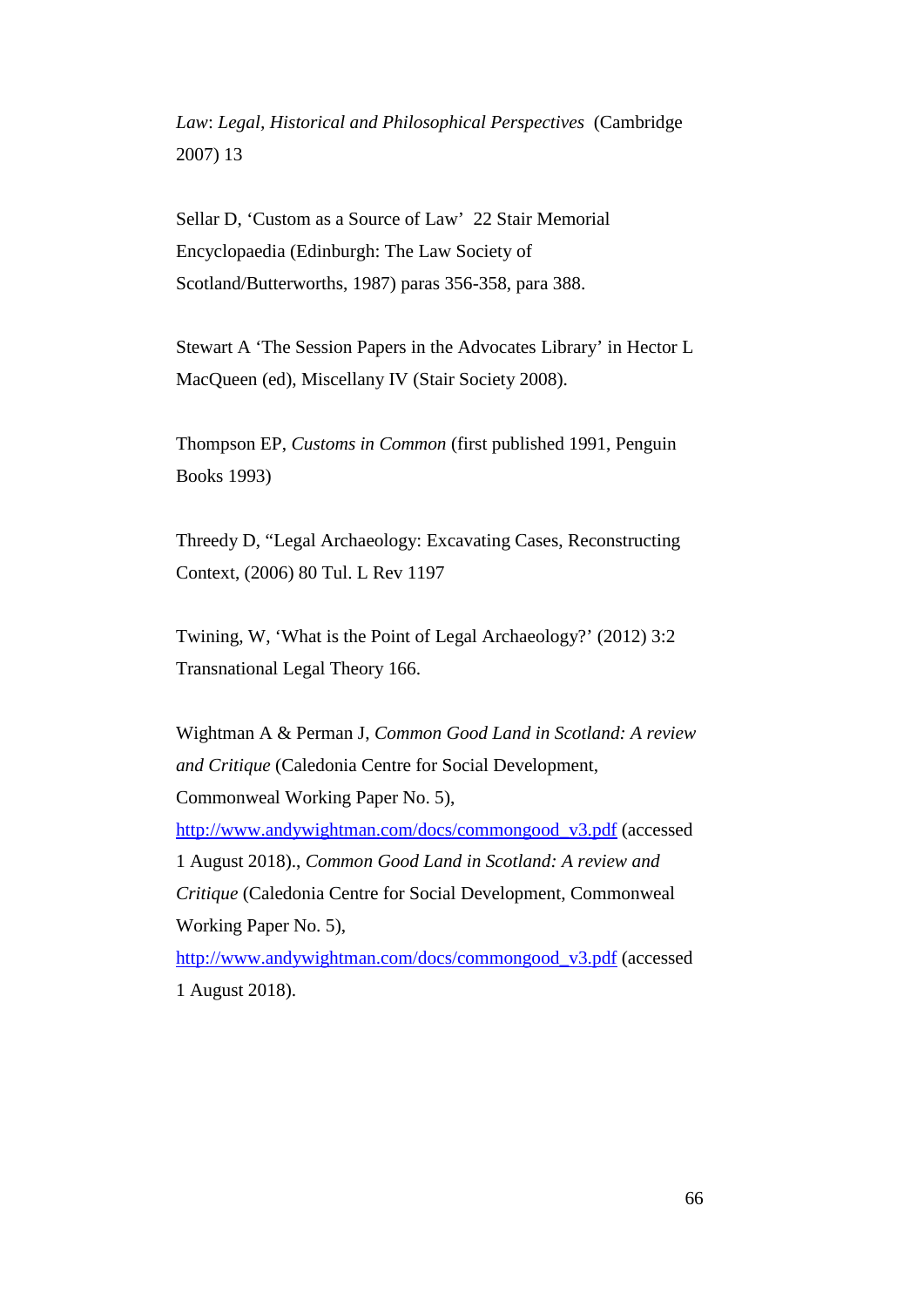*Law*: *Legal, Historical and Philosophical Perspectives* (Cambridge 2007) 13

Sellar D, 'Custom as a Source of Law' 22 Stair Memorial Encyclopaedia (Edinburgh: The Law Society of Scotland/Butterworths, 1987) paras 356-358, para 388.

Stewart A 'The Session Papers in the Advocates Library' in Hector L MacQueen (ed), Miscellany IV (Stair Society 2008).

Thompson EP, *Customs in Common* (first published 1991, Penguin Books 1993)

Threedy D, "Legal Archaeology: Excavating Cases, Reconstructing Context, (2006) 80 Tul. L Rev 1197

Twining, W, 'What is the Point of Legal Archaeology?' (2012) 3:2 Transnational Legal Theory 166.

Wightman A & Perman J, *Common Good Land in Scotland: A review and Critique* (Caledonia Centre for Social Development, Commonweal Working Paper No. 5), http://www.andywightman.com/docs/commongood_v3.pdf (accessed 1 August 2018)., *Common Good Land in Scotland: A review and Critique* (Caledonia Centre for Social Development, Commonweal Working Paper No. 5), http://www.andywightman.com/docs/commongood_v3.pdf (accessed 1 August 2018).